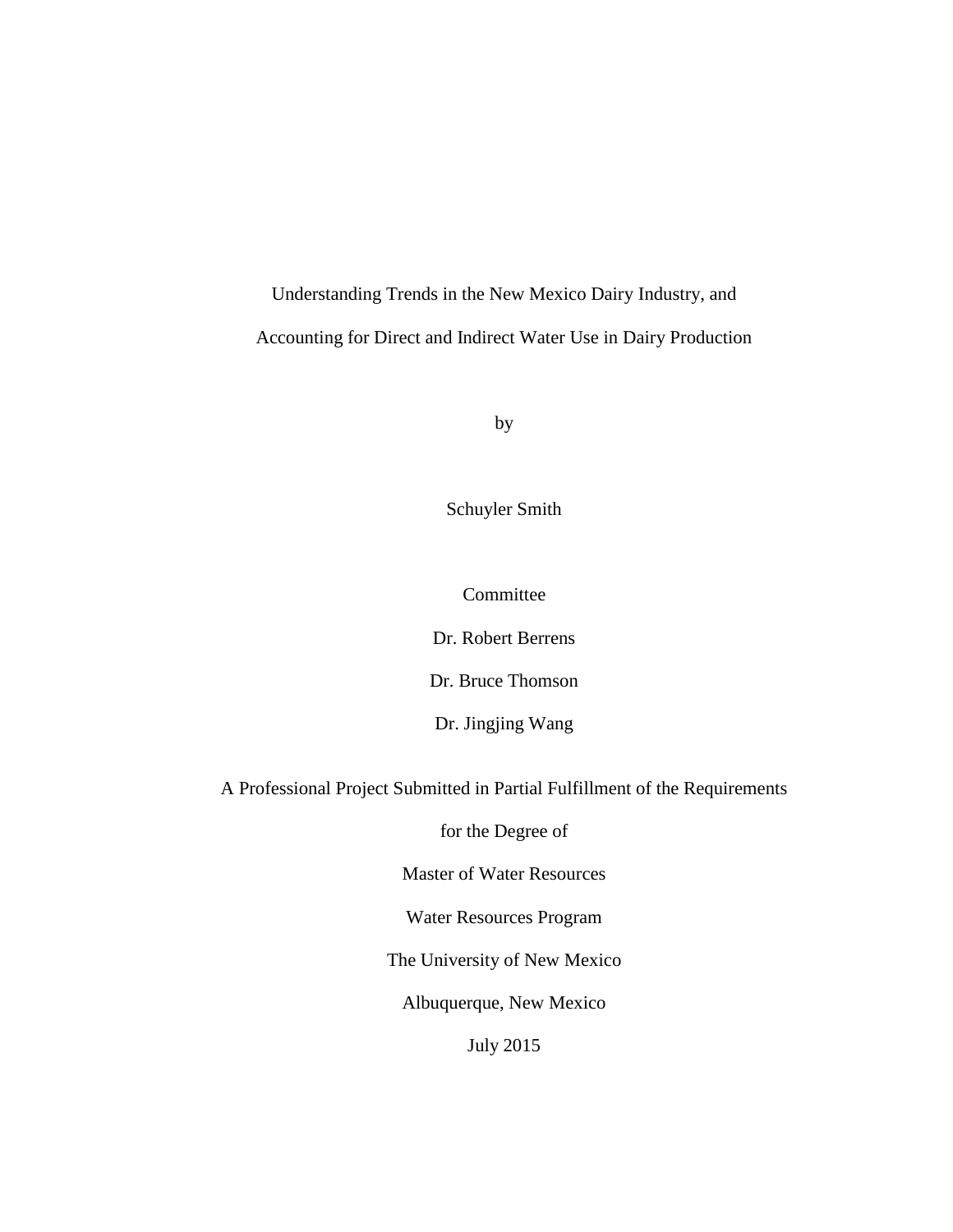# Understanding Trends in the New Mexico Dairy Industry, and Accounting for Direct and Indirect Water Use in Dairy Production

by

Schuyler Smith

Committee

Dr. Robert Berrens

Dr. Bruce Thomson

Dr. Jingjing Wang

A Professional Project Submitted in Partial Fulfillment of the Requirements

for the Degree of

Master of Water Resources

Water Resources Program

The University of New Mexico

Albuquerque, New Mexico

July 2015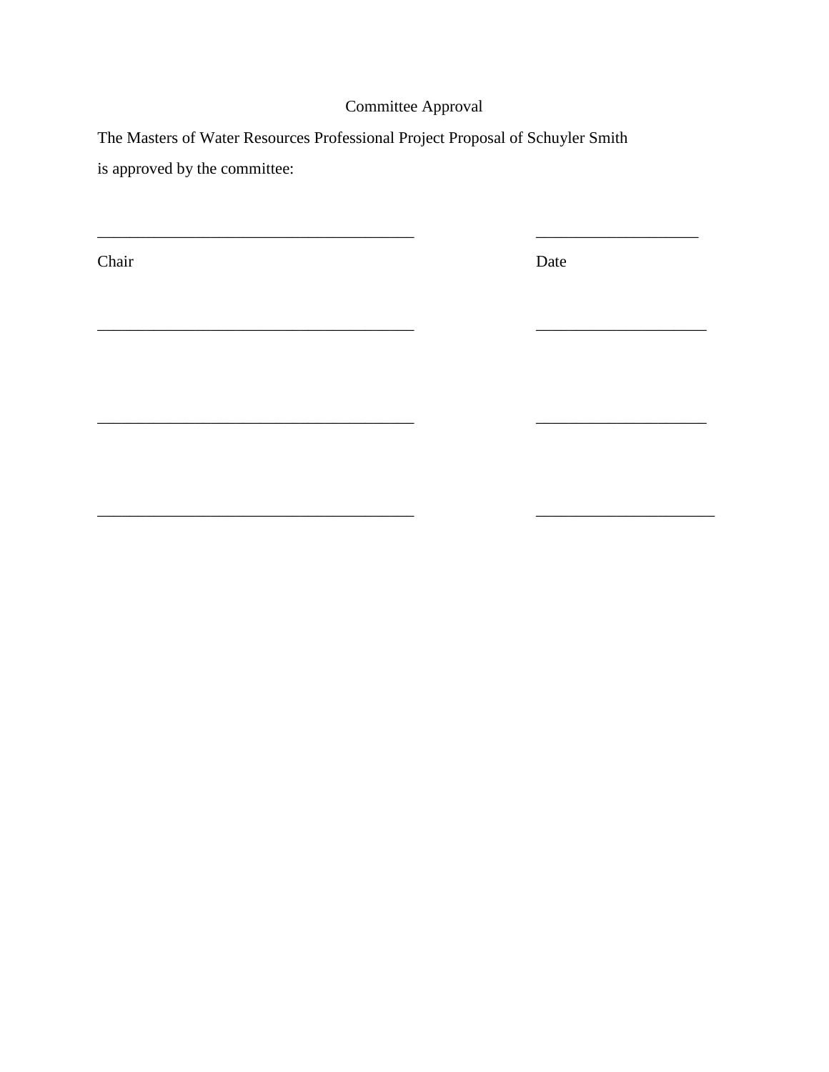# Committee Approval

The Masters of Water Resources Professional Project Proposal of Schuyler Smith

is approved by the committee:

| | |
|---|---|
| \_\_\_\_\_\_\_\_\_\_\_\_\_\_\_\_\_\_\_\_\_\_\_\_\_\_\_\_\_\_\_\_\_\_\_\_\_\_\_ | \_\_\_\_\_\_\_\_\_\_\_\_\_\_\_\_\_\_\_\_ |
| Chair | Date |
| \_\_\_\_\_\_\_\_\_\_\_\_\_\_\_\_\_\_\_\_\_\_\_\_\_\_\_\_\_\_\_\_\_\_\_\_\_\_\_ | \_\_\_\_\_\_\_\_\_\_\_\_\_\_\_\_\_\_\_\_\_ |
| \_\_\_\_\_\_\_\_\_\_\_\_\_\_\_\_\_\_\_\_\_\_\_\_\_\_\_\_\_\_\_\_\_\_\_\_\_\_\_ | \_\_\_\_\_\_\_\_\_\_\_\_\_\_\_\_\_\_\_\_\_ |
| \_\_\_\_\_\_\_\_\_\_\_\_\_\_\_\_\_\_\_\_\_\_\_\_\_\_\_\_\_\_\_\_\_\_\_\_\_\_\_ | \_\_\_\_\_\_\_\_\_\_\_\_\_\_\_\_\_\_\_\_\_\_ |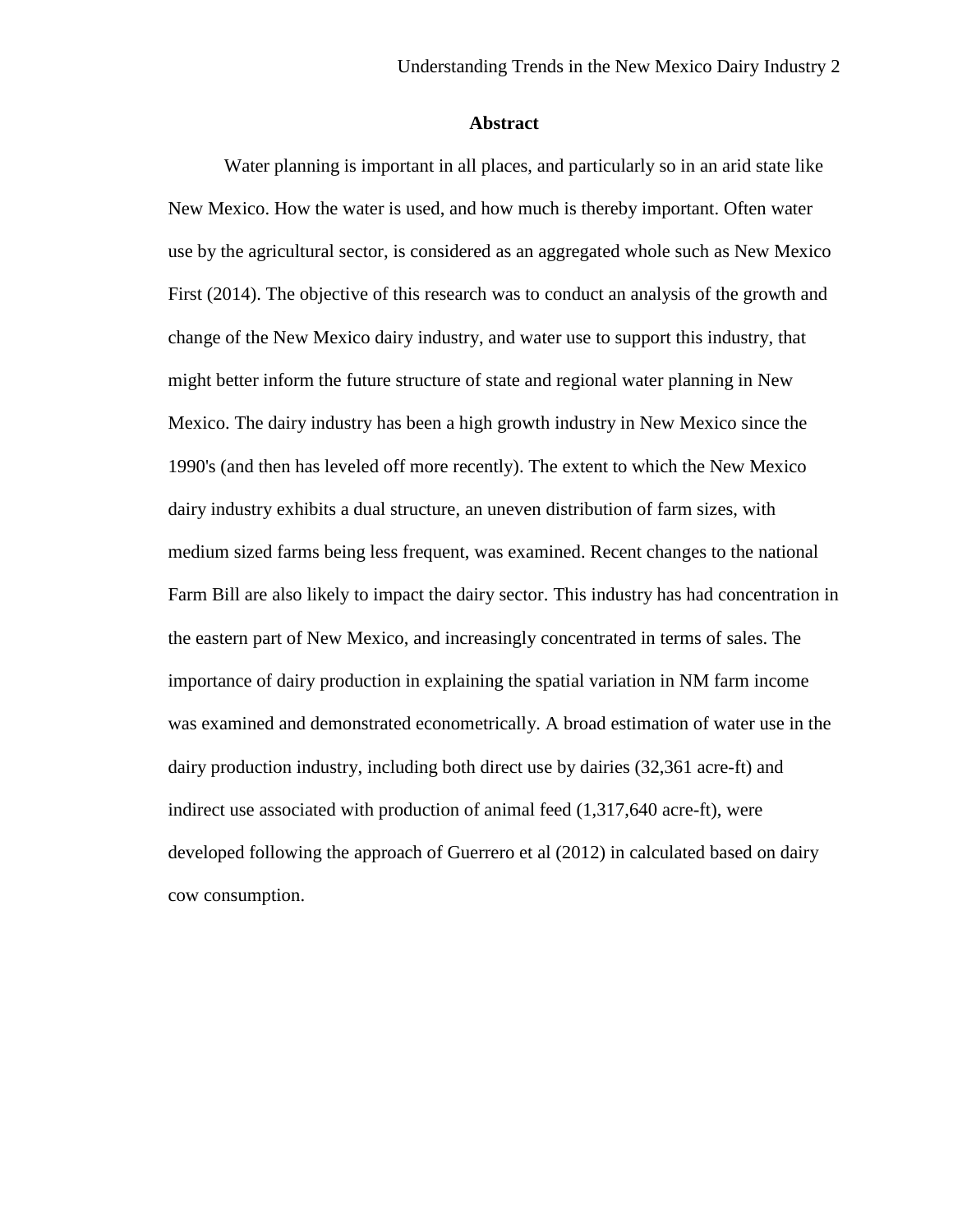## Abstract

Water planning is important in all places, and particularly so in an arid state like New Mexico. How the water is used, and how much is thereby important. Often water use by the agricultural sector, is considered as an aggregated whole such as New Mexico First (2014). The objective of this research was to conduct an analysis of the growth and change of the New Mexico dairy industry, and water use to support this industry, that might better inform the future structure of state and regional water planning in New Mexico. The dairy industry has been a high growth industry in New Mexico since the 1990's (and then has leveled off more recently). The extent to which the New Mexico dairy industry exhibits a dual structure, an uneven distribution of farm sizes, with medium sized farms being less frequent, was examined. Recent changes to the national Farm Bill are also likely to impact the dairy sector. This industry has had concentration in the eastern part of New Mexico, and increasingly concentrated in terms of sales. The importance of dairy production in explaining the spatial variation in NM farm income was examined and demonstrated econometrically. A broad estimation of water use in the dairy production industry, including both direct use by dairies (32,361 acre-ft) and indirect use associated with production of animal feed (1,317,640 acre-ft), were developed following the approach of Guerrero et al (2012) in calculated based on dairy cow consumption.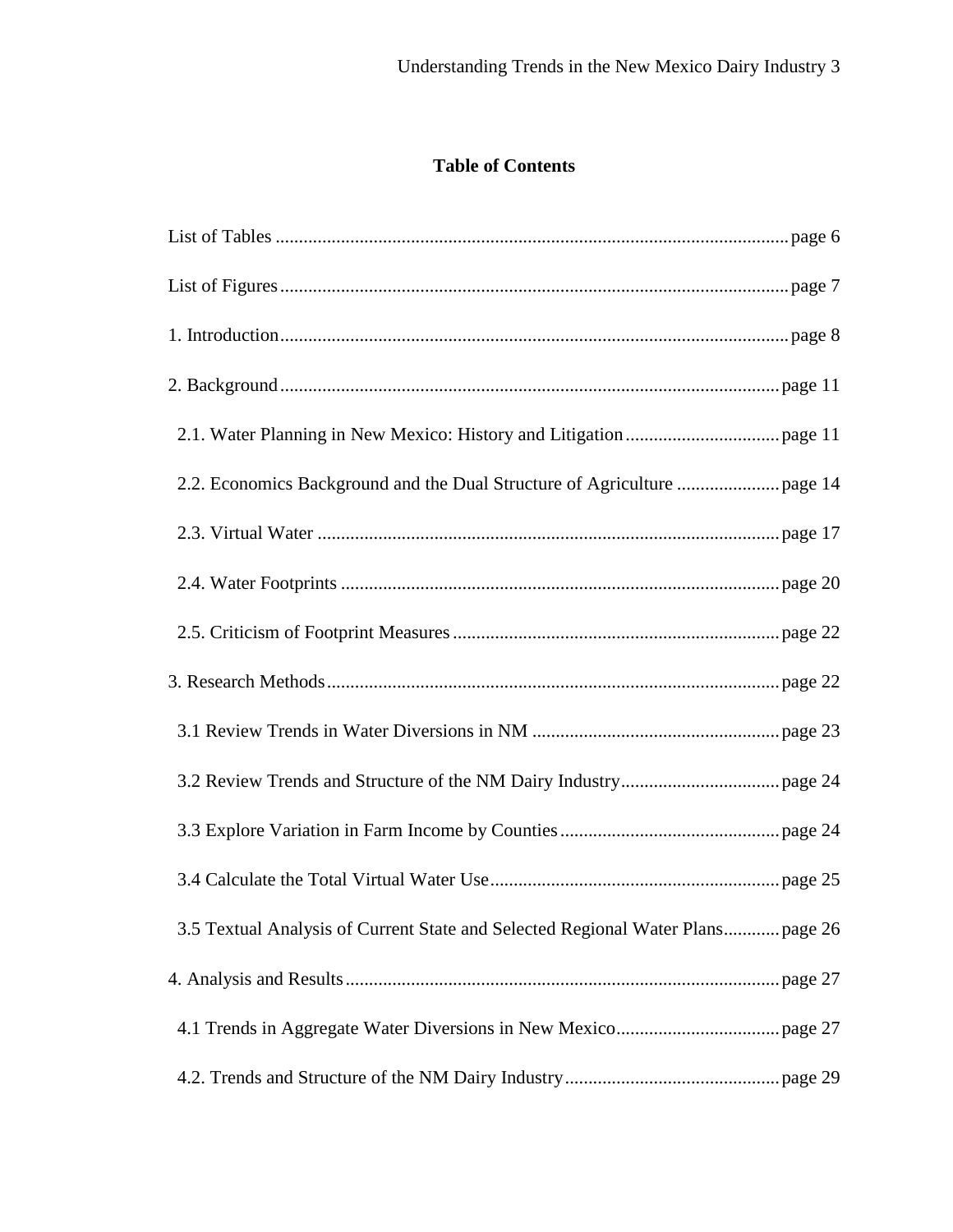**Table of Contents**

List of Tables ............................................................................................................. page 6

List of Figures ............................................................................................................ page 7

1. Introduction ............................................................................................................ page 8

2. Background ........................................................................................................... page 11

  2.1. Water Planning in New Mexico: History and Litigation ................................ page 11

  2.2. Economics Background and the Dual Structure of Agriculture ...................... page 14

  2.3. Virtual Water .................................................................................................. page 17

  2.4. Water Footprints ............................................................................................. page 20

  2.5. Criticism of Footprint Measures ..................................................................... page 22

3. Research Methods ................................................................................................ page 22

  3.1 Review Trends in Water Diversions in NM ..................................................... page 23

  3.2 Review Trends and Structure of the NM Dairy Industry .................................. page 24

  3.3 Explore Variation in Farm Income by Counties ............................................... page 24

  3.4 Calculate the Total Virtual Water Use .............................................................. page 25

  3.5 Textual Analysis of Current State and Selected Regional Water Plans ............ page 26

4. Analysis and Results ............................................................................................ page 27

  4.1 Trends in Aggregate Water Diversions in New Mexico .................................. page 27

  4.2. Trends and Structure of the NM Dairy Industry ............................................. page 29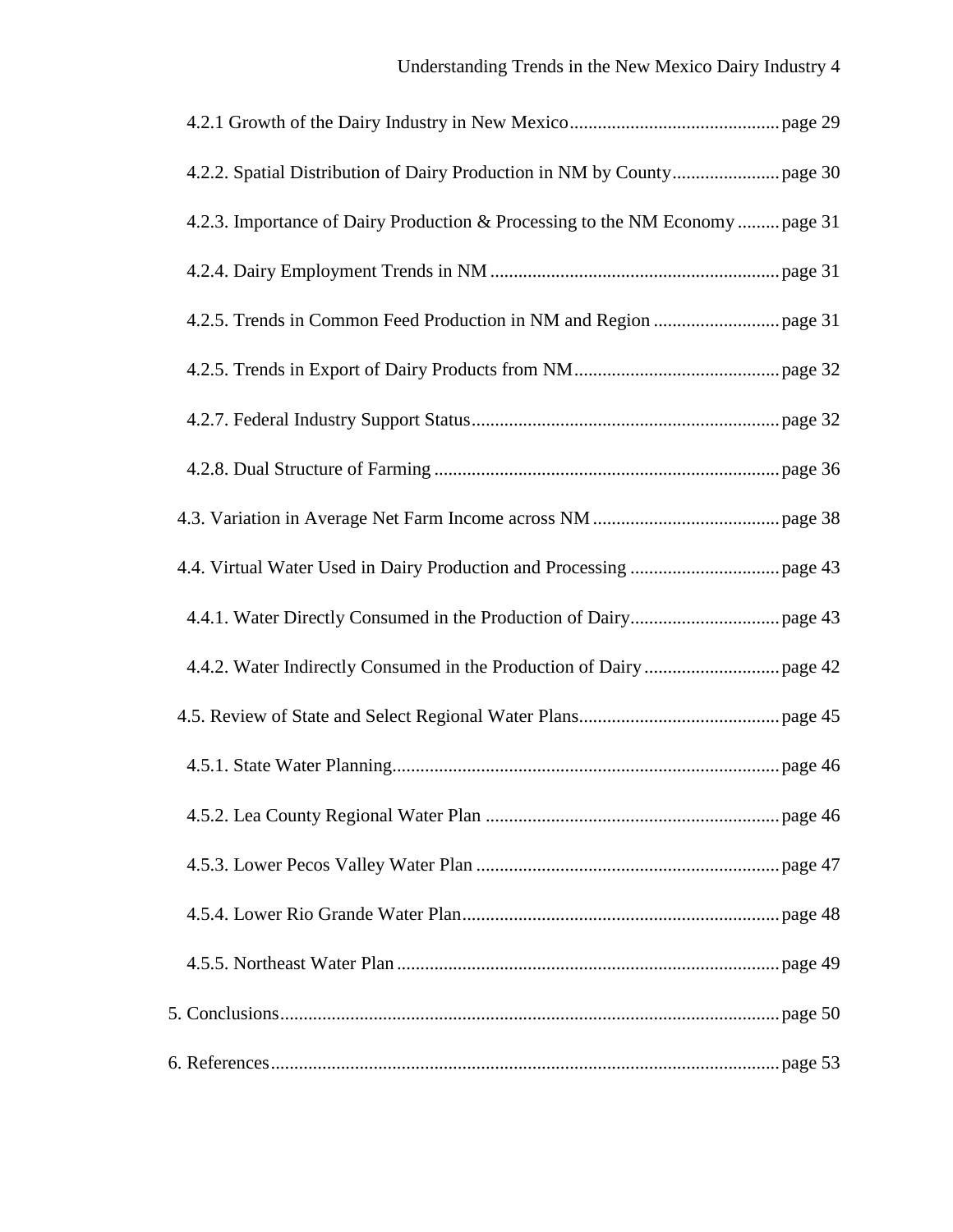4.2.1 Growth of the Dairy Industry in New Mexico............................................page 29

4.2.2. Spatial Distribution of Dairy Production in NM by County.......................page 30

4.2.3. Importance of Dairy Production & Processing to the NM Economy.........page 31

4.2.4. Dairy Employment Trends in NM.............................................................page 31

4.2.5. Trends in Common Feed Production in NM and Region...........................page 31

4.2.5. Trends in Export of Dairy Products from NM...........................................page 32

4.2.7. Federal Industry Support Status.................................................................page 32

4.2.8. Dual Structure of Farming.........................................................................page 36

4.3. Variation in Average Net Farm Income across NM........................................page 38

4.4. Virtual Water Used in Dairy Production and Processing................................page 43

4.4.1. Water Directly Consumed in the Production of Dairy................................page 43

4.4.2. Water Indirectly Consumed in the Production of Dairy.............................page 42

4.5. Review of State and Select Regional Water Plans...........................................page 45

4.5.1. State Water Planning..................................................................................page 46

4.5.2. Lea County Regional Water Plan..............................................................page 46

4.5.3. Lower Pecos Valley Water Plan................................................................page 47

4.5.4. Lower Rio Grande Water Plan...................................................................page 48

4.5.5. Northeast Water Plan.................................................................................page 49

5. Conclusions...........................................................................................................page 50

6. References.............................................................................................................page 53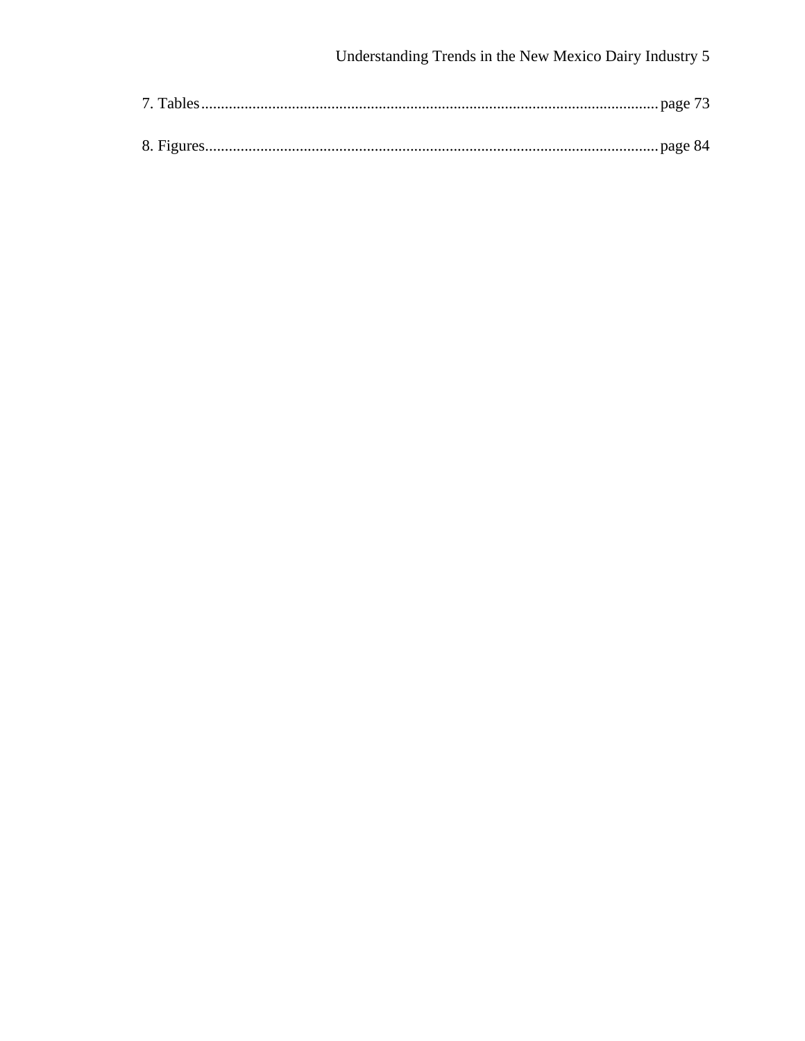7. Tables................................................................................................................page 73

8. Figures...............................................................................................................page 84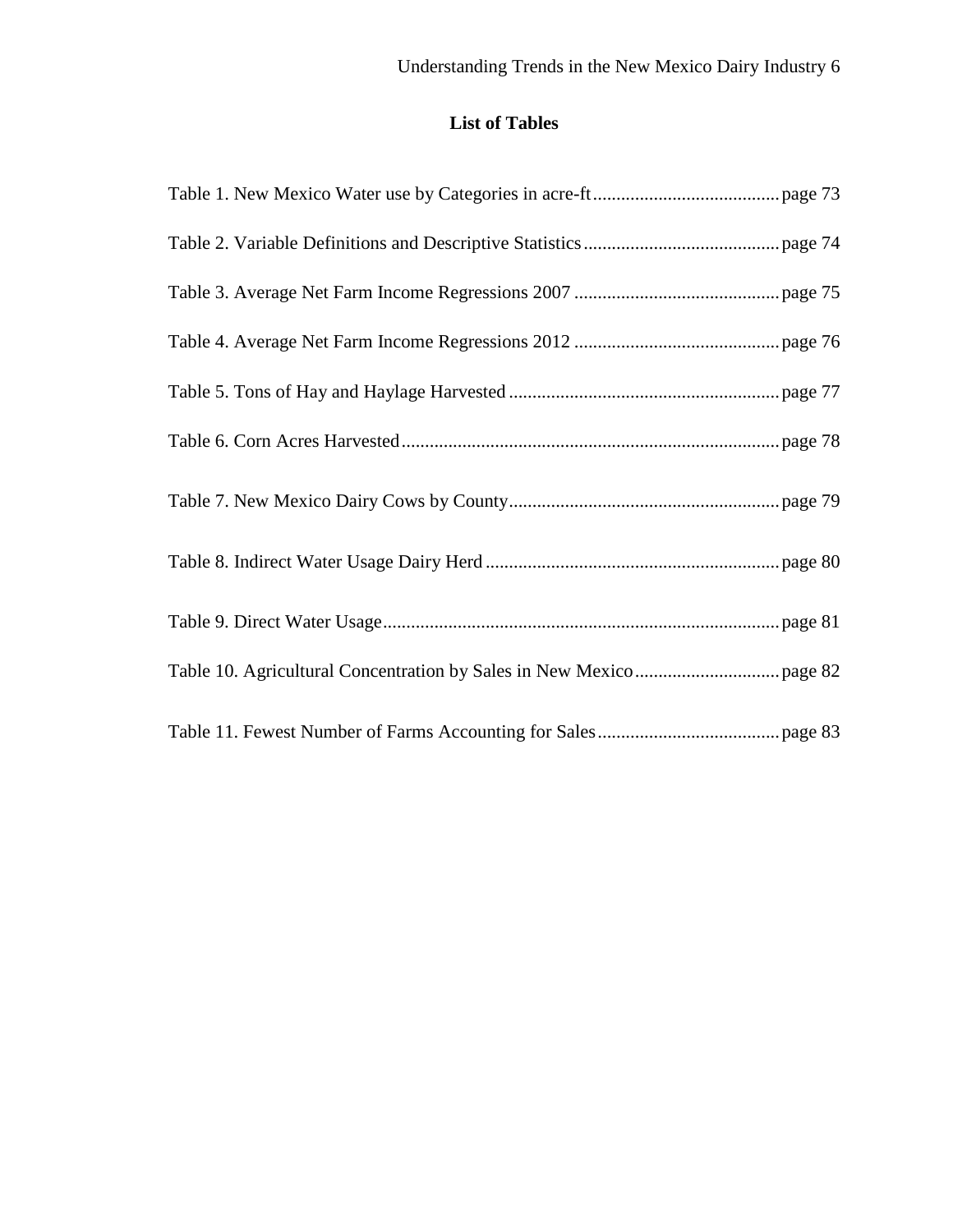## List of Tables

Table 1. New Mexico Water use by Categories in acre-ft........................................page 73

Table 2. Variable Definitions and Descriptive Statistics..........................................page 74

Table 3. Average Net Farm Income Regressions 2007 ............................................page 75

Table 4. Average Net Farm Income Regressions 2012 ............................................page 76

Table 5. Tons of Hay and Haylage Harvested ..........................................................page 77

Table 6. Corn Acres Harvested.................................................................................page 78

Table 7. New Mexico Dairy Cows by County..........................................................page 79

Table 8. Indirect Water Usage Dairy Herd ...............................................................page 80

Table 9. Direct Water Usage.....................................................................................page 81

Table 10. Agricultural Concentration by Sales in New Mexico...............................page 82

Table 11. Fewest Number of Farms Accounting for Sales.......................................page 83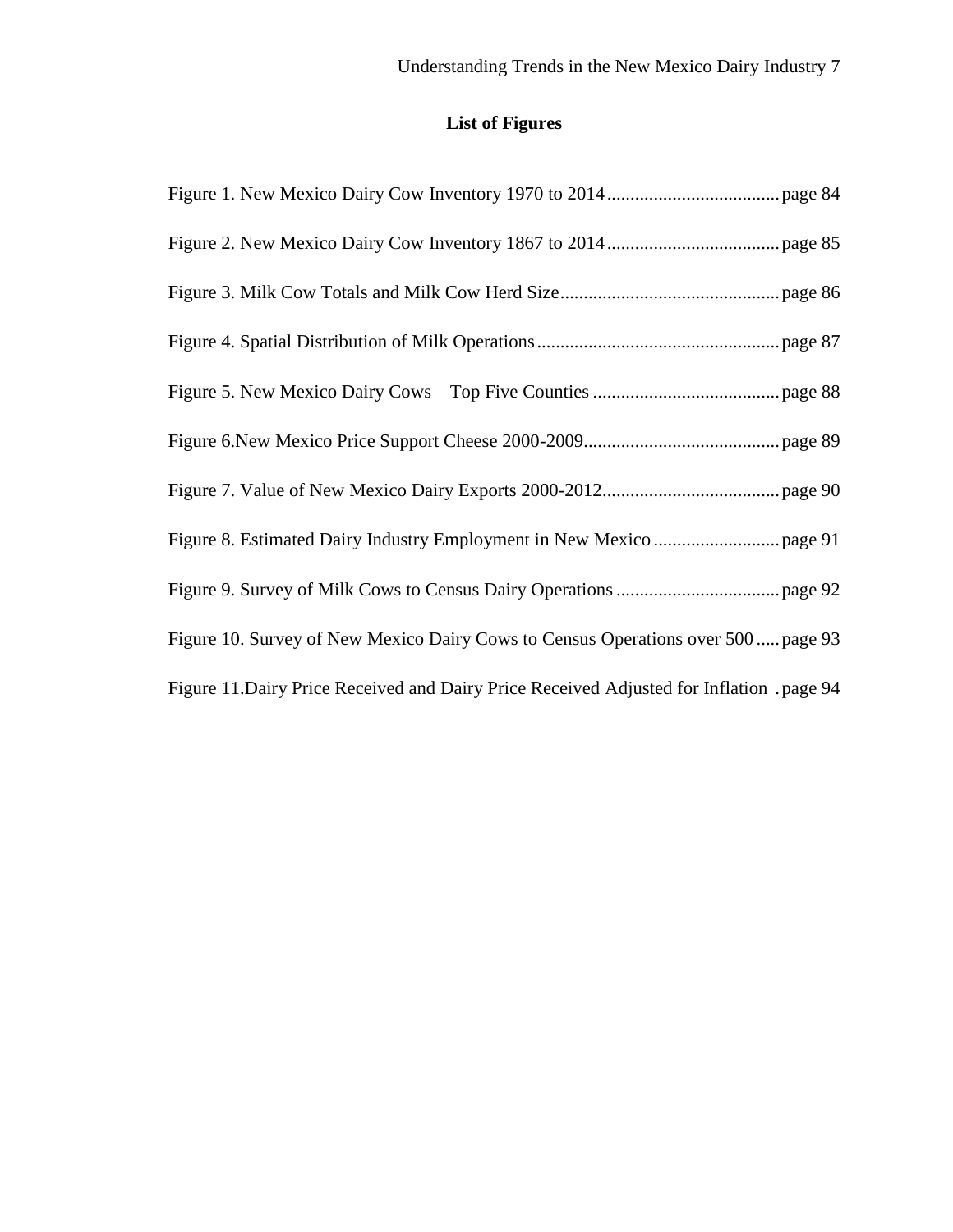# List of Figures

Figure 1. New Mexico Dairy Cow Inventory 1970 to 2014 .................................... page 84

Figure 2. New Mexico Dairy Cow Inventory 1867 to 2014 .................................... page 85

Figure 3. Milk Cow Totals and Milk Cow Herd Size .............................................. page 86

Figure 4. Spatial Distribution of Milk Operations ................................................... page 87

Figure 5. New Mexico Dairy Cows – Top Five Counties ....................................... page 88

Figure 6.New Mexico Price Support Cheese 2000-2009......................................... page 89

Figure 7. Value of New Mexico Dairy Exports 2000-2012..................................... page 90

Figure 8. Estimated Dairy Industry Employment in New Mexico .......................... page 91

Figure 9. Survey of Milk Cows to Census Dairy Operations .................................. page 92

Figure 10. Survey of New Mexico Dairy Cows to Census Operations over 500 ..... page 93

Figure 11.Dairy Price Received and Dairy Price Received Adjusted for Inflation . page 94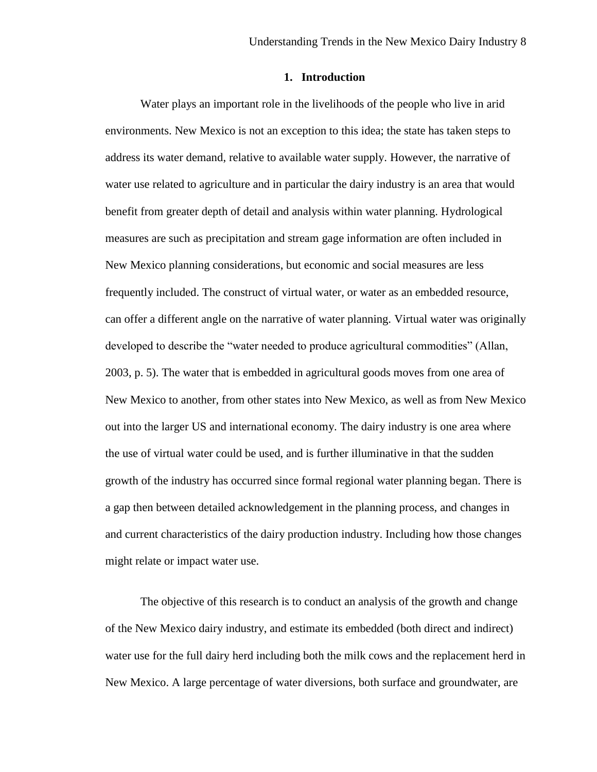# 1. Introduction

Water plays an important role in the livelihoods of the people who live in arid environments. New Mexico is not an exception to this idea; the state has taken steps to address its water demand, relative to available water supply. However, the narrative of water use related to agriculture and in particular the dairy industry is an area that would benefit from greater depth of detail and analysis within water planning. Hydrological measures are such as precipitation and stream gage information are often included in New Mexico planning considerations, but economic and social measures are less frequently included. The construct of virtual water, or water as an embedded resource, can offer a different angle on the narrative of water planning. Virtual water was originally developed to describe the "water needed to produce agricultural commodities" (Allan, 2003, p. 5). The water that is embedded in agricultural goods moves from one area of New Mexico to another, from other states into New Mexico, as well as from New Mexico out into the larger US and international economy. The dairy industry is one area where the use of virtual water could be used, and is further illuminative in that the sudden growth of the industry has occurred since formal regional water planning began. There is a gap then between detailed acknowledgement in the planning process, and changes in and current characteristics of the dairy production industry. Including how those changes might relate or impact water use.

The objective of this research is to conduct an analysis of the growth and change of the New Mexico dairy industry, and estimate its embedded (both direct and indirect) water use for the full dairy herd including both the milk cows and the replacement herd in New Mexico. A large percentage of water diversions, both surface and groundwater, are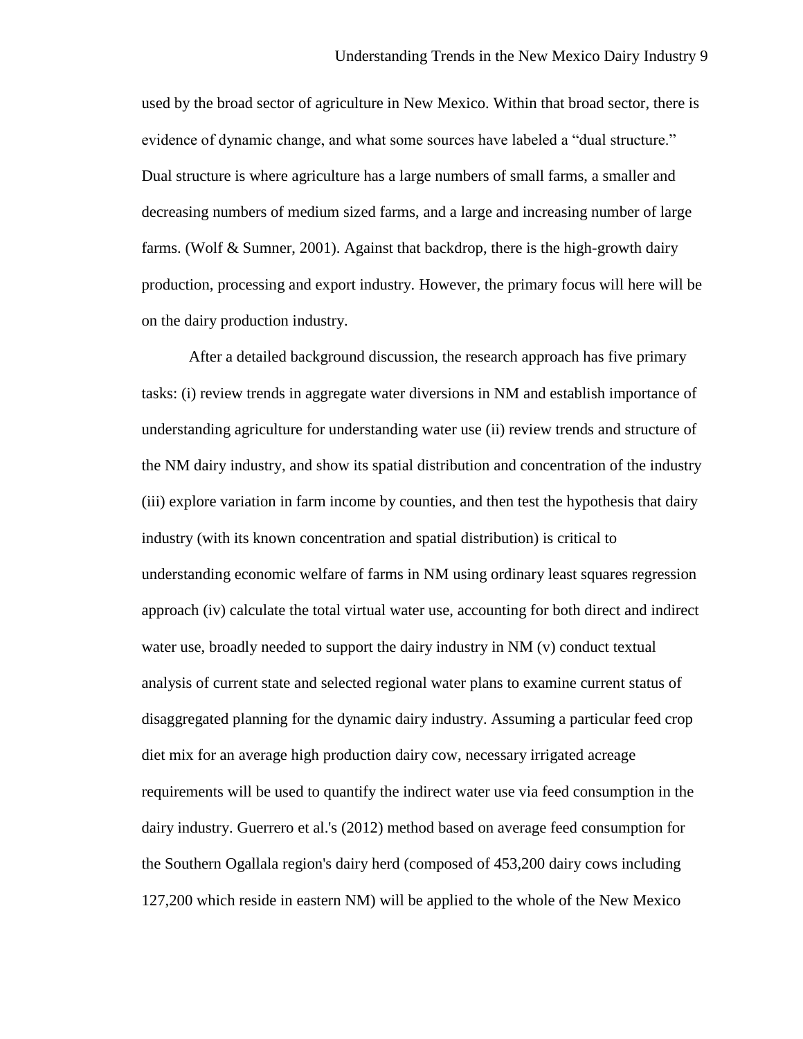used by the broad sector of agriculture in New Mexico. Within that broad sector, there is evidence of dynamic change, and what some sources have labeled a "dual structure." Dual structure is where agriculture has a large numbers of small farms, a smaller and decreasing numbers of medium sized farms, and a large and increasing number of large farms. (Wolf & Sumner, 2001). Against that backdrop, there is the high-growth dairy production, processing and export industry. However, the primary focus will here will be on the dairy production industry.

After a detailed background discussion, the research approach has five primary tasks: (i) review trends in aggregate water diversions in NM and establish importance of understanding agriculture for understanding water use (ii) review trends and structure of the NM dairy industry, and show its spatial distribution and concentration of the industry (iii) explore variation in farm income by counties, and then test the hypothesis that dairy industry (with its known concentration and spatial distribution) is critical to understanding economic welfare of farms in NM using ordinary least squares regression approach (iv) calculate the total virtual water use, accounting for both direct and indirect water use, broadly needed to support the dairy industry in NM (v) conduct textual analysis of current state and selected regional water plans to examine current status of disaggregated planning for the dynamic dairy industry. Assuming a particular feed crop diet mix for an average high production dairy cow, necessary irrigated acreage requirements will be used to quantify the indirect water use via feed consumption in the dairy industry. Guerrero et al.'s (2012) method based on average feed consumption for the Southern Ogallala region's dairy herd (composed of 453,200 dairy cows including 127,200 which reside in eastern NM) will be applied to the whole of the New Mexico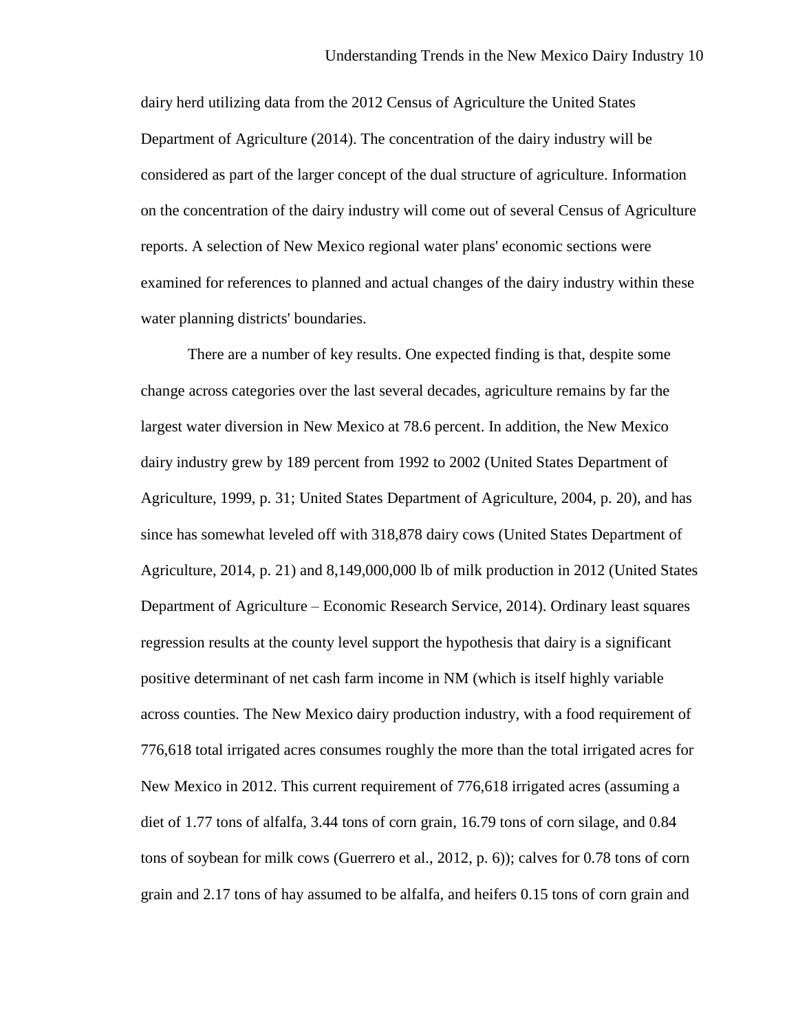dairy herd utilizing data from the 2012 Census of Agriculture the United States Department of Agriculture (2014). The concentration of the dairy industry will be considered as part of the larger concept of the dual structure of agriculture. Information on the concentration of the dairy industry will come out of several Census of Agriculture reports. A selection of New Mexico regional water plans' economic sections were examined for references to planned and actual changes of the dairy industry within these water planning districts' boundaries.

There are a number of key results. One expected finding is that, despite some change across categories over the last several decades, agriculture remains by far the largest water diversion in New Mexico at 78.6 percent. In addition, the New Mexico dairy industry grew by 189 percent from 1992 to 2002 (United States Department of Agriculture, 1999, p. 31; United States Department of Agriculture, 2004, p. 20), and has since has somewhat leveled off with 318,878 dairy cows (United States Department of Agriculture, 2014, p. 21) and 8,149,000,000 lb of milk production in 2012 (United States Department of Agriculture – Economic Research Service, 2014). Ordinary least squares regression results at the county level support the hypothesis that dairy is a significant positive determinant of net cash farm income in NM (which is itself highly variable across counties. The New Mexico dairy production industry, with a food requirement of 776,618 total irrigated acres consumes roughly the more than the total irrigated acres for New Mexico in 2012. This current requirement of 776,618 irrigated acres (assuming a diet of 1.77 tons of alfalfa, 3.44 tons of corn grain, 16.79 tons of corn silage, and 0.84 tons of soybean for milk cows (Guerrero et al., 2012, p. 6)); calves for 0.78 tons of corn grain and 2.17 tons of hay assumed to be alfalfa, and heifers 0.15 tons of corn grain and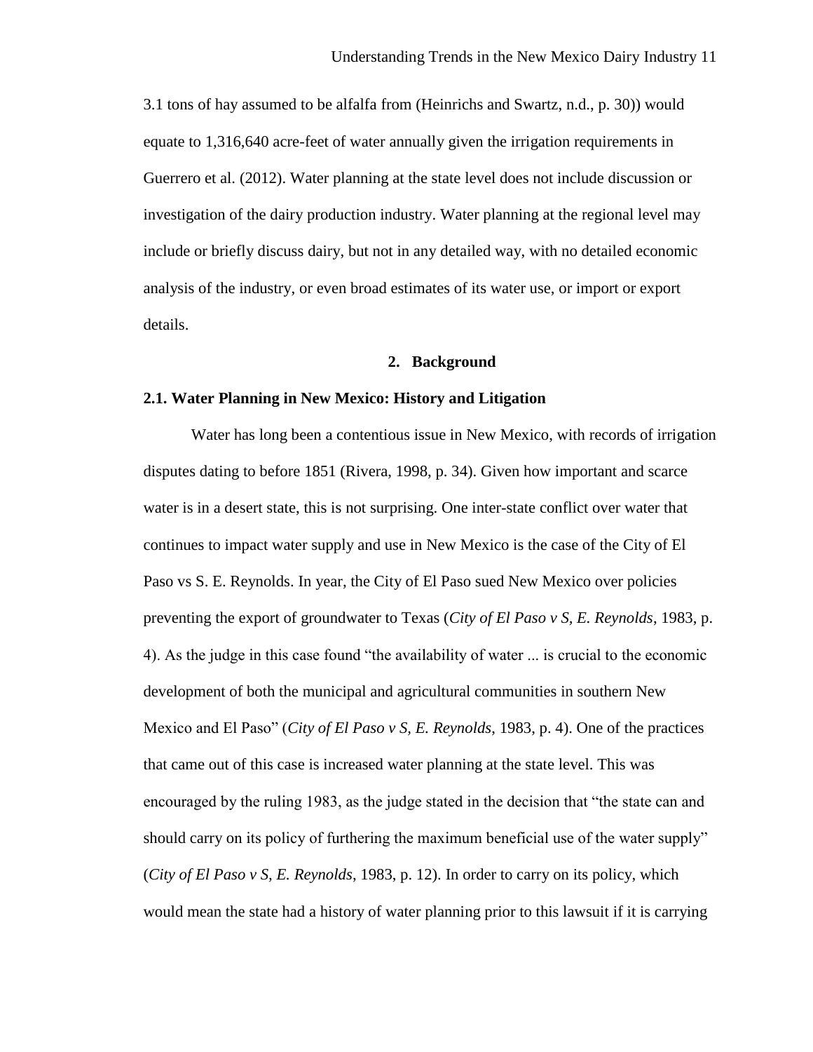3.1 tons of hay assumed to be alfalfa from (Heinrichs and Swartz, n.d., p. 30)) would equate to 1,316,640 acre-feet of water annually given the irrigation requirements in Guerrero et al. (2012). Water planning at the state level does not include discussion or investigation of the dairy production industry. Water planning at the regional level may include or briefly discuss dairy, but not in any detailed way, with no detailed economic analysis of the industry, or even broad estimates of its water use, or import or export details.

## 2. Background

### 2.1. Water Planning in New Mexico: History and Litigation

Water has long been a contentious issue in New Mexico, with records of irrigation disputes dating to before 1851 (Rivera, 1998, p. 34). Given how important and scarce water is in a desert state, this is not surprising. One inter-state conflict over water that continues to impact water supply and use in New Mexico is the case of the City of El Paso vs S. E. Reynolds. In year, the City of El Paso sued New Mexico over policies preventing the export of groundwater to Texas (*City of El Paso v S, E. Reynolds*, 1983, p. 4). As the judge in this case found "the availability of water ... is crucial to the economic development of both the municipal and agricultural communities in southern New Mexico and El Paso" (*City of El Paso v S, E. Reynolds*, 1983, p. 4). One of the practices that came out of this case is increased water planning at the state level. This was encouraged by the ruling 1983, as the judge stated in the decision that "the state can and should carry on its policy of furthering the maximum beneficial use of the water supply" (*City of El Paso v S, E. Reynolds*, 1983, p. 12). In order to carry on its policy, which would mean the state had a history of water planning prior to this lawsuit if it is carrying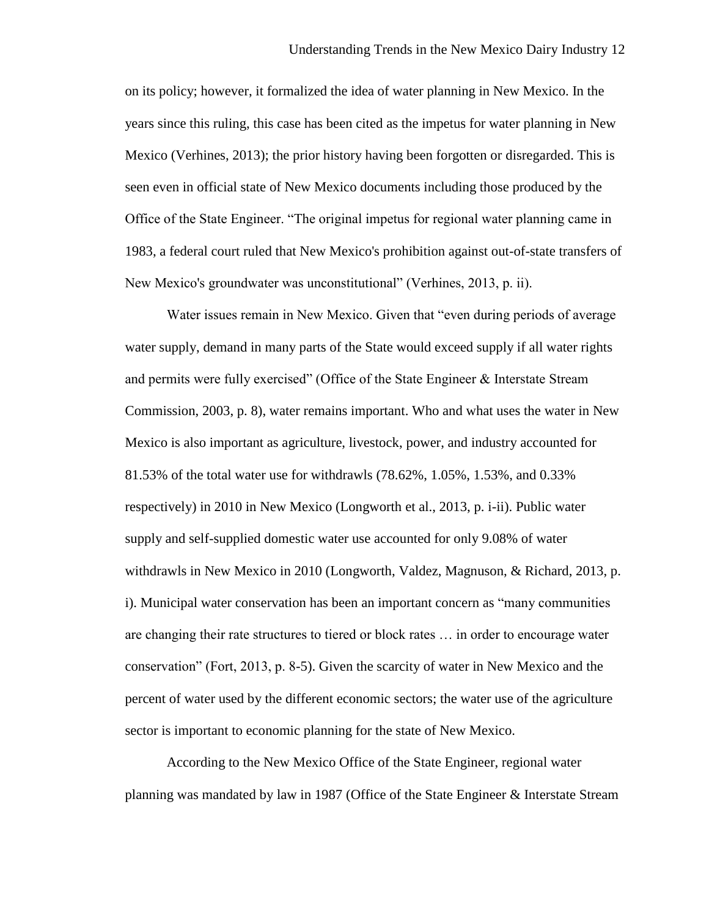on its policy; however, it formalized the idea of water planning in New Mexico. In the years since this ruling, this case has been cited as the impetus for water planning in New Mexico (Verhines, 2013); the prior history having been forgotten or disregarded. This is seen even in official state of New Mexico documents including those produced by the Office of the State Engineer. "The original impetus for regional water planning came in 1983, a federal court ruled that New Mexico's prohibition against out-of-state transfers of New Mexico's groundwater was unconstitutional" (Verhines, 2013, p. ii).

Water issues remain in New Mexico. Given that "even during periods of average water supply, demand in many parts of the State would exceed supply if all water rights and permits were fully exercised" (Office of the State Engineer & Interstate Stream Commission, 2003, p. 8), water remains important. Who and what uses the water in New Mexico is also important as agriculture, livestock, power, and industry accounted for 81.53% of the total water use for withdrawls (78.62%, 1.05%, 1.53%, and 0.33% respectively) in 2010 in New Mexico (Longworth et al., 2013, p. i-ii). Public water supply and self-supplied domestic water use accounted for only 9.08% of water withdrawls in New Mexico in 2010 (Longworth, Valdez, Magnuson, & Richard, 2013, p. i). Municipal water conservation has been an important concern as "many communities are changing their rate structures to tiered or block rates … in order to encourage water conservation" (Fort, 2013, p. 8-5). Given the scarcity of water in New Mexico and the percent of water used by the different economic sectors; the water use of the agriculture sector is important to economic planning for the state of New Mexico.

According to the New Mexico Office of the State Engineer, regional water planning was mandated by law in 1987 (Office of the State Engineer & Interstate Stream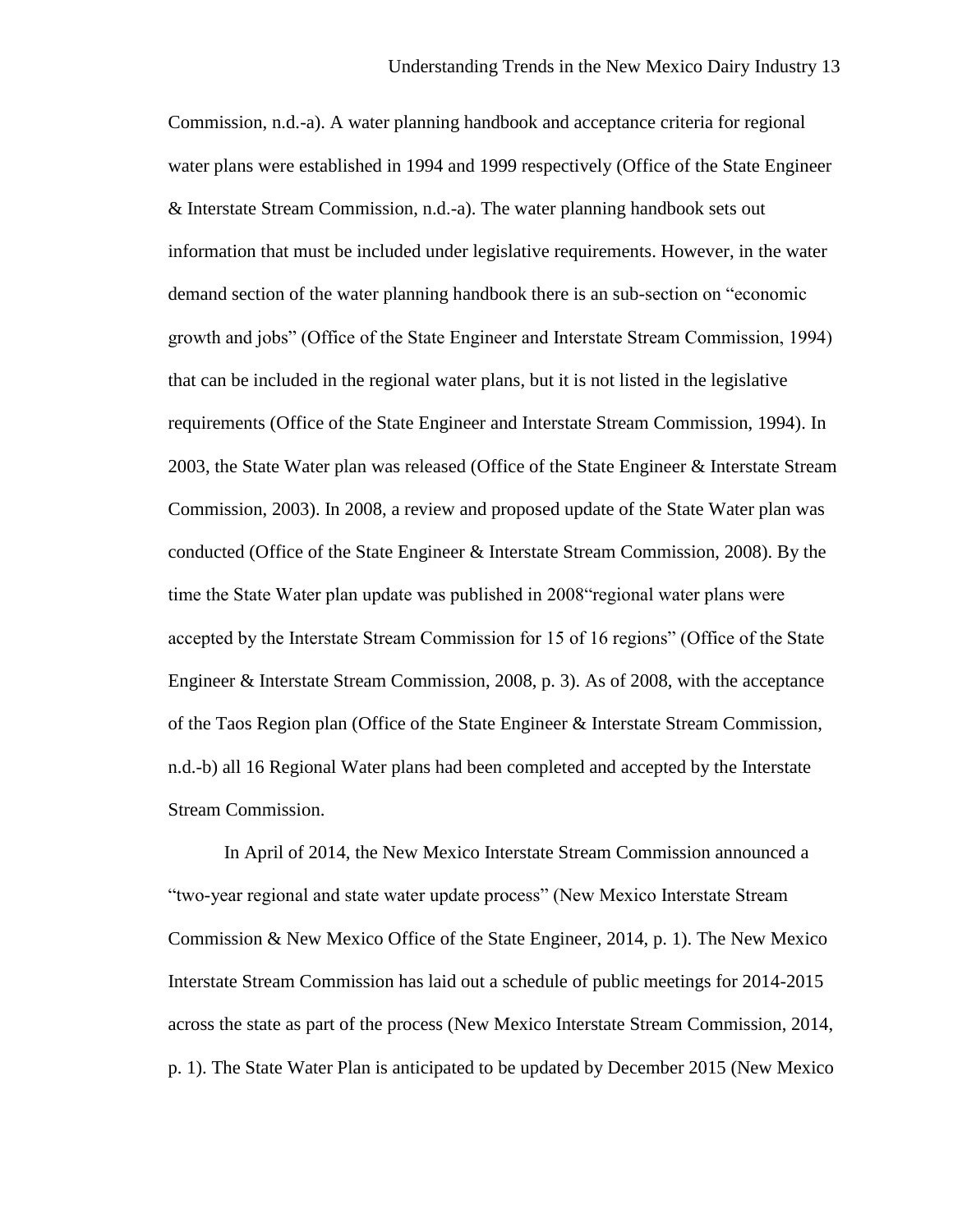Commission, n.d.-a). A water planning handbook and acceptance criteria for regional water plans were established in 1994 and 1999 respectively (Office of the State Engineer & Interstate Stream Commission, n.d.-a). The water planning handbook sets out information that must be included under legislative requirements. However, in the water demand section of the water planning handbook there is an sub-section on "economic growth and jobs" (Office of the State Engineer and Interstate Stream Commission, 1994) that can be included in the regional water plans, but it is not listed in the legislative requirements (Office of the State Engineer and Interstate Stream Commission, 1994). In 2003, the State Water plan was released (Office of the State Engineer & Interstate Stream Commission, 2003). In 2008, a review and proposed update of the State Water plan was conducted (Office of the State Engineer & Interstate Stream Commission, 2008). By the time the State Water plan update was published in 2008"regional water plans were accepted by the Interstate Stream Commission for 15 of 16 regions" (Office of the State Engineer & Interstate Stream Commission, 2008, p. 3). As of 2008, with the acceptance of the Taos Region plan (Office of the State Engineer & Interstate Stream Commission, n.d.-b) all 16 Regional Water plans had been completed and accepted by the Interstate Stream Commission.

In April of 2014, the New Mexico Interstate Stream Commission announced a "two-year regional and state water update process" (New Mexico Interstate Stream Commission & New Mexico Office of the State Engineer, 2014, p. 1). The New Mexico Interstate Stream Commission has laid out a schedule of public meetings for 2014-2015 across the state as part of the process (New Mexico Interstate Stream Commission, 2014, p. 1). The State Water Plan is anticipated to be updated by December 2015 (New Mexico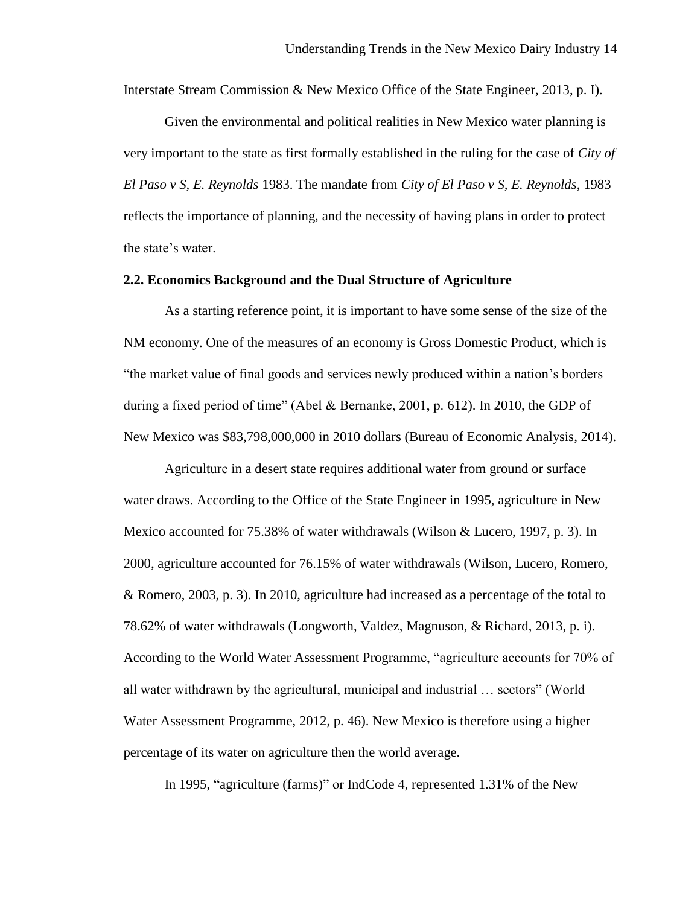Interstate Stream Commission & New Mexico Office of the State Engineer, 2013, p. I).

Given the environmental and political realities in New Mexico water planning is very important to the state as first formally established in the ruling for the case of *City of El Paso v S, E. Reynolds* 1983. The mandate from *City of El Paso v S, E. Reynolds*, 1983 reflects the importance of planning, and the necessity of having plans in order to protect the state's water.

### 2.2. Economics Background and the Dual Structure of Agriculture

As a starting reference point, it is important to have some sense of the size of the NM economy. One of the measures of an economy is Gross Domestic Product, which is "the market value of final goods and services newly produced within a nation's borders during a fixed period of time" (Abel & Bernanke, 2001, p. 612). In 2010, the GDP of New Mexico was $83,798,000,000 in 2010 dollars (Bureau of Economic Analysis, 2014).

Agriculture in a desert state requires additional water from ground or surface water draws. According to the Office of the State Engineer in 1995, agriculture in New Mexico accounted for 75.38% of water withdrawals (Wilson & Lucero, 1997, p. 3). In 2000, agriculture accounted for 76.15% of water withdrawals (Wilson, Lucero, Romero, & Romero, 2003, p. 3). In 2010, agriculture had increased as a percentage of the total to 78.62% of water withdrawals (Longworth, Valdez, Magnuson, & Richard, 2013, p. i). According to the World Water Assessment Programme, "agriculture accounts for 70% of all water withdrawn by the agricultural, municipal and industrial … sectors" (World Water Assessment Programme, 2012, p. 46). New Mexico is therefore using a higher percentage of its water on agriculture then the world average.

In 1995, "agriculture (farms)" or IndCode 4, represented 1.31% of the New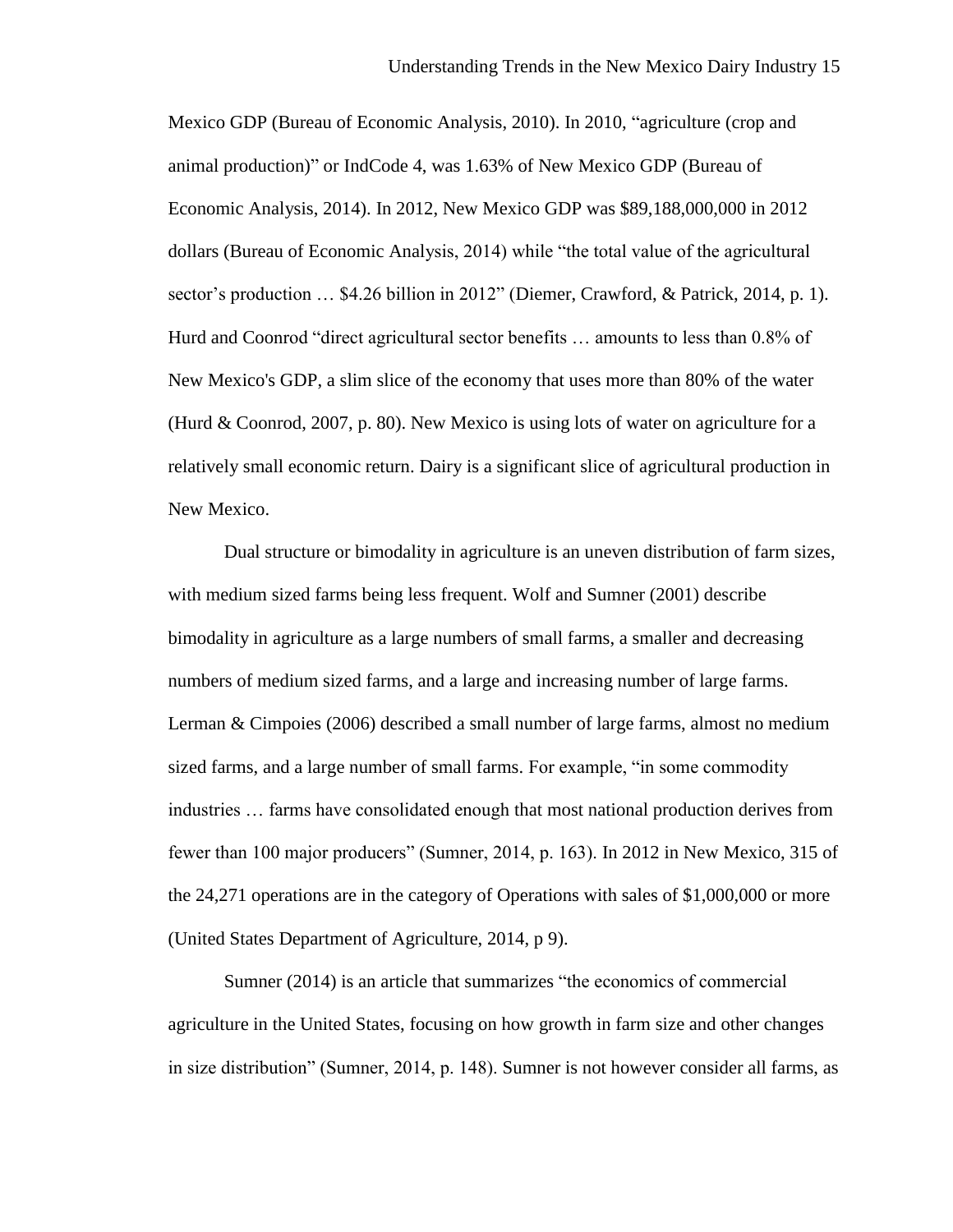Mexico GDP (Bureau of Economic Analysis, 2010). In 2010, “agriculture (crop and animal production)” or IndCode 4, was 1.63% of New Mexico GDP (Bureau of Economic Analysis, 2014). In 2012, New Mexico GDP was $89,188,000,000 in 2012 dollars (Bureau of Economic Analysis, 2014) while “the total value of the agricultural sector’s production … $4.26 billion in 2012” (Diemer, Crawford, & Patrick, 2014, p. 1). Hurd and Coonrod “direct agricultural sector benefits … amounts to less than 0.8% of New Mexico's GDP, a slim slice of the economy that uses more than 80% of the water (Hurd & Coonrod, 2007, p. 80). New Mexico is using lots of water on agriculture for a relatively small economic return. Dairy is a significant slice of agricultural production in New Mexico.

Dual structure or bimodality in agriculture is an uneven distribution of farm sizes, with medium sized farms being less frequent. Wolf and Sumner (2001) describe bimodality in agriculture as a large numbers of small farms, a smaller and decreasing numbers of medium sized farms, and a large and increasing number of large farms. Lerman & Cimpoies (2006) described a small number of large farms, almost no medium sized farms, and a large number of small farms. For example, “in some commodity industries … farms have consolidated enough that most national production derives from fewer than 100 major producers” (Sumner, 2014, p. 163). In 2012 in New Mexico, 315 of the 24,271 operations are in the category of Operations with sales of $1,000,000 or more (United States Department of Agriculture, 2014, p 9).

Sumner (2014) is an article that summarizes “the economics of commercial agriculture in the United States, focusing on how growth in farm size and other changes in size distribution” (Sumner, 2014, p. 148). Sumner is not however consider all farms, as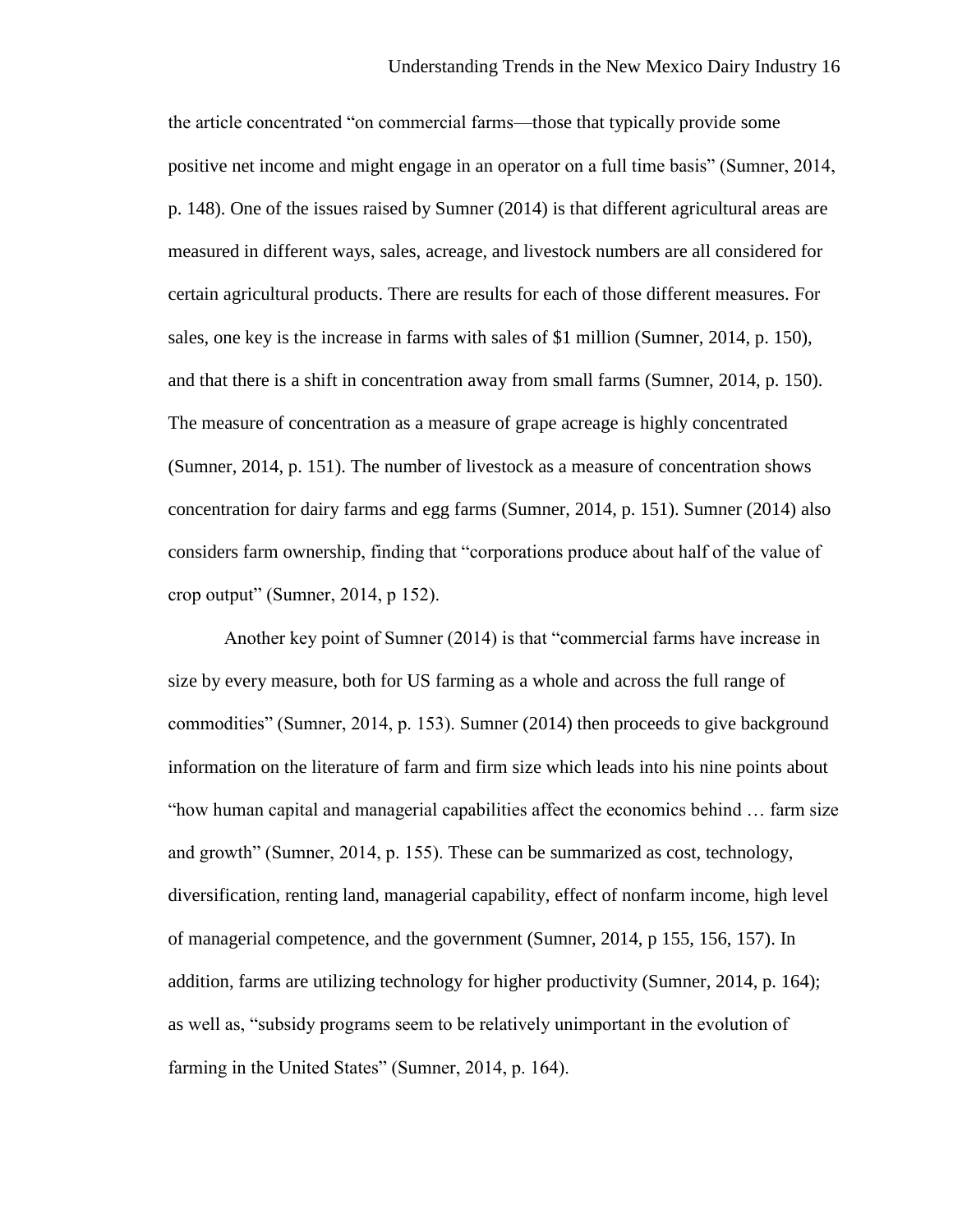the article concentrated "on commercial farms—those that typically provide some positive net income and might engage in an operator on a full time basis" (Sumner, 2014, p. 148). One of the issues raised by Sumner (2014) is that different agricultural areas are measured in different ways, sales, acreage, and livestock numbers are all considered for certain agricultural products. There are results for each of those different measures. For sales, one key is the increase in farms with sales of $1 million (Sumner, 2014, p. 150), and that there is a shift in concentration away from small farms (Sumner, 2014, p. 150). The measure of concentration as a measure of grape acreage is highly concentrated (Sumner, 2014, p. 151). The number of livestock as a measure of concentration shows concentration for dairy farms and egg farms (Sumner, 2014, p. 151). Sumner (2014) also considers farm ownership, finding that "corporations produce about half of the value of crop output" (Sumner, 2014, p 152).

Another key point of Sumner (2014) is that "commercial farms have increase in size by every measure, both for US farming as a whole and across the full range of commodities" (Sumner, 2014, p. 153). Sumner (2014) then proceeds to give background information on the literature of farm and firm size which leads into his nine points about "how human capital and managerial capabilities affect the economics behind … farm size and growth" (Sumner, 2014, p. 155). These can be summarized as cost, technology, diversification, renting land, managerial capability, effect of nonfarm income, high level of managerial competence, and the government (Sumner, 2014, p 155, 156, 157). In addition, farms are utilizing technology for higher productivity (Sumner, 2014, p. 164); as well as, "subsidy programs seem to be relatively unimportant in the evolution of farming in the United States" (Sumner, 2014, p. 164).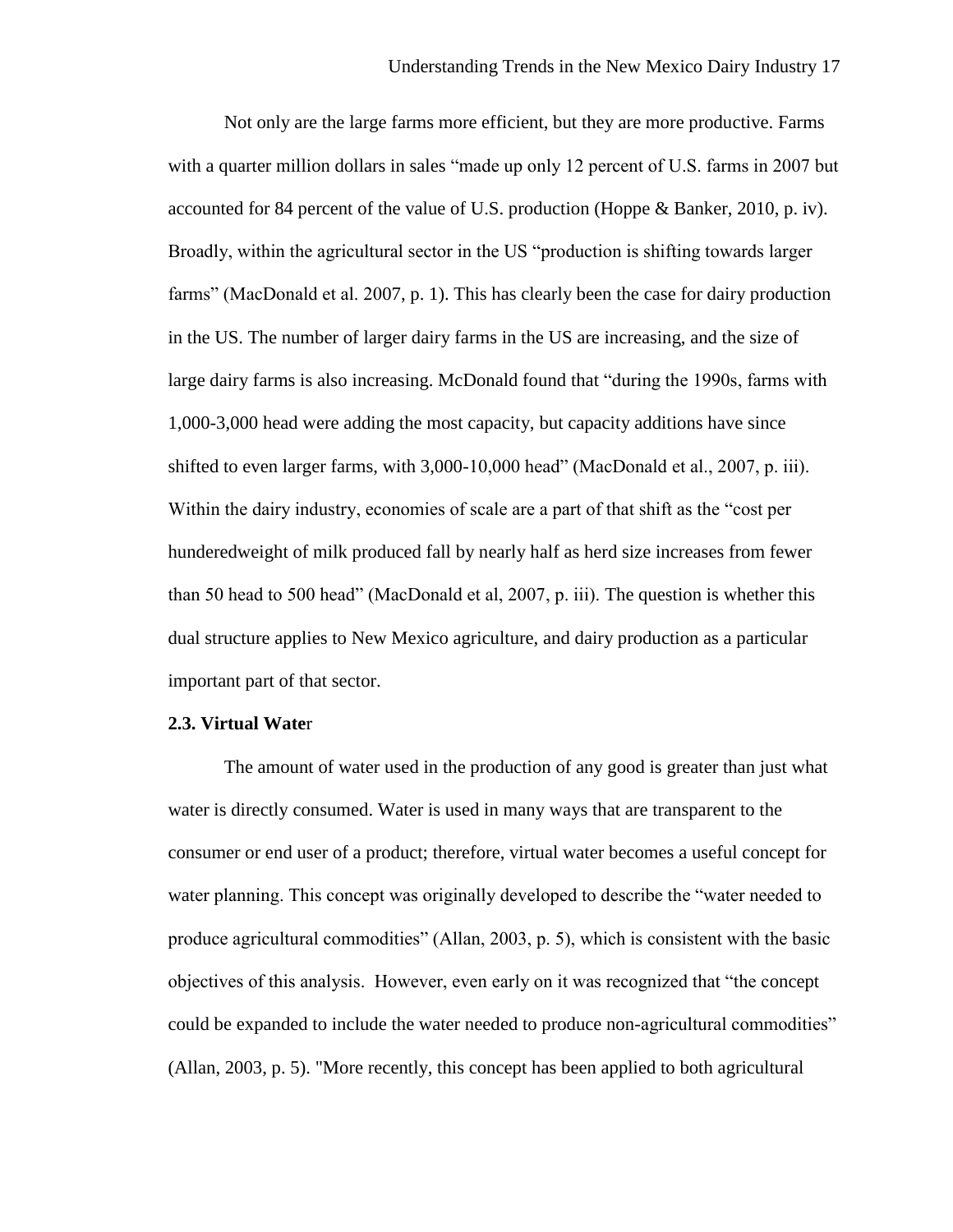Not only are the large farms more efficient, but they are more productive. Farms with a quarter million dollars in sales "made up only 12 percent of U.S. farms in 2007 but accounted for 84 percent of the value of U.S. production (Hoppe & Banker, 2010, p. iv). Broadly, within the agricultural sector in the US "production is shifting towards larger farms" (MacDonald et al. 2007, p. 1). This has clearly been the case for dairy production in the US. The number of larger dairy farms in the US are increasing, and the size of large dairy farms is also increasing. McDonald found that "during the 1990s, farms with 1,000-3,000 head were adding the most capacity, but capacity additions have since shifted to even larger farms, with 3,000-10,000 head" (MacDonald et al., 2007, p. iii). Within the dairy industry, economies of scale are a part of that shift as the "cost per hunderedweight of milk produced fall by nearly half as herd size increases from fewer than 50 head to 500 head" (MacDonald et al, 2007, p. iii). The question is whether this dual structure applies to New Mexico agriculture, and dairy production as a particular important part of that sector.

**2.3. Virtual Water**

The amount of water used in the production of any good is greater than just what water is directly consumed. Water is used in many ways that are transparent to the consumer or end user of a product; therefore, virtual water becomes a useful concept for water planning. This concept was originally developed to describe the "water needed to produce agricultural commodities" (Allan, 2003, p. 5), which is consistent with the basic objectives of this analysis. However, even early on it was recognized that "the concept could be expanded to include the water needed to produce non-agricultural commodities" (Allan, 2003, p. 5). "More recently, this concept has been applied to both agricultural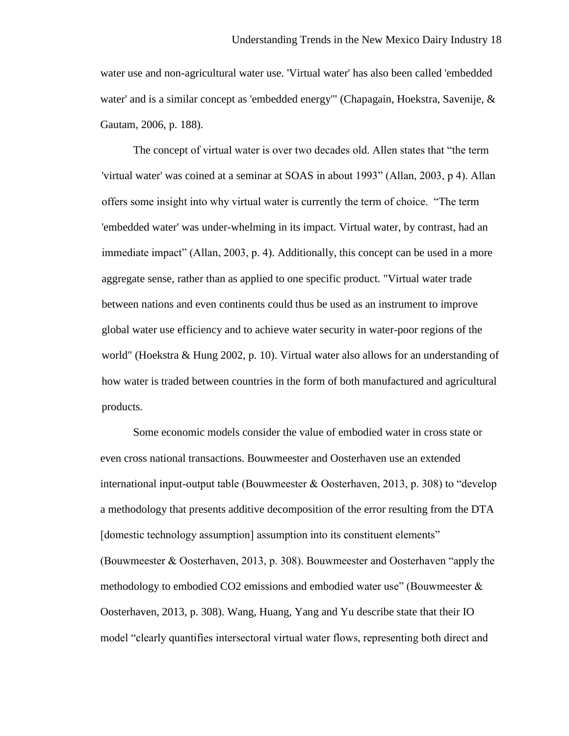water use and non-agricultural water use. 'Virtual water' has also been called 'embedded water' and is a similar concept as 'embedded energy'" (Chapagain, Hoekstra, Savenije, & Gautam, 2006, p. 188).

The concept of virtual water is over two decades old. Allen states that "the term 'virtual water' was coined at a seminar at SOAS in about 1993" (Allan, 2003, p 4). Allan offers some insight into why virtual water is currently the term of choice. "The term 'embedded water' was under-whelming in its impact. Virtual water, by contrast, had an immediate impact" (Allan, 2003, p. 4). Additionally, this concept can be used in a more aggregate sense, rather than as applied to one specific product. "Virtual water trade between nations and even continents could thus be used as an instrument to improve global water use efficiency and to achieve water security in water-poor regions of the world" (Hoekstra & Hung 2002, p. 10). Virtual water also allows for an understanding of how water is traded between countries in the form of both manufactured and agricultural products.

Some economic models consider the value of embodied water in cross state or even cross national transactions. Bouwmeester and Oosterhaven use an extended international input-output table (Bouwmeester & Oosterhaven, 2013, p. 308) to "develop a methodology that presents additive decomposition of the error resulting from the DTA [domestic technology assumption] assumption into its constituent elements" (Bouwmeester & Oosterhaven, 2013, p. 308). Bouwmeester and Oosterhaven "apply the methodology to embodied $CO_2$ emissions and embodied water use" (Bouwmeester & Oosterhaven, 2013, p. 308). Wang, Huang, Yang and Yu describe state that their IO model "clearly quantifies intersectoral virtual water flows, representing both direct and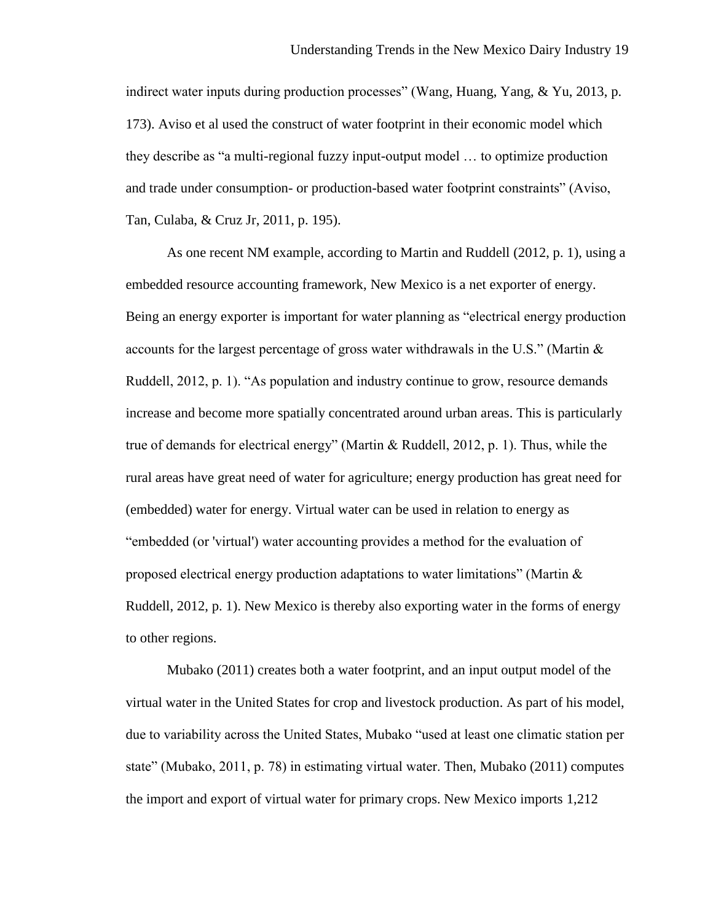indirect water inputs during production processes" (Wang, Huang, Yang, & Yu, 2013, p. 173). Aviso et al used the construct of water footprint in their economic model which they describe as "a multi-regional fuzzy input-output model … to optimize production and trade under consumption- or production-based water footprint constraints" (Aviso, Tan, Culaba, & Cruz Jr, 2011, p. 195).

As one recent NM example, according to Martin and Ruddell (2012, p. 1), using a embedded resource accounting framework, New Mexico is a net exporter of energy. Being an energy exporter is important for water planning as "electrical energy production accounts for the largest percentage of gross water withdrawals in the U.S." (Martin & Ruddell, 2012, p. 1). "As population and industry continue to grow, resource demands increase and become more spatially concentrated around urban areas. This is particularly true of demands for electrical energy" (Martin & Ruddell, 2012, p. 1). Thus, while the rural areas have great need of water for agriculture; energy production has great need for (embedded) water for energy. Virtual water can be used in relation to energy as "embedded (or 'virtual') water accounting provides a method for the evaluation of proposed electrical energy production adaptations to water limitations" (Martin & Ruddell, 2012, p. 1). New Mexico is thereby also exporting water in the forms of energy to other regions.

Mubako (2011) creates both a water footprint, and an input output model of the virtual water in the United States for crop and livestock production. As part of his model, due to variability across the United States, Mubako "used at least one climatic station per state" (Mubako, 2011, p. 78) in estimating virtual water. Then, Mubako (2011) computes the import and export of virtual water for primary crops. New Mexico imports 1,212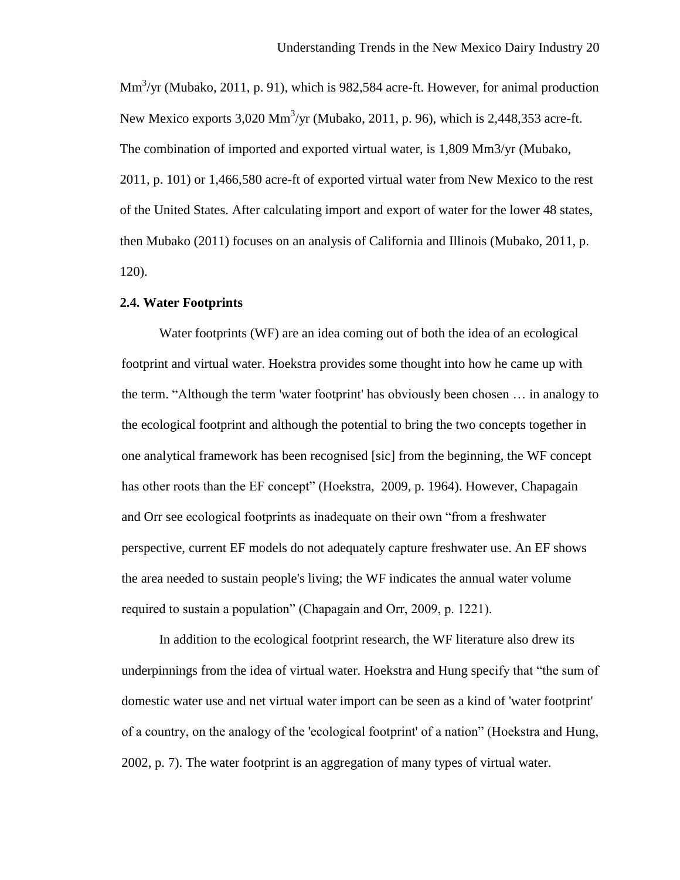$Mm^3$/yr (Mubako, 2011, p. 91), which is 982,584 acre-ft. However, for animal production New Mexico exports 3,020 $Mm^3$/yr (Mubako, 2011, p. 96), which is 2,448,353 acre-ft. The combination of imported and exported virtual water, is 1,809 Mm3/yr (Mubako, 2011, p. 101) or 1,466,580 acre-ft of exported virtual water from New Mexico to the rest of the United States. After calculating import and export of water for the lower 48 states, then Mubako (2011) focuses on an analysis of California and Illinois (Mubako, 2011, p. 120).

### 2.4. Water Footprints

Water footprints (WF) are an idea coming out of both the idea of an ecological footprint and virtual water. Hoekstra provides some thought into how he came up with the term. "Although the term 'water footprint' has obviously been chosen … in analogy to the ecological footprint and although the potential to bring the two concepts together in one analytical framework has been recognised [sic] from the beginning, the WF concept has other roots than the EF concept" (Hoekstra, 2009, p. 1964). However, Chapagain and Orr see ecological footprints as inadequate on their own "from a freshwater perspective, current EF models do not adequately capture freshwater use. An EF shows the area needed to sustain people's living; the WF indicates the annual water volume required to sustain a population" (Chapagain and Orr, 2009, p. 1221).

In addition to the ecological footprint research, the WF literature also drew its underpinnings from the idea of virtual water. Hoekstra and Hung specify that "the sum of domestic water use and net virtual water import can be seen as a kind of 'water footprint' of a country, on the analogy of the 'ecological footprint' of a nation" (Hoekstra and Hung, 2002, p. 7). The water footprint is an aggregation of many types of virtual water.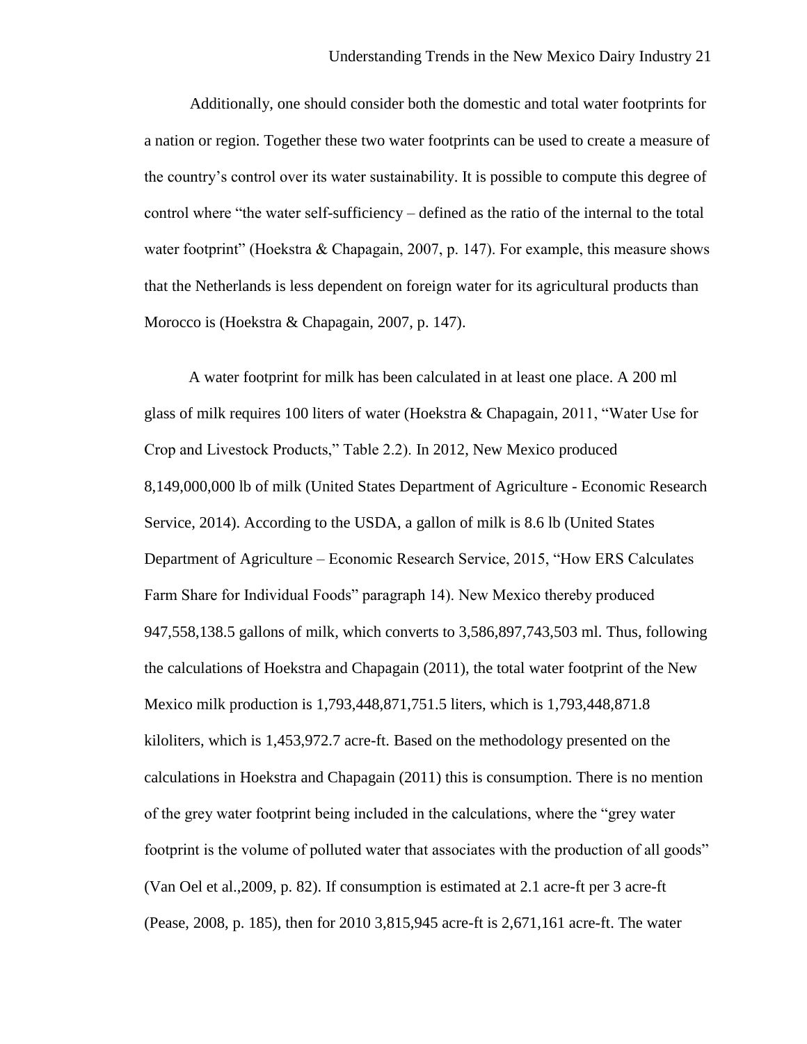Additionally, one should consider both the domestic and total water footprints for a nation or region. Together these two water footprints can be used to create a measure of the country's control over its water sustainability. It is possible to compute this degree of control where "the water self-sufficiency – defined as the ratio of the internal to the total water footprint" (Hoekstra & Chapagain, 2007, p. 147). For example, this measure shows that the Netherlands is less dependent on foreign water for its agricultural products than Morocco is (Hoekstra & Chapagain, 2007, p. 147).

A water footprint for milk has been calculated in at least one place. A 200 ml glass of milk requires 100 liters of water (Hoekstra & Chapagain, 2011, "Water Use for Crop and Livestock Products," Table 2.2). In 2012, New Mexico produced 8,149,000,000 lb of milk (United States Department of Agriculture - Economic Research Service, 2014). According to the USDA, a gallon of milk is 8.6 lb (United States Department of Agriculture – Economic Research Service, 2015, "How ERS Calculates Farm Share for Individual Foods" paragraph 14). New Mexico thereby produced 947,558,138.5 gallons of milk, which converts to 3,586,897,743,503 ml. Thus, following the calculations of Hoekstra and Chapagain (2011), the total water footprint of the New Mexico milk production is 1,793,448,871,751.5 liters, which is 1,793,448,871.8 kiloliters, which is 1,453,972.7 acre-ft. Based on the methodology presented on the calculations in Hoekstra and Chapagain (2011) this is consumption. There is no mention of the grey water footprint being included in the calculations, where the "grey water footprint is the volume of polluted water that associates with the production of all goods" (Van Oel et al.,2009, p. 82). If consumption is estimated at 2.1 acre-ft per 3 acre-ft (Pease, 2008, p. 185), then for 2010 3,815,945 acre-ft is 2,671,161 acre-ft. The water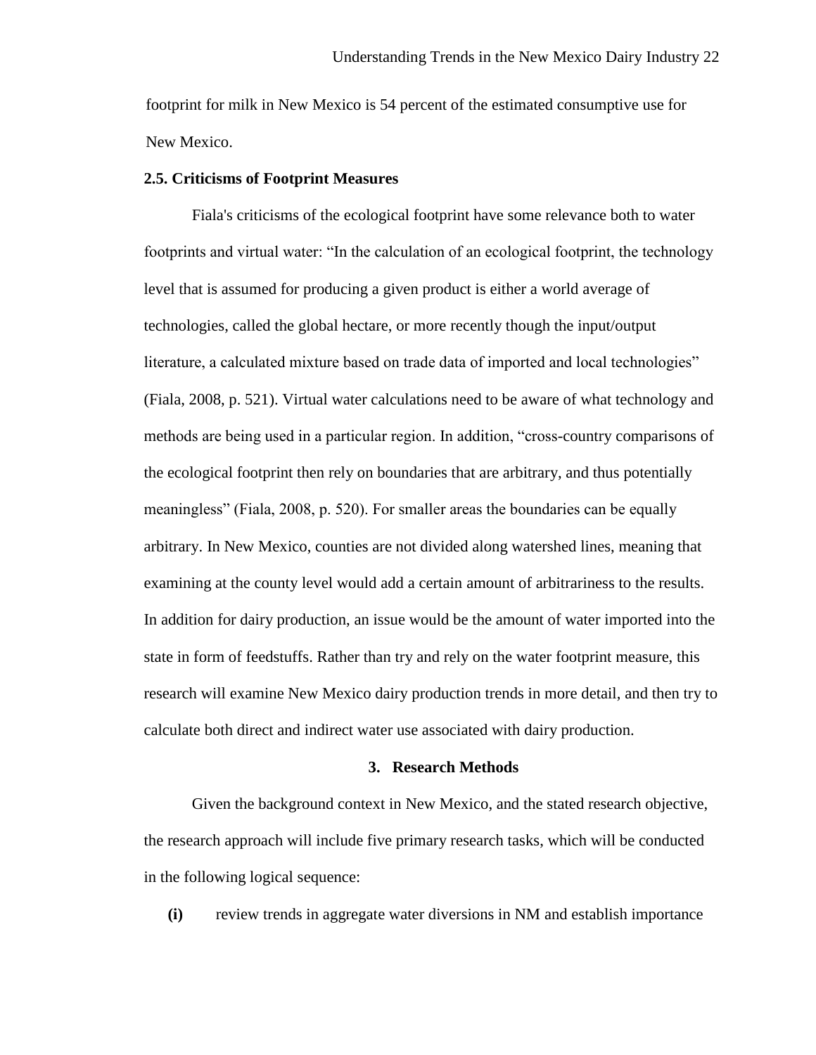footprint for milk in New Mexico is 54 percent of the estimated consumptive use for New Mexico.

### 2.5. Criticisms of Footprint Measures

Fiala's criticisms of the ecological footprint have some relevance both to water footprints and virtual water: "In the calculation of an ecological footprint, the technology level that is assumed for producing a given product is either a world average of technologies, called the global hectare, or more recently though the input/output literature, a calculated mixture based on trade data of imported and local technologies" (Fiala, 2008, p. 521). Virtual water calculations need to be aware of what technology and methods are being used in a particular region. In addition, "cross-country comparisons of the ecological footprint then rely on boundaries that are arbitrary, and thus potentially meaningless" (Fiala, 2008, p. 520). For smaller areas the boundaries can be equally arbitrary. In New Mexico, counties are not divided along watershed lines, meaning that examining at the county level would add a certain amount of arbitrariness to the results. In addition for dairy production, an issue would be the amount of water imported into the state in form of feedstuffs. Rather than try and rely on the water footprint measure, this research will examine New Mexico dairy production trends in more detail, and then try to calculate both direct and indirect water use associated with dairy production.

## 3. Research Methods

Given the background context in New Mexico, and the stated research objective, the research approach will include five primary research tasks, which will be conducted in the following logical sequence:

**(i)** review trends in aggregate water diversions in NM and establish importance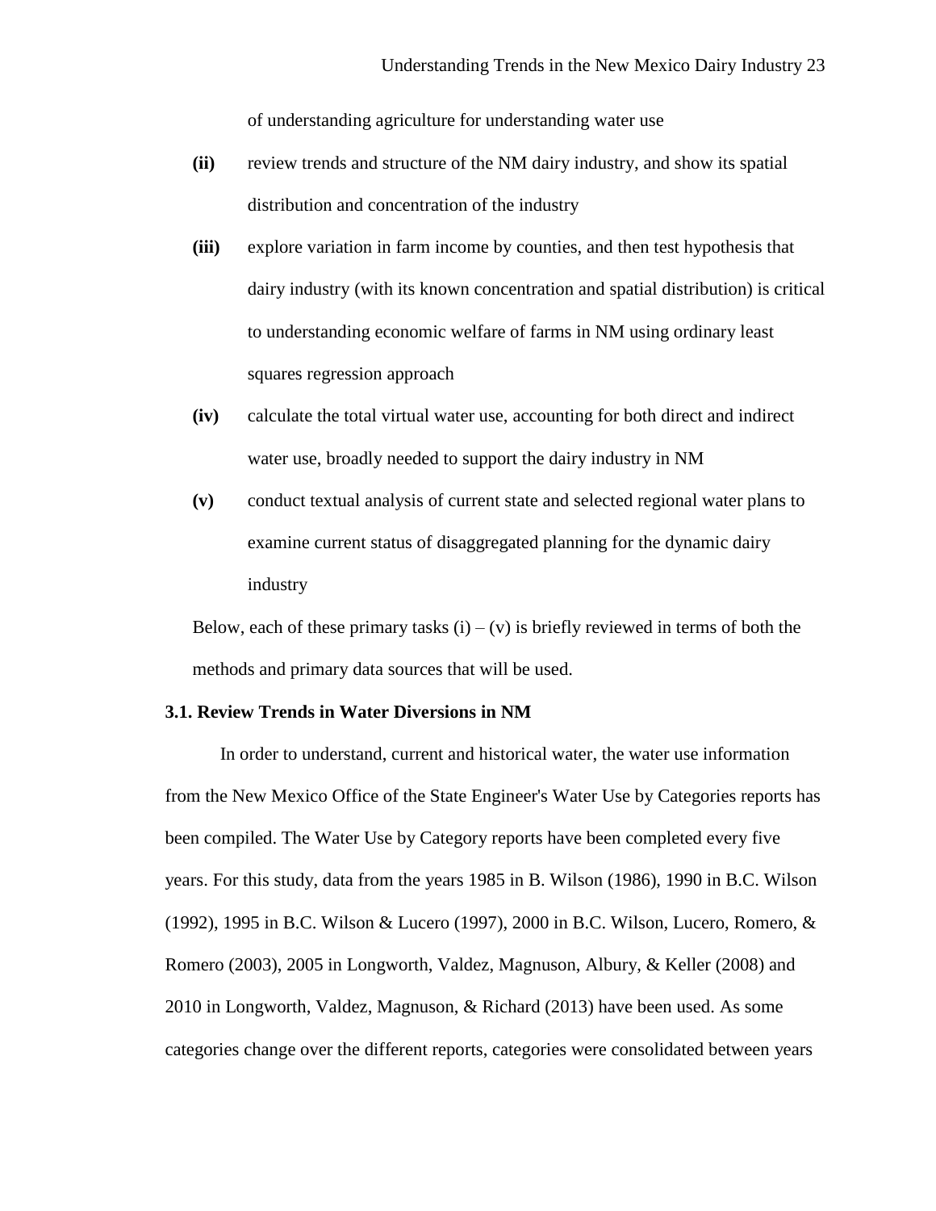of understanding agriculture for understanding water use

**(ii)** review trends and structure of the NM dairy industry, and show its spatial distribution and concentration of the industry

**(iii)** explore variation in farm income by counties, and then test hypothesis that dairy industry (with its known concentration and spatial distribution) is critical to understanding economic welfare of farms in NM using ordinary least squares regression approach

**(iv)** calculate the total virtual water use, accounting for both direct and indirect water use, broadly needed to support the dairy industry in NM

**(v)** conduct textual analysis of current state and selected regional water plans to examine current status of disaggregated planning for the dynamic dairy industry

Below, each of these primary tasks (i) – (v) is briefly reviewed in terms of both the methods and primary data sources that will be used.

### 3.1. Review Trends in Water Diversions in NM

In order to understand, current and historical water, the water use information from the New Mexico Office of the State Engineer's Water Use by Categories reports has been compiled. The Water Use by Category reports have been completed every five years. For this study, data from the years 1985 in B. Wilson (1986), 1990 in B.C. Wilson (1992), 1995 in B.C. Wilson & Lucero (1997), 2000 in B.C. Wilson, Lucero, Romero, & Romero (2003), 2005 in Longworth, Valdez, Magnuson, Albury, & Keller (2008) and 2010 in Longworth, Valdez, Magnuson, & Richard (2013) have been used. As some categories change over the different reports, categories were consolidated between years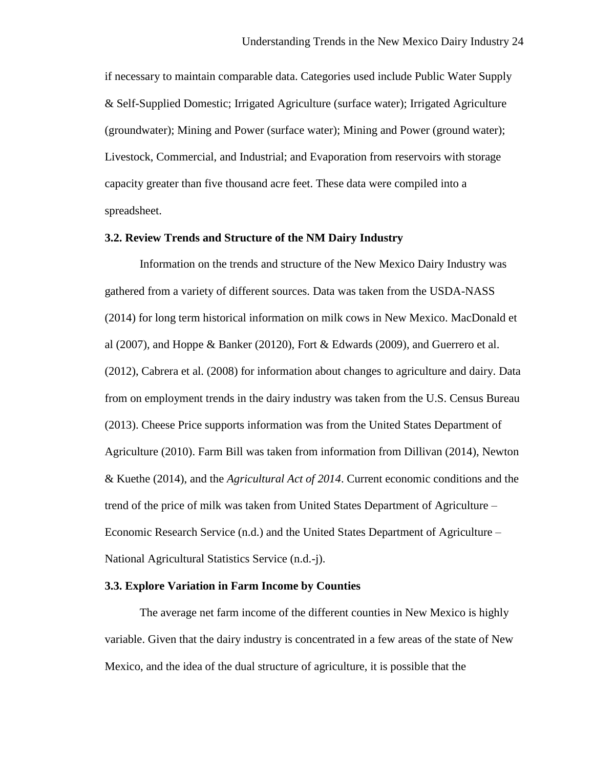if necessary to maintain comparable data. Categories used include Public Water Supply & Self-Supplied Domestic; Irrigated Agriculture (surface water); Irrigated Agriculture (groundwater); Mining and Power (surface water); Mining and Power (ground water); Livestock, Commercial, and Industrial; and Evaporation from reservoirs with storage capacity greater than five thousand acre feet. These data were compiled into a spreadsheet.

### 3.2. Review Trends and Structure of the NM Dairy Industry

Information on the trends and structure of the New Mexico Dairy Industry was gathered from a variety of different sources. Data was taken from the USDA-NASS (2014) for long term historical information on milk cows in New Mexico. MacDonald et al (2007), and Hoppe & Banker (20120), Fort & Edwards (2009), and Guerrero et al. (2012), Cabrera et al. (2008) for information about changes to agriculture and dairy. Data from on employment trends in the dairy industry was taken from the U.S. Census Bureau (2013). Cheese Price supports information was from the United States Department of Agriculture (2010). Farm Bill was taken from information from Dillivan (2014), Newton & Kuethe (2014), and the *Agricultural Act of 2014*. Current economic conditions and the trend of the price of milk was taken from United States Department of Agriculture – Economic Research Service (n.d.) and the United States Department of Agriculture – National Agricultural Statistics Service (n.d.-j).

### 3.3. Explore Variation in Farm Income by Counties

The average net farm income of the different counties in New Mexico is highly variable. Given that the dairy industry is concentrated in a few areas of the state of New Mexico, and the idea of the dual structure of agriculture, it is possible that the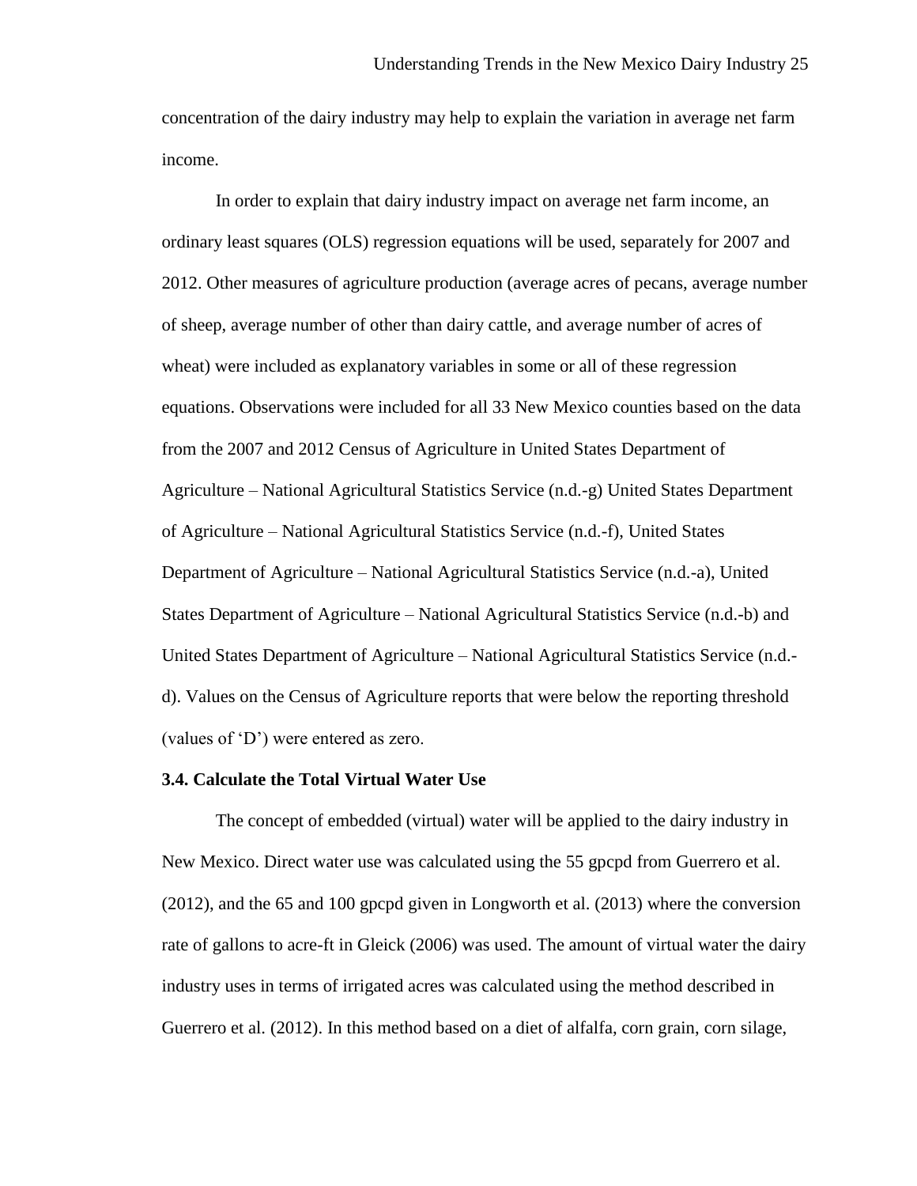concentration of the dairy industry may help to explain the variation in average net farm income.

In order to explain that dairy industry impact on average net farm income, an ordinary least squares (OLS) regression equations will be used, separately for 2007 and 2012. Other measures of agriculture production (average acres of pecans, average number of sheep, average number of other than dairy cattle, and average number of acres of wheat) were included as explanatory variables in some or all of these regression equations. Observations were included for all 33 New Mexico counties based on the data from the 2007 and 2012 Census of Agriculture in United States Department of Agriculture – National Agricultural Statistics Service (n.d.-g) United States Department of Agriculture – National Agricultural Statistics Service (n.d.-f), United States Department of Agriculture – National Agricultural Statistics Service (n.d.-a), United States Department of Agriculture – National Agricultural Statistics Service (n.d.-b) and United States Department of Agriculture – National Agricultural Statistics Service (n.d.-d). Values on the Census of Agriculture reports that were below the reporting threshold (values of 'D') were entered as zero.

### 3.4. Calculate the Total Virtual Water Use

The concept of embedded (virtual) water will be applied to the dairy industry in New Mexico. Direct water use was calculated using the 55 gpcpd from Guerrero et al. (2012), and the 65 and 100 gpcpd given in Longworth et al. (2013) where the conversion rate of gallons to acre-ft in Gleick (2006) was used. The amount of virtual water the dairy industry uses in terms of irrigated acres was calculated using the method described in Guerrero et al. (2012). In this method based on a diet of alfalfa, corn grain, corn silage,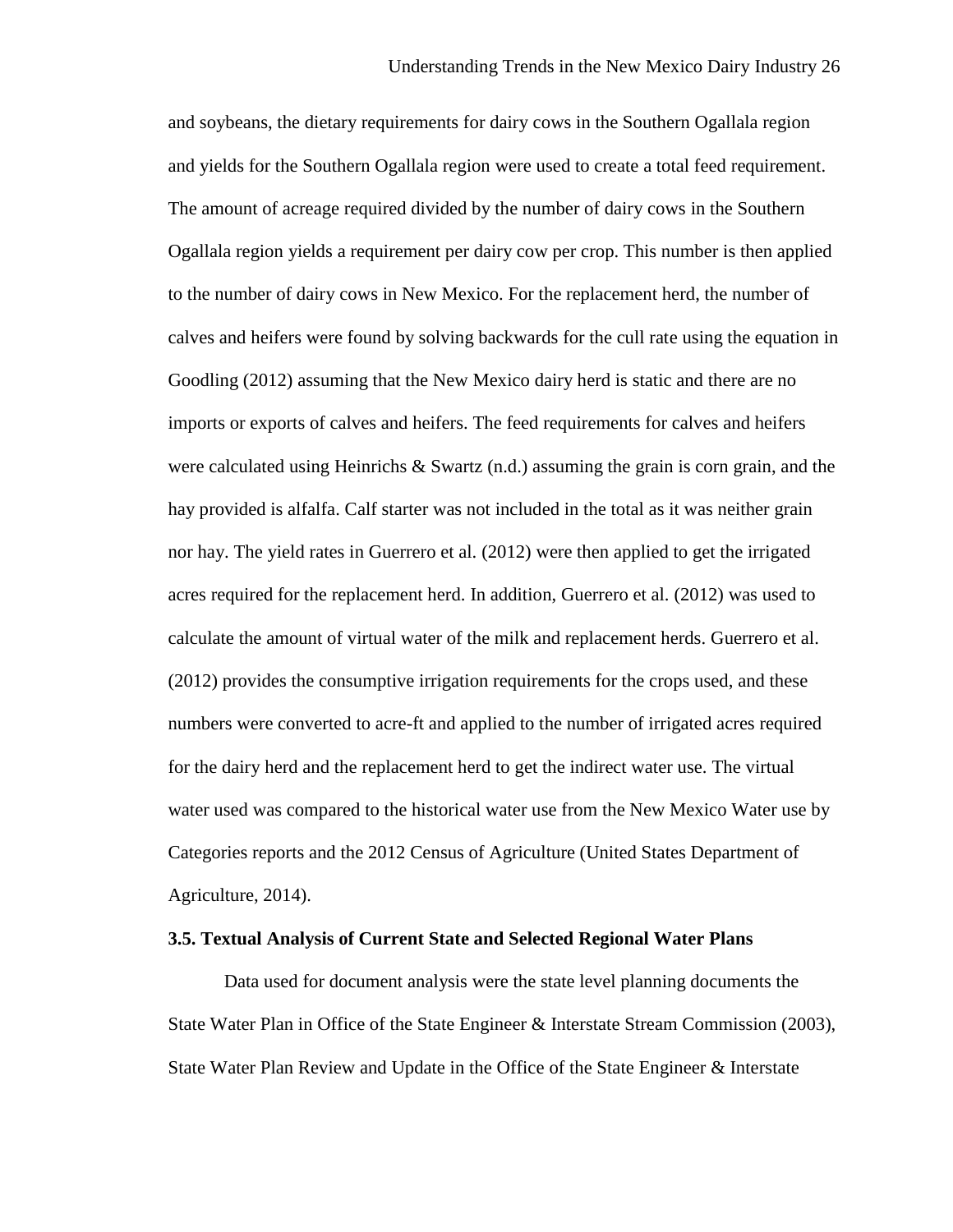and soybeans, the dietary requirements for dairy cows in the Southern Ogallala region and yields for the Southern Ogallala region were used to create a total feed requirement. The amount of acreage required divided by the number of dairy cows in the Southern Ogallala region yields a requirement per dairy cow per crop. This number is then applied to the number of dairy cows in New Mexico. For the replacement herd, the number of calves and heifers were found by solving backwards for the cull rate using the equation in Goodling (2012) assuming that the New Mexico dairy herd is static and there are no imports or exports of calves and heifers. The feed requirements for calves and heifers were calculated using Heinrichs & Swartz (n.d.) assuming the grain is corn grain, and the hay provided is alfalfa. Calf starter was not included in the total as it was neither grain nor hay. The yield rates in Guerrero et al. (2012) were then applied to get the irrigated acres required for the replacement herd. In addition, Guerrero et al. (2012) was used to calculate the amount of virtual water of the milk and replacement herds. Guerrero et al. (2012) provides the consumptive irrigation requirements for the crops used, and these numbers were converted to acre-ft and applied to the number of irrigated acres required for the dairy herd and the replacement herd to get the indirect water use. The virtual water used was compared to the historical water use from the New Mexico Water use by Categories reports and the 2012 Census of Agriculture (United States Department of Agriculture, 2014).

### 3.5. Textual Analysis of Current State and Selected Regional Water Plans

Data used for document analysis were the state level planning documents the State Water Plan in Office of the State Engineer & Interstate Stream Commission (2003), State Water Plan Review and Update in the Office of the State Engineer & Interstate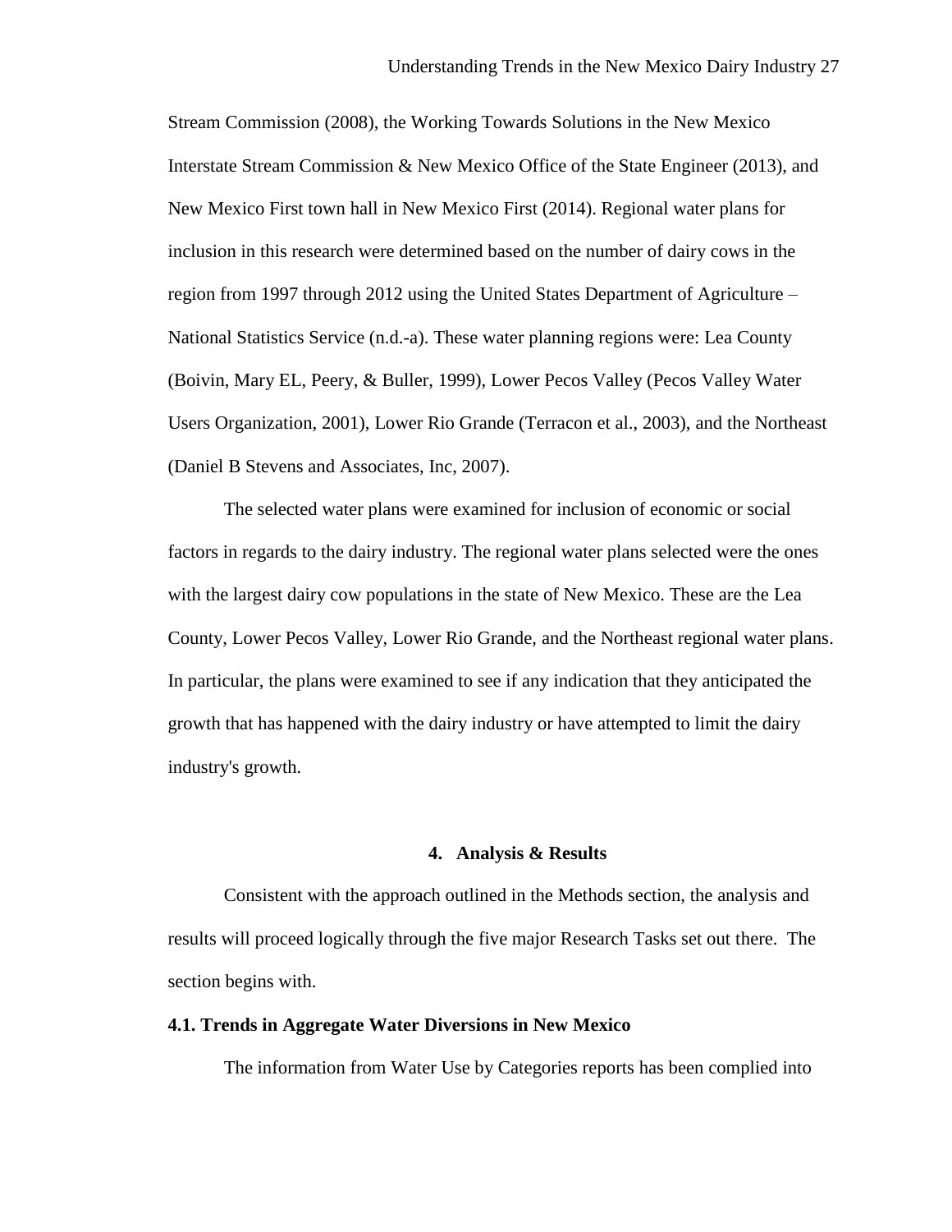Stream Commission (2008), the Working Towards Solutions in the New Mexico Interstate Stream Commission & New Mexico Office of the State Engineer (2013), and New Mexico First town hall in New Mexico First (2014). Regional water plans for inclusion in this research were determined based on the number of dairy cows in the region from 1997 through 2012 using the United States Department of Agriculture – National Statistics Service (n.d.-a). These water planning regions were: Lea County (Boivin, Mary EL, Peery, & Buller, 1999), Lower Pecos Valley (Pecos Valley Water Users Organization, 2001), Lower Rio Grande (Terracon et al., 2003), and the Northeast (Daniel B Stevens and Associates, Inc, 2007).

The selected water plans were examined for inclusion of economic or social factors in regards to the dairy industry. The regional water plans selected were the ones with the largest dairy cow populations in the state of New Mexico. These are the Lea County, Lower Pecos Valley, Lower Rio Grande, and the Northeast regional water plans. In particular, the plans were examined to see if any indication that they anticipated the growth that has happened with the dairy industry or have attempted to limit the dairy industry's growth.

## 4. Analysis & Results

Consistent with the approach outlined in the Methods section, the analysis and results will proceed logically through the five major Research Tasks set out there. The section begins with.

### 4.1. Trends in Aggregate Water Diversions in New Mexico

The information from Water Use by Categories reports has been complied into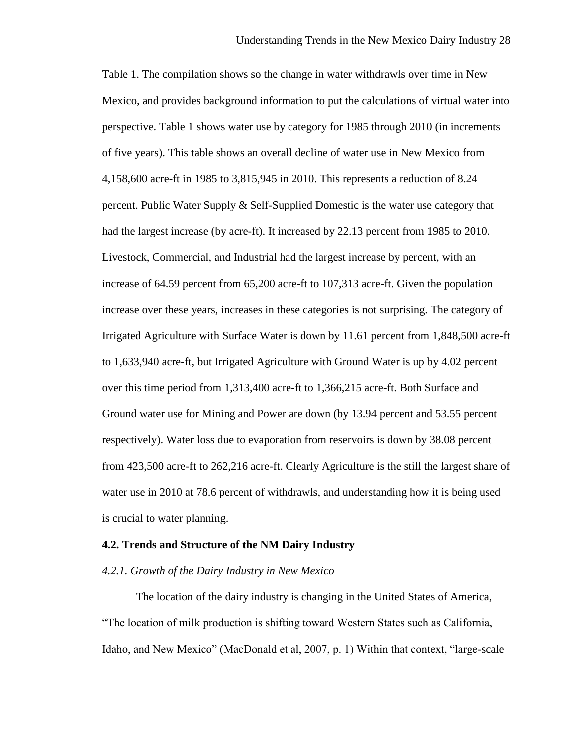Table 1. The compilation shows so the change in water withdrawls over time in New Mexico, and provides background information to put the calculations of virtual water into perspective. Table 1 shows water use by category for 1985 through 2010 (in increments of five years). This table shows an overall decline of water use in New Mexico from 4,158,600 acre-ft in 1985 to 3,815,945 in 2010. This represents a reduction of 8.24 percent. Public Water Supply & Self-Supplied Domestic is the water use category that had the largest increase (by acre-ft). It increased by 22.13 percent from 1985 to 2010. Livestock, Commercial, and Industrial had the largest increase by percent, with an increase of 64.59 percent from 65,200 acre-ft to 107,313 acre-ft. Given the population increase over these years, increases in these categories is not surprising. The category of Irrigated Agriculture with Surface Water is down by 11.61 percent from 1,848,500 acre-ft to 1,633,940 acre-ft, but Irrigated Agriculture with Ground Water is up by 4.02 percent over this time period from 1,313,400 acre-ft to 1,366,215 acre-ft. Both Surface and Ground water use for Mining and Power are down (by 13.94 percent and 53.55 percent respectively). Water loss due to evaporation from reservoirs is down by 38.08 percent from 423,500 acre-ft to 262,216 acre-ft. Clearly Agriculture is the still the largest share of water use in 2010 at 78.6 percent of withdrawls, and understanding how it is being used is crucial to water planning.

### 4.2. Trends and Structure of the NM Dairy Industry

#### *4.2.1. Growth of the Dairy Industry in New Mexico*

The location of the dairy industry is changing in the United States of America, "The location of milk production is shifting toward Western States such as California, Idaho, and New Mexico" (MacDonald et al, 2007, p. 1) Within that context, "large-scale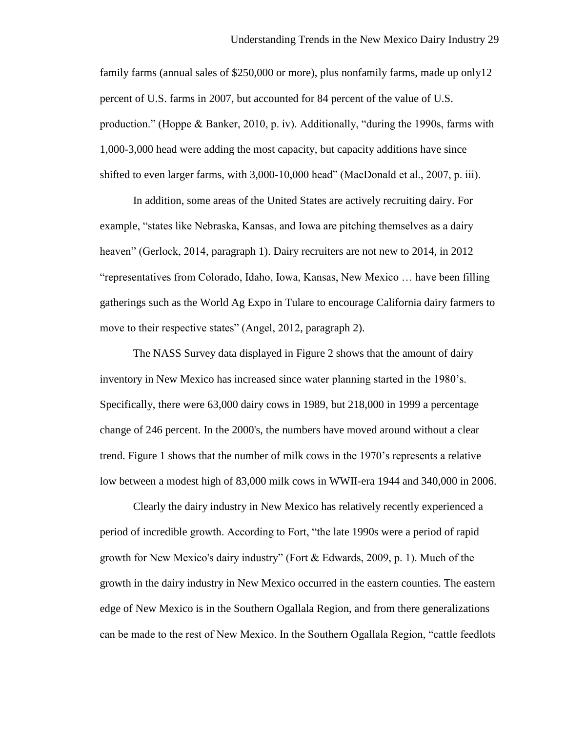family farms (annual sales of $250,000 or more), plus nonfamily farms, made up only12 percent of U.S. farms in 2007, but accounted for 84 percent of the value of U.S. production." (Hoppe & Banker, 2010, p. iv). Additionally, "during the 1990s, farms with 1,000-3,000 head were adding the most capacity, but capacity additions have since shifted to even larger farms, with 3,000-10,000 head" (MacDonald et al., 2007, p. iii).

In addition, some areas of the United States are actively recruiting dairy. For example, "states like Nebraska, Kansas, and Iowa are pitching themselves as a dairy heaven" (Gerlock, 2014, paragraph 1). Dairy recruiters are not new to 2014, in 2012 "representatives from Colorado, Idaho, Iowa, Kansas, New Mexico … have been filling gatherings such as the World Ag Expo in Tulare to encourage California dairy farmers to move to their respective states" (Angel, 2012, paragraph 2).

The NASS Survey data displayed in Figure 2 shows that the amount of dairy inventory in New Mexico has increased since water planning started in the 1980's. Specifically, there were 63,000 dairy cows in 1989, but 218,000 in 1999 a percentage change of 246 percent. In the 2000's, the numbers have moved around without a clear trend. Figure 1 shows that the number of milk cows in the 1970's represents a relative low between a modest high of 83,000 milk cows in WWII-era 1944 and 340,000 in 2006.

Clearly the dairy industry in New Mexico has relatively recently experienced a period of incredible growth. According to Fort, "the late 1990s were a period of rapid growth for New Mexico's dairy industry" (Fort & Edwards, 2009, p. 1). Much of the growth in the dairy industry in New Mexico occurred in the eastern counties. The eastern edge of New Mexico is in the Southern Ogallala Region, and from there generalizations can be made to the rest of New Mexico. In the Southern Ogallala Region, "cattle feedlots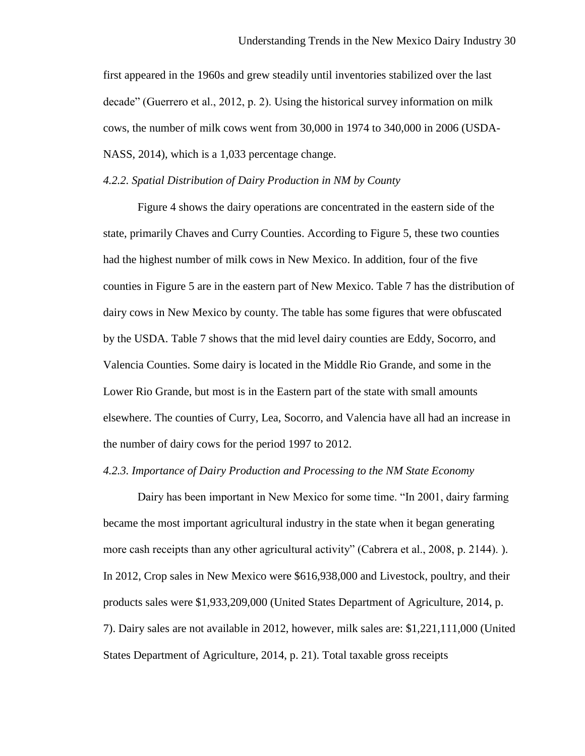first appeared in the 1960s and grew steadily until inventories stabilized over the last decade" (Guerrero et al., 2012, p. 2). Using the historical survey information on milk cows, the number of milk cows went from 30,000 in 1974 to 340,000 in 2006 (USDA-NASS, 2014), which is a 1,033 percentage change.

### *4.2.2. Spatial Distribution of Dairy Production in NM by County*

Figure 4 shows the dairy operations are concentrated in the eastern side of the state, primarily Chaves and Curry Counties. According to Figure 5, these two counties had the highest number of milk cows in New Mexico. In addition, four of the five counties in Figure 5 are in the eastern part of New Mexico. Table 7 has the distribution of dairy cows in New Mexico by county. The table has some figures that were obfuscated by the USDA. Table 7 shows that the mid level dairy counties are Eddy, Socorro, and Valencia Counties. Some dairy is located in the Middle Rio Grande, and some in the Lower Rio Grande, but most is in the Eastern part of the state with small amounts elsewhere. The counties of Curry, Lea, Socorro, and Valencia have all had an increase in the number of dairy cows for the period 1997 to 2012.

### *4.2.3. Importance of Dairy Production and Processing to the NM State Economy*

Dairy has been important in New Mexico for some time. "In 2001, dairy farming became the most important agricultural industry in the state when it began generating more cash receipts than any other agricultural activity" (Cabrera et al., 2008, p. 2144). ). In 2012, Crop sales in New Mexico were $616,938,000 and Livestock, poultry, and their products sales were $1,933,209,000 (United States Department of Agriculture, 2014, p. 7). Dairy sales are not available in 2012, however, milk sales are: $1,221,111,000 (United States Department of Agriculture, 2014, p. 21). Total taxable gross receipts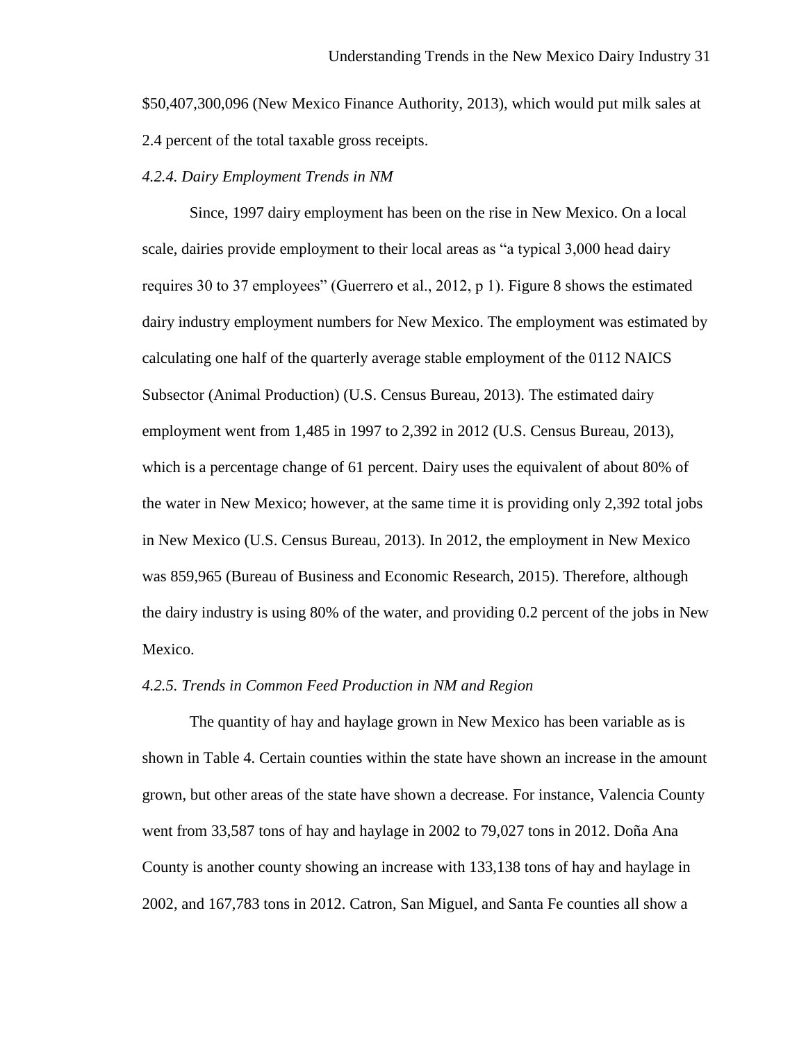$50,407,300,096 (New Mexico Finance Authority, 2013), which would put milk sales at 2.4 percent of the total taxable gross receipts.

*4.2.4. Dairy Employment Trends in NM*

Since, 1997 dairy employment has been on the rise in New Mexico. On a local scale, dairies provide employment to their local areas as "a typical 3,000 head dairy requires 30 to 37 employees" (Guerrero et al., 2012, p 1). Figure 8 shows the estimated dairy industry employment numbers for New Mexico. The employment was estimated by calculating one half of the quarterly average stable employment of the 0112 NAICS Subsector (Animal Production) (U.S. Census Bureau, 2013). The estimated dairy employment went from 1,485 in 1997 to 2,392 in 2012 (U.S. Census Bureau, 2013), which is a percentage change of 61 percent. Dairy uses the equivalent of about 80% of the water in New Mexico; however, at the same time it is providing only 2,392 total jobs in New Mexico (U.S. Census Bureau, 2013). In 2012, the employment in New Mexico was 859,965 (Bureau of Business and Economic Research, 2015). Therefore, although the dairy industry is using 80% of the water, and providing 0.2 percent of the jobs in New Mexico.

*4.2.5. Trends in Common Feed Production in NM and Region*

The quantity of hay and haylage grown in New Mexico has been variable as is shown in Table 4. Certain counties within the state have shown an increase in the amount grown, but other areas of the state have shown a decrease. For instance, Valencia County went from 33,587 tons of hay and haylage in 2002 to 79,027 tons in 2012. Doña Ana County is another county showing an increase with 133,138 tons of hay and haylage in 2002, and 167,783 tons in 2012. Catron, San Miguel, and Santa Fe counties all show a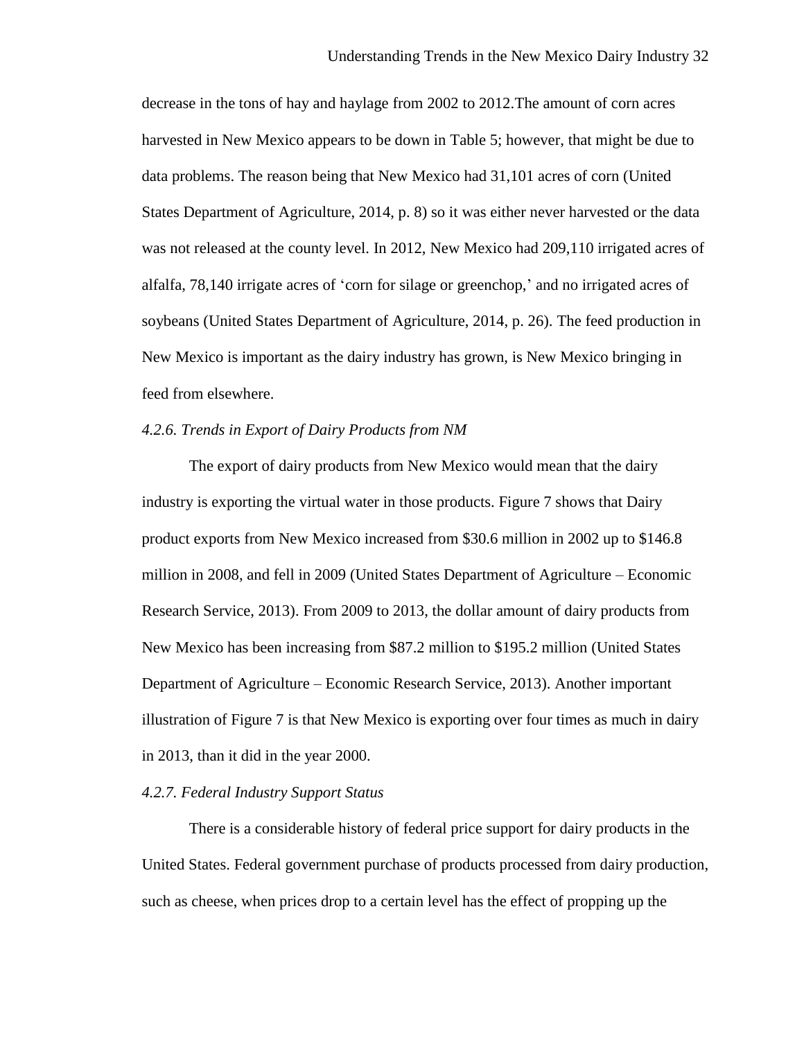decrease in the tons of hay and haylage from 2002 to 2012.The amount of corn acres harvested in New Mexico appears to be down in Table 5; however, that might be due to data problems. The reason being that New Mexico had 31,101 acres of corn (United States Department of Agriculture, 2014, p. 8) so it was either never harvested or the data was not released at the county level. In 2012, New Mexico had 209,110 irrigated acres of alfalfa, 78,140 irrigate acres of 'corn for silage or greenchop,' and no irrigated acres of soybeans (United States Department of Agriculture, 2014, p. 26). The feed production in New Mexico is important as the dairy industry has grown, is New Mexico bringing in feed from elsewhere.

*4.2.6. Trends in Export of Dairy Products from NM*

The export of dairy products from New Mexico would mean that the dairy industry is exporting the virtual water in those products. Figure 7 shows that Dairy product exports from New Mexico increased from $30.6 million in 2002 up to $146.8 million in 2008, and fell in 2009 (United States Department of Agriculture – Economic Research Service, 2013). From 2009 to 2013, the dollar amount of dairy products from New Mexico has been increasing from $87.2 million to $195.2 million (United States Department of Agriculture – Economic Research Service, 2013). Another important illustration of Figure 7 is that New Mexico is exporting over four times as much in dairy in 2013, than it did in the year 2000.

*4.2.7. Federal Industry Support Status*

There is a considerable history of federal price support for dairy products in the United States. Federal government purchase of products processed from dairy production, such as cheese, when prices drop to a certain level has the effect of propping up the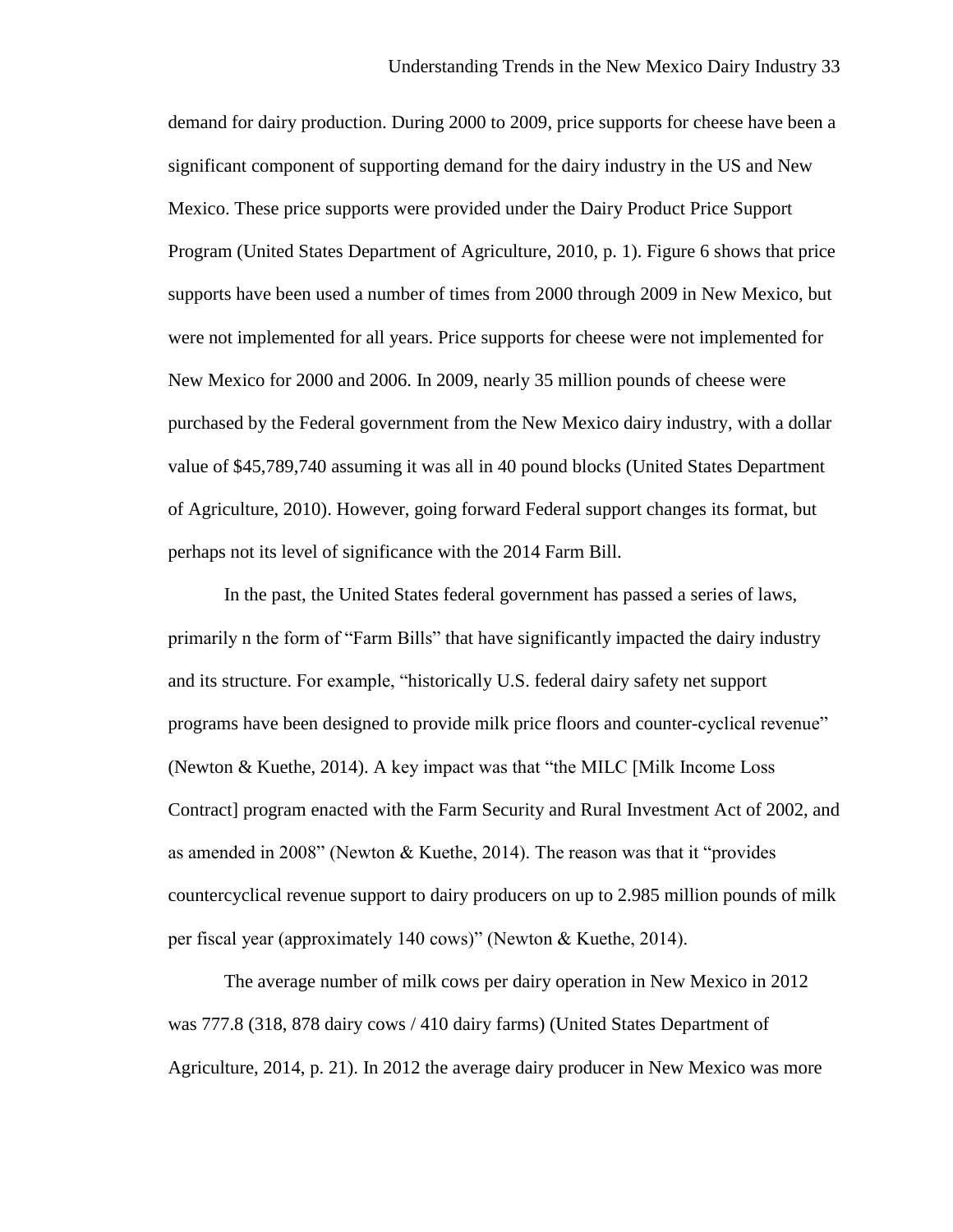demand for dairy production. During 2000 to 2009, price supports for cheese have been a significant component of supporting demand for the dairy industry in the US and New Mexico. These price supports were provided under the Dairy Product Price Support Program (United States Department of Agriculture, 2010, p. 1). Figure 6 shows that price supports have been used a number of times from 2000 through 2009 in New Mexico, but were not implemented for all years. Price supports for cheese were not implemented for New Mexico for 2000 and 2006. In 2009, nearly 35 million pounds of cheese were purchased by the Federal government from the New Mexico dairy industry, with a dollar value of $45,789,740 assuming it was all in 40 pound blocks (United States Department of Agriculture, 2010). However, going forward Federal support changes its format, but perhaps not its level of significance with the 2014 Farm Bill.

In the past, the United States federal government has passed a series of laws, primarily n the form of "Farm Bills" that have significantly impacted the dairy industry and its structure. For example, "historically U.S. federal dairy safety net support programs have been designed to provide milk price floors and counter-cyclical revenue" (Newton & Kuethe, 2014). A key impact was that "the MILC [Milk Income Loss Contract] program enacted with the Farm Security and Rural Investment Act of 2002, and as amended in 2008" (Newton & Kuethe, 2014). The reason was that it "provides countercyclical revenue support to dairy producers on up to 2.985 million pounds of milk per fiscal year (approximately 140 cows)" (Newton & Kuethe, 2014).

The average number of milk cows per dairy operation in New Mexico in 2012 was 777.8 (318, 878 dairy cows / 410 dairy farms) (United States Department of Agriculture, 2014, p. 21). In 2012 the average dairy producer in New Mexico was more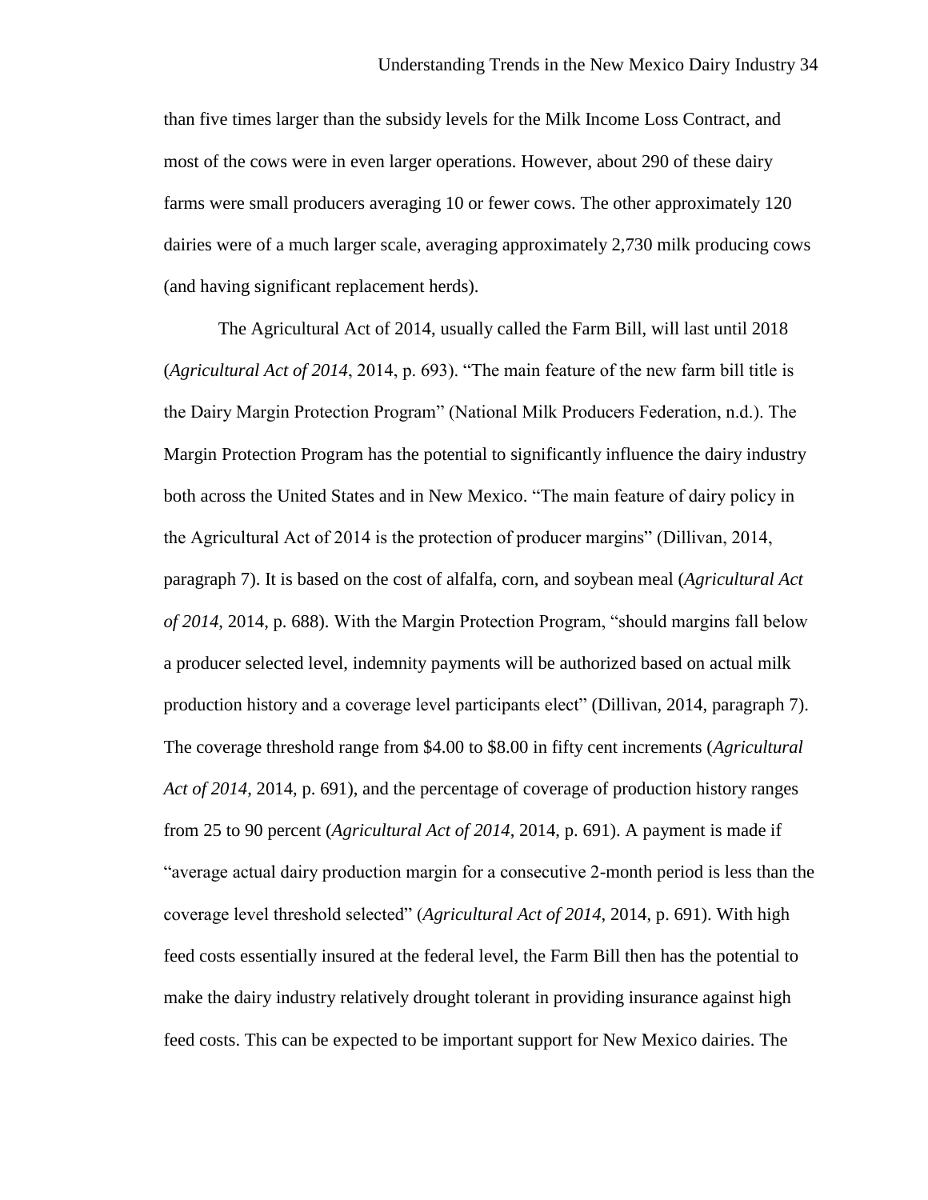than five times larger than the subsidy levels for the Milk Income Loss Contract, and most of the cows were in even larger operations. However, about 290 of these dairy farms were small producers averaging 10 or fewer cows. The other approximately 120 dairies were of a much larger scale, averaging approximately 2,730 milk producing cows (and having significant replacement herds).

The Agricultural Act of 2014, usually called the Farm Bill, will last until 2018 (*Agricultural Act of 2014*, 2014, p. 693). "The main feature of the new farm bill title is the Dairy Margin Protection Program" (National Milk Producers Federation, n.d.). The Margin Protection Program has the potential to significantly influence the dairy industry both across the United States and in New Mexico. "The main feature of dairy policy in the Agricultural Act of 2014 is the protection of producer margins" (Dillivan, 2014, paragraph 7). It is based on the cost of alfalfa, corn, and soybean meal (*Agricultural Act of 2014,* 2014, p. 688). With the Margin Protection Program, "should margins fall below a producer selected level, indemnity payments will be authorized based on actual milk production history and a coverage level participants elect" (Dillivan, 2014, paragraph 7). The coverage threshold range from $4.00 to $8.00 in fifty cent increments (*Agricultural Act of 2014*, 2014, p. 691), and the percentage of coverage of production history ranges from 25 to 90 percent (*Agricultural Act of 2014*, 2014, p. 691). A payment is made if "average actual dairy production margin for a consecutive 2-month period is less than the coverage level threshold selected" (*Agricultural Act of 2014*, 2014, p. 691). With high feed costs essentially insured at the federal level, the Farm Bill then has the potential to make the dairy industry relatively drought tolerant in providing insurance against high feed costs. This can be expected to be important support for New Mexico dairies. The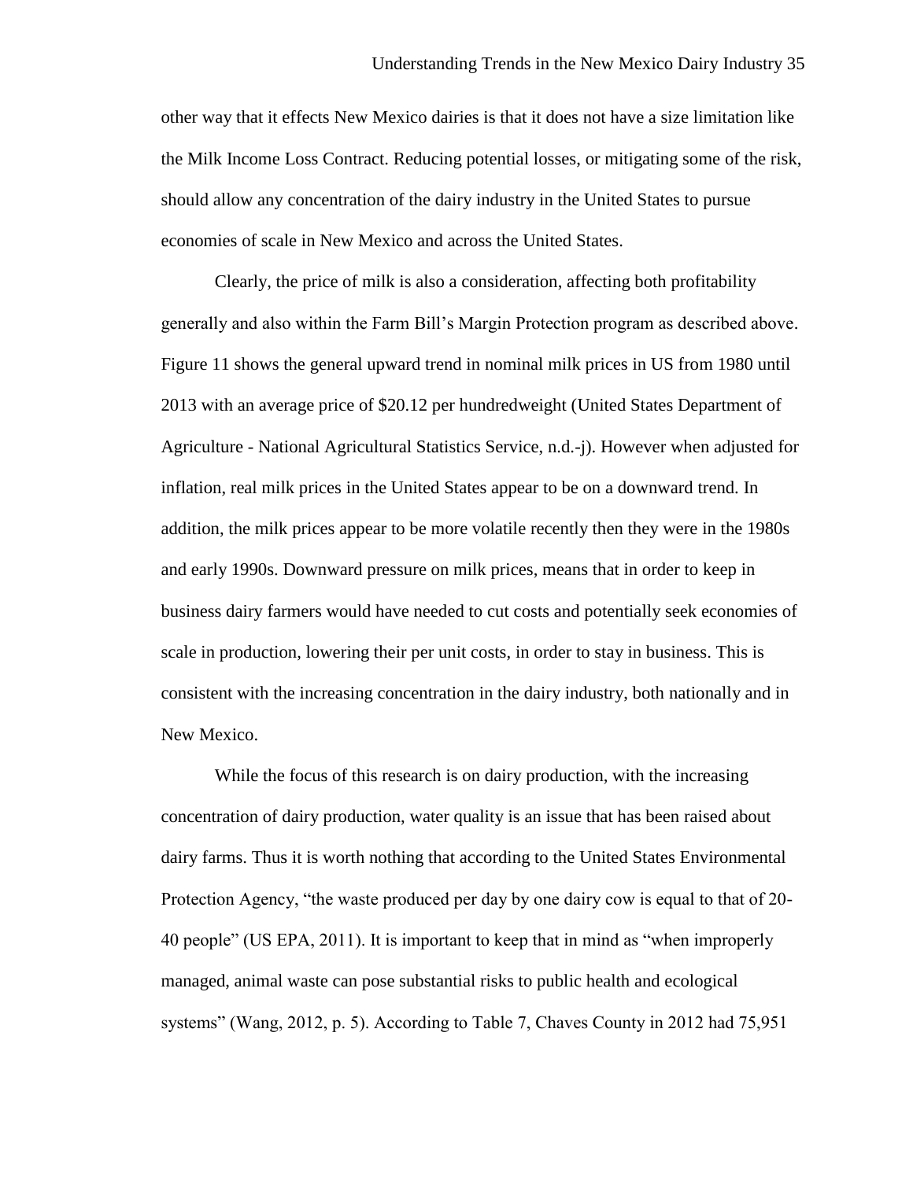other way that it effects New Mexico dairies is that it does not have a size limitation like the Milk Income Loss Contract. Reducing potential losses, or mitigating some of the risk, should allow any concentration of the dairy industry in the United States to pursue economies of scale in New Mexico and across the United States.

Clearly, the price of milk is also a consideration, affecting both profitability generally and also within the Farm Bill's Margin Protection program as described above. Figure 11 shows the general upward trend in nominal milk prices in US from 1980 until 2013 with an average price of $20.12 per hundredweight (United States Department of Agriculture - National Agricultural Statistics Service, n.d.-j). However when adjusted for inflation, real milk prices in the United States appear to be on a downward trend. In addition, the milk prices appear to be more volatile recently then they were in the 1980s and early 1990s. Downward pressure on milk prices, means that in order to keep in business dairy farmers would have needed to cut costs and potentially seek economies of scale in production, lowering their per unit costs, in order to stay in business. This is consistent with the increasing concentration in the dairy industry, both nationally and in New Mexico.

While the focus of this research is on dairy production, with the increasing concentration of dairy production, water quality is an issue that has been raised about dairy farms. Thus it is worth nothing that according to the United States Environmental Protection Agency, "the waste produced per day by one dairy cow is equal to that of 20-40 people" (US EPA, 2011). It is important to keep that in mind as "when improperly managed, animal waste can pose substantial risks to public health and ecological systems" (Wang, 2012, p. 5). According to Table 7, Chaves County in 2012 had 75,951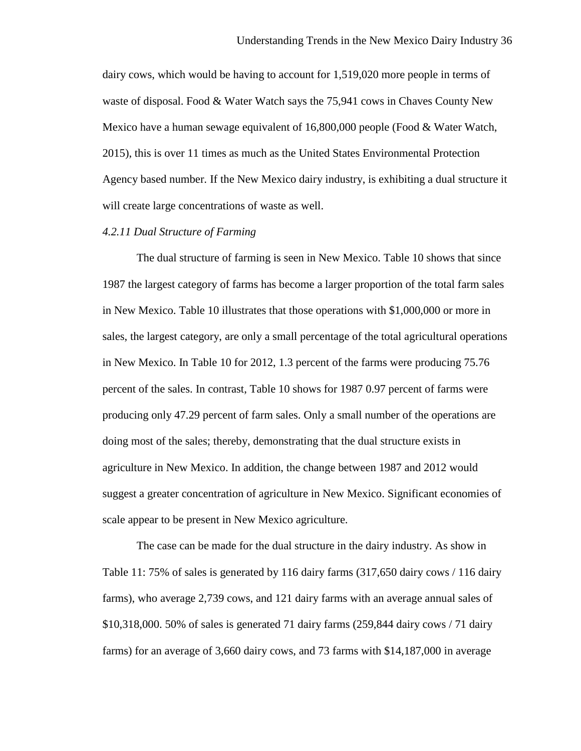dairy cows, which would be having to account for 1,519,020 more people in terms of waste of disposal. Food & Water Watch says the 75,941 cows in Chaves County New Mexico have a human sewage equivalent of 16,800,000 people (Food & Water Watch, 2015), this is over 11 times as much as the United States Environmental Protection Agency based number. If the New Mexico dairy industry, is exhibiting a dual structure it will create large concentrations of waste as well.

#### *4.2.11 Dual Structure of Farming*

The dual structure of farming is seen in New Mexico. Table 10 shows that since 1987 the largest category of farms has become a larger proportion of the total farm sales in New Mexico. Table 10 illustrates that those operations with $1,000,000 or more in sales, the largest category, are only a small percentage of the total agricultural operations in New Mexico. In Table 10 for 2012, 1.3 percent of the farms were producing 75.76 percent of the sales. In contrast, Table 10 shows for 1987 0.97 percent of farms were producing only 47.29 percent of farm sales. Only a small number of the operations are doing most of the sales; thereby, demonstrating that the dual structure exists in agriculture in New Mexico. In addition, the change between 1987 and 2012 would suggest a greater concentration of agriculture in New Mexico. Significant economies of scale appear to be present in New Mexico agriculture.

The case can be made for the dual structure in the dairy industry. As show in Table 11: 75% of sales is generated by 116 dairy farms (317,650 dairy cows / 116 dairy farms), who average 2,739 cows, and 121 dairy farms with an average annual sales of $10,318,000. 50% of sales is generated 71 dairy farms (259,844 dairy cows / 71 dairy farms) for an average of 3,660 dairy cows, and 73 farms with $14,187,000 in average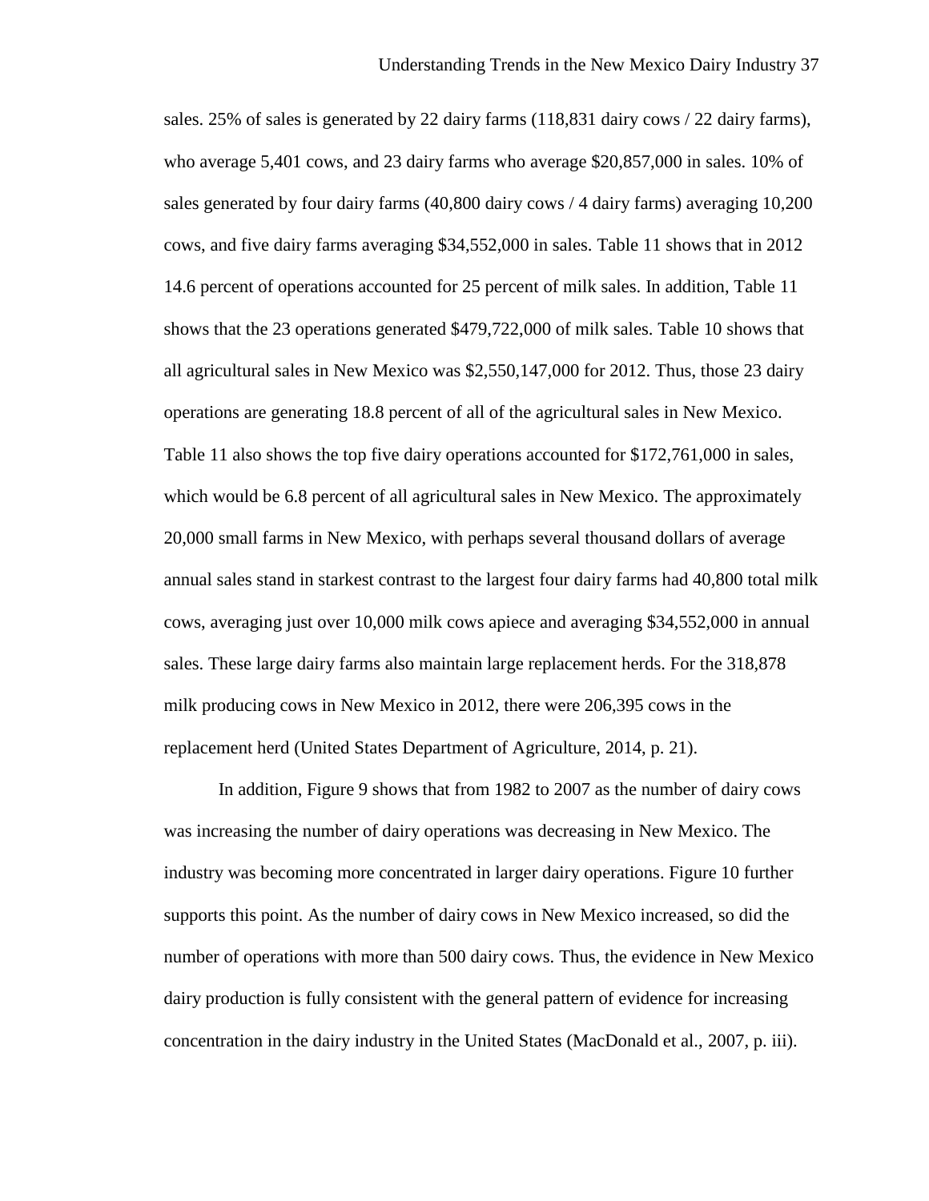sales. 25% of sales is generated by 22 dairy farms (118,831 dairy cows / 22 dairy farms), who average 5,401 cows, and 23 dairy farms who average $20,857,000 in sales. 10% of sales generated by four dairy farms (40,800 dairy cows / 4 dairy farms) averaging 10,200 cows, and five dairy farms averaging $34,552,000 in sales. Table 11 shows that in 2012 14.6 percent of operations accounted for 25 percent of milk sales. In addition, Table 11 shows that the 23 operations generated $479,722,000 of milk sales. Table 10 shows that all agricultural sales in New Mexico was $2,550,147,000 for 2012. Thus, those 23 dairy operations are generating 18.8 percent of all of the agricultural sales in New Mexico. Table 11 also shows the top five dairy operations accounted for $172,761,000 in sales, which would be 6.8 percent of all agricultural sales in New Mexico. The approximately 20,000 small farms in New Mexico, with perhaps several thousand dollars of average annual sales stand in starkest contrast to the largest four dairy farms had 40,800 total milk cows, averaging just over 10,000 milk cows apiece and averaging $34,552,000 in annual sales. These large dairy farms also maintain large replacement herds. For the 318,878 milk producing cows in New Mexico in 2012, there were 206,395 cows in the replacement herd (United States Department of Agriculture, 2014, p. 21).

In addition, Figure 9 shows that from 1982 to 2007 as the number of dairy cows was increasing the number of dairy operations was decreasing in New Mexico. The industry was becoming more concentrated in larger dairy operations. Figure 10 further supports this point. As the number of dairy cows in New Mexico increased, so did the number of operations with more than 500 dairy cows. Thus, the evidence in New Mexico dairy production is fully consistent with the general pattern of evidence for increasing concentration in the dairy industry in the United States (MacDonald et al., 2007, p. iii).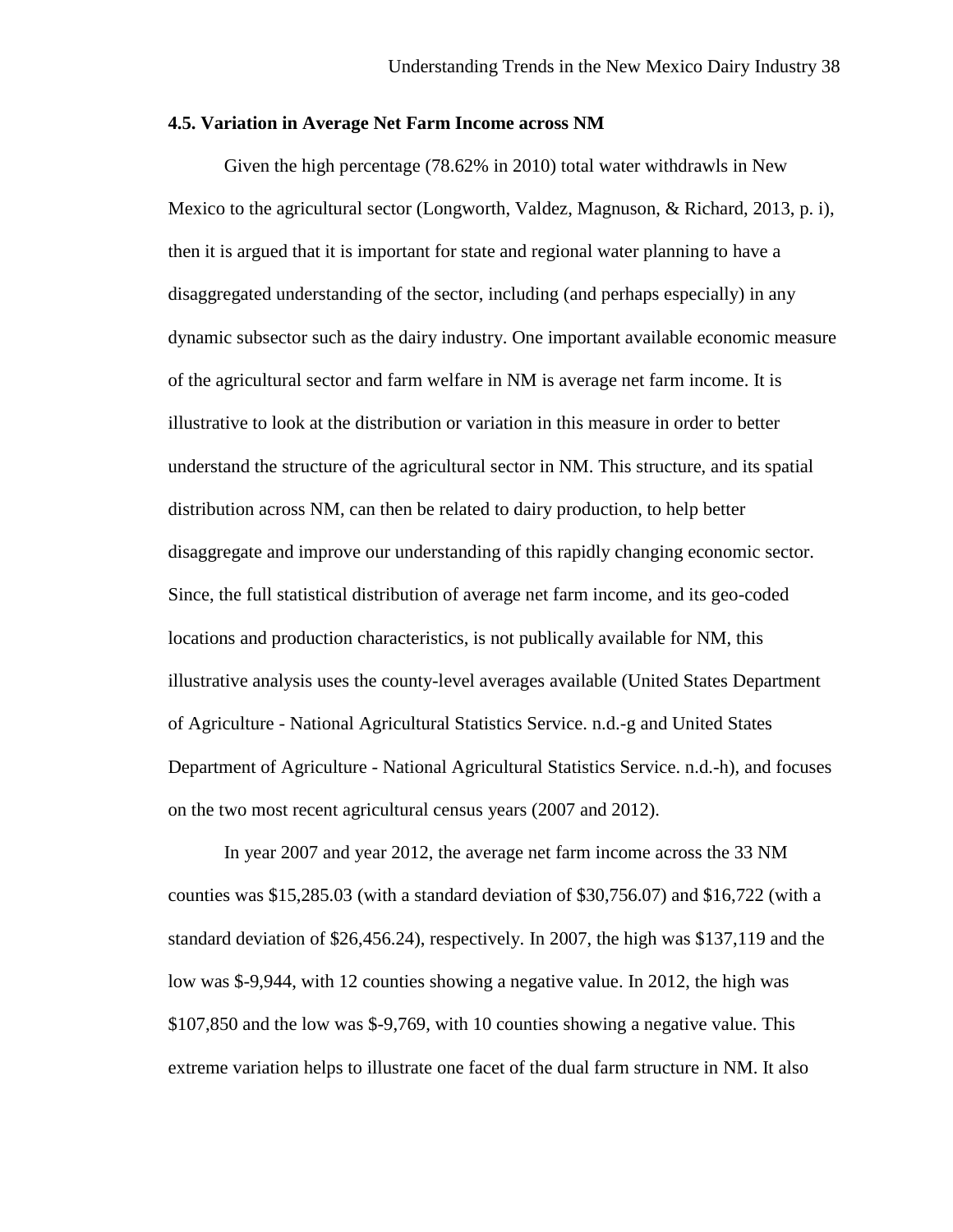### 4.5. Variation in Average Net Farm Income across NM

Given the high percentage (78.62% in 2010) total water withdrawls in New Mexico to the agricultural sector (Longworth, Valdez, Magnuson, & Richard, 2013, p. i), then it is argued that it is important for state and regional water planning to have a disaggregated understanding of the sector, including (and perhaps especially) in any dynamic subsector such as the dairy industry. One important available economic measure of the agricultural sector and farm welfare in NM is average net farm income. It is illustrative to look at the distribution or variation in this measure in order to better understand the structure of the agricultural sector in NM. This structure, and its spatial distribution across NM, can then be related to dairy production, to help better disaggregate and improve our understanding of this rapidly changing economic sector. Since, the full statistical distribution of average net farm income, and its geo-coded locations and production characteristics, is not publically available for NM, this illustrative analysis uses the county-level averages available (United States Department of Agriculture - National Agricultural Statistics Service. n.d.-g and United States Department of Agriculture - National Agricultural Statistics Service. n.d.-h), and focuses on the two most recent agricultural census years (2007 and 2012).

In year 2007 and year 2012, the average net farm income across the 33 NM counties was $15,285.03 (with a standard deviation of $30,756.07) and $16,722 (with a standard deviation of $26,456.24), respectively. In 2007, the high was $137,119 and the low was $-9,944, with 12 counties showing a negative value. In 2012, the high was $107,850 and the low was $-9,769, with 10 counties showing a negative value. This extreme variation helps to illustrate one facet of the dual farm structure in NM. It also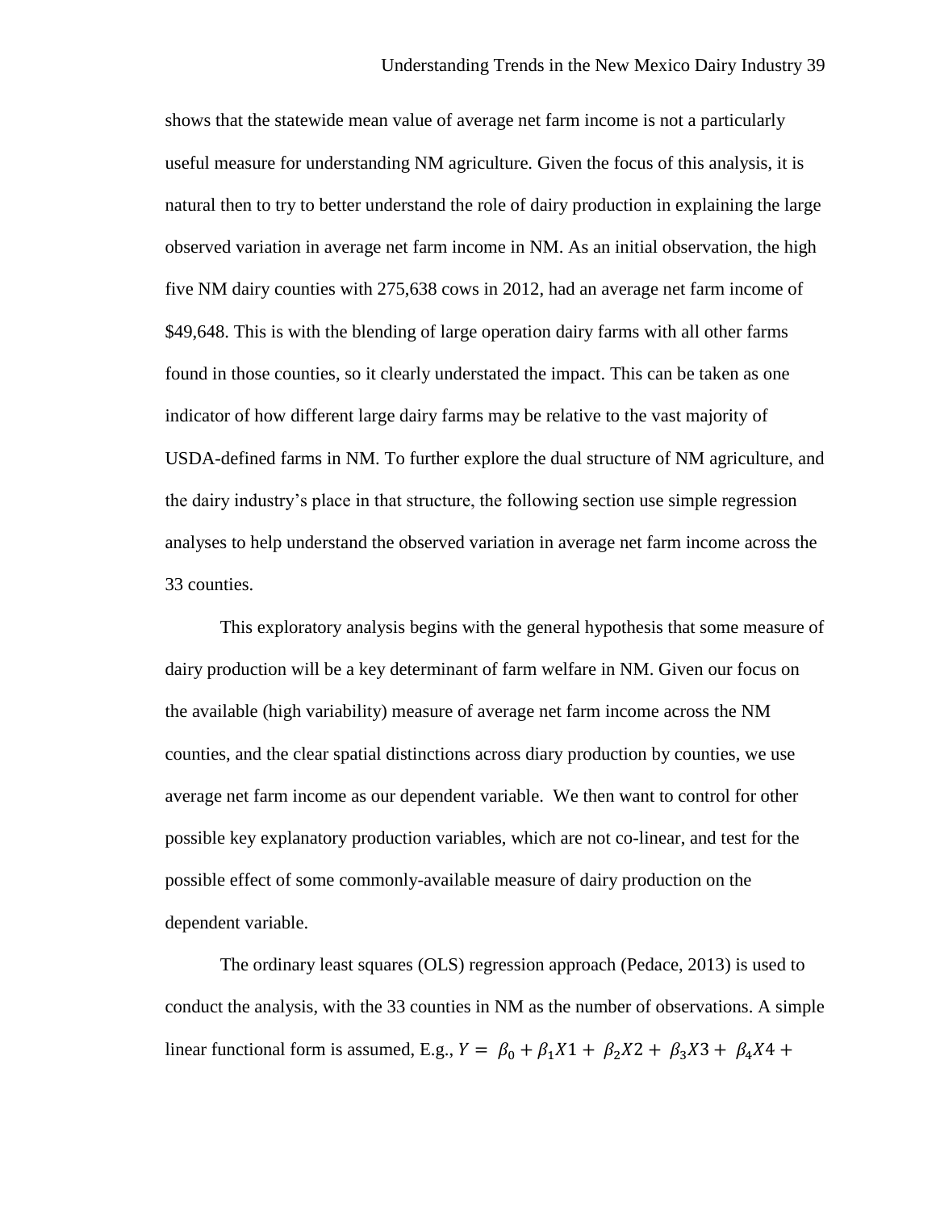shows that the statewide mean value of average net farm income is not a particularly useful measure for understanding NM agriculture. Given the focus of this analysis, it is natural then to try to better understand the role of dairy production in explaining the large observed variation in average net farm income in NM. As an initial observation, the high five NM dairy counties with 275,638 cows in 2012, had an average net farm income of $49,648. This is with the blending of large operation dairy farms with all other farms found in those counties, so it clearly understated the impact. This can be taken as one indicator of how different large dairy farms may be relative to the vast majority of USDA-defined farms in NM. To further explore the dual structure of NM agriculture, and the dairy industry's place in that structure, the following section use simple regression analyses to help understand the observed variation in average net farm income across the 33 counties.

This exploratory analysis begins with the general hypothesis that some measure of dairy production will be a key determinant of farm welfare in NM. Given our focus on the available (high variability) measure of average net farm income across the NM counties, and the clear spatial distinctions across diary production by counties, we use average net farm income as our dependent variable. We then want to control for other possible key explanatory production variables, which are not co-linear, and test for the possible effect of some commonly-available measure of dairy production on the dependent variable.

The ordinary least squares (OLS) regression approach (Pedace, 2013) is used to conduct the analysis, with the 33 counties in NM as the number of observations. A simple linear functional form is assumed, E.g., $Y = \beta_0 + \beta_1 X1 + \beta_2 X2 + \beta_3 X3 + \beta_4 X4 +$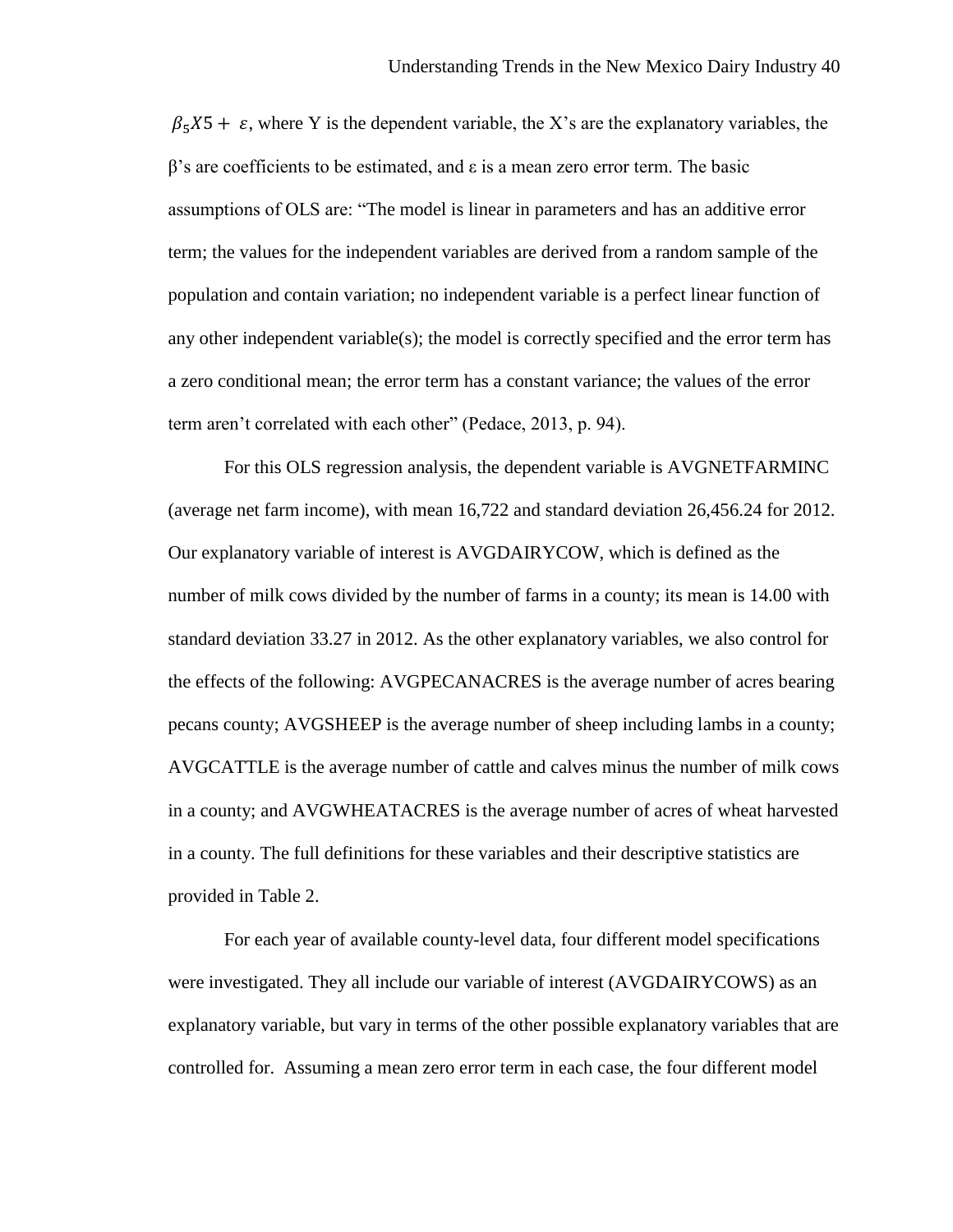$\beta_5 X5 + \varepsilon$, where Y is the dependent variable, the X's are the explanatory variables, the β's are coefficients to be estimated, and ε is a mean zero error term. The basic assumptions of OLS are: "The model is linear in parameters and has an additive error term; the values for the independent variables are derived from a random sample of the population and contain variation; no independent variable is a perfect linear function of any other independent variable(s); the model is correctly specified and the error term has a zero conditional mean; the error term has a constant variance; the values of the error term aren't correlated with each other" (Pedace, 2013, p. 94).

For this OLS regression analysis, the dependent variable is AVGNETFARMINC (average net farm income), with mean 16,722 and standard deviation 26,456.24 for 2012. Our explanatory variable of interest is AVGDAIRYCOW, which is defined as the number of milk cows divided by the number of farms in a county; its mean is 14.00 with standard deviation 33.27 in 2012. As the other explanatory variables, we also control for the effects of the following: AVGPECANACRES is the average number of acres bearing pecans county; AVGSHEEP is the average number of sheep including lambs in a county; AVGCATTLE is the average number of cattle and calves minus the number of milk cows in a county; and AVGWHEATACRES is the average number of acres of wheat harvested in a county. The full definitions for these variables and their descriptive statistics are provided in Table 2.

For each year of available county-level data, four different model specifications were investigated. They all include our variable of interest (AVGDAIRYCOWS) as an explanatory variable, but vary in terms of the other possible explanatory variables that are controlled for. Assuming a mean zero error term in each case, the four different model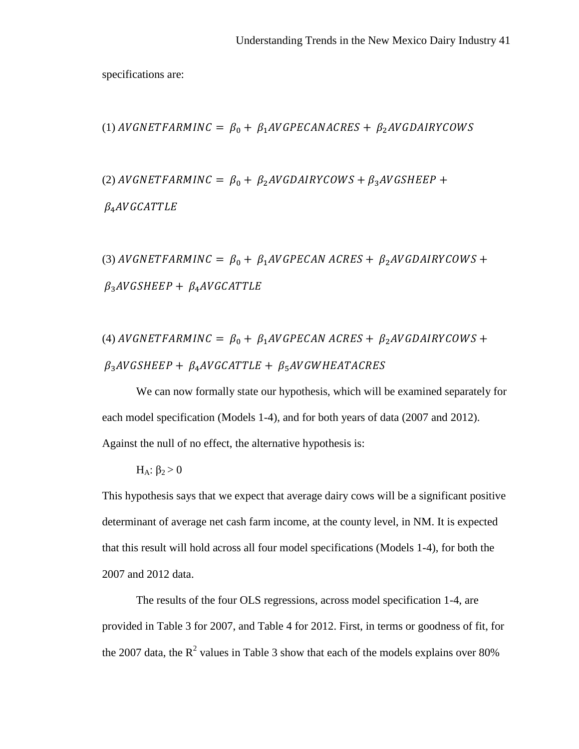specifications are:

$$(1)\ AVGNETFARMINC = \beta_0 + \beta_1 AVGPECANACRES + \beta_2 AVGDAIRYCOWS$$

$$(2)\ AVGNETFARMINC = \beta_0 + \beta_2 AVGDAIRYCOWS + \beta_3 AVGSHEEP + \beta_4 AVGCATTLE$$

$$(3)\ AVGNETFARMINC = \beta_0 + \beta_1 AVGPECAN\ ACRES + \beta_2 AVGDAIRYCOWS + \beta_3 AVGSHEEP + \beta_4 AVGCATTLE$$

$$(4)\ AVGNETFARMINC = \beta_0 + \beta_1 AVGPECAN\ ACRES + \beta_2 AVGDAIRYCOWS + \beta_3 AVGSHEEP + \beta_4 AVGCATTLE + \beta_5 AVGWHEATACRES$$

We can now formally state our hypothesis, which will be examined separately for each model specification (Models 1-4), and for both years of data (2007 and 2012). Against the null of no effect, the alternative hypothesis is:

$H_A$: $\beta_2 > 0$

This hypothesis says that we expect that average dairy cows will be a significant positive determinant of average net cash farm income, at the county level, in NM. It is expected that this result will hold across all four model specifications (Models 1-4), for both the 2007 and 2012 data.

The results of the four OLS regressions, across model specification 1-4, are provided in Table 3 for 2007, and Table 4 for 2012. First, in terms or goodness of fit, for the 2007 data, the $R^2$ values in Table 3 show that each of the models explains over 80%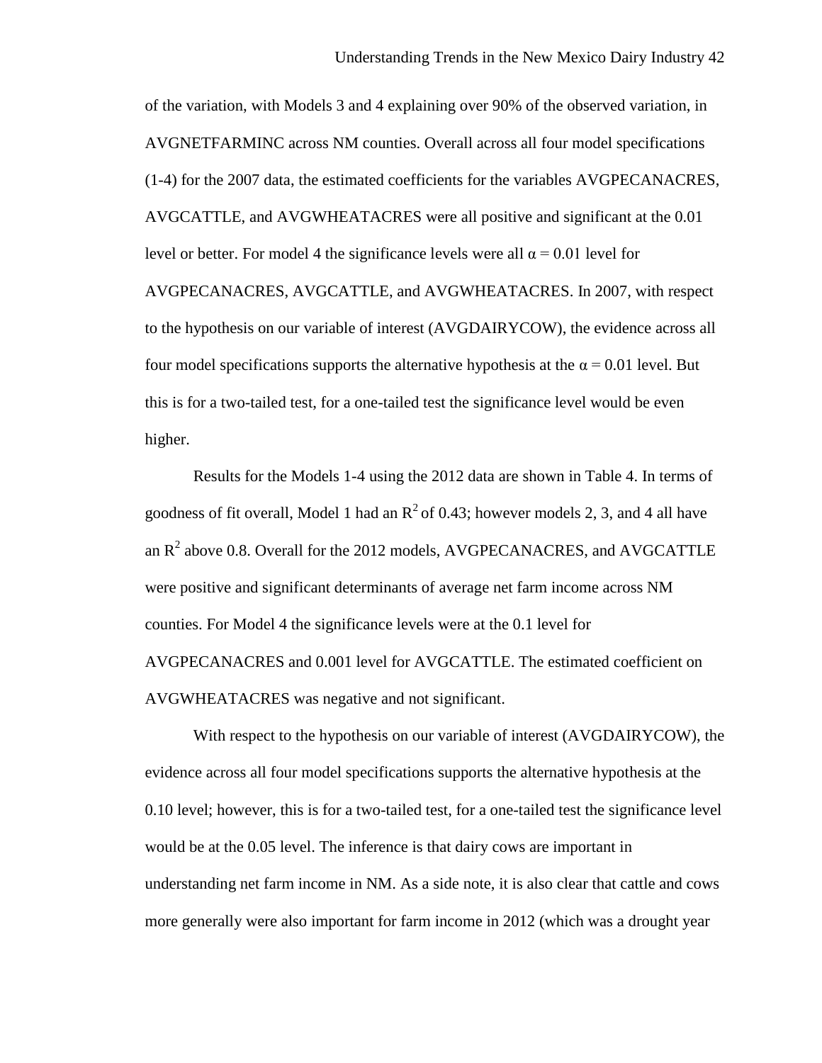of the variation, with Models 3 and 4 explaining over 90% of the observed variation, in AVGNETFARMINC across NM counties. Overall across all four model specifications (1-4) for the 2007 data, the estimated coefficients for the variables AVGPECANACRES, AVGCATTLE, and AVGWHEATACRES were all positive and significant at the 0.01 level or better. For model 4 the significance levels were all $\alpha = 0.01$ level for AVGPECANACRES, AVGCATTLE, and AVGWHEATACRES. In 2007, with respect to the hypothesis on our variable of interest (AVGDAIRYCOW), the evidence across all four model specifications supports the alternative hypothesis at the $\alpha = 0.01$ level. But this is for a two-tailed test, for a one-tailed test the significance level would be even higher.

Results for the Models 1-4 using the 2012 data are shown in Table 4. In terms of goodness of fit overall, Model 1 had an $R^2$ of 0.43; however models 2, 3, and 4 all have an $R^2$ above 0.8. Overall for the 2012 models, AVGPECANACRES, and AVGCATTLE were positive and significant determinants of average net farm income across NM counties. For Model 4 the significance levels were at the 0.1 level for AVGPECANACRES and 0.001 level for AVGCATTLE. The estimated coefficient on AVGWHEATACRES was negative and not significant.

With respect to the hypothesis on our variable of interest (AVGDAIRYCOW), the evidence across all four model specifications supports the alternative hypothesis at the 0.10 level; however, this is for a two-tailed test, for a one-tailed test the significance level would be at the 0.05 level. The inference is that dairy cows are important in understanding net farm income in NM. As a side note, it is also clear that cattle and cows more generally were also important for farm income in 2012 (which was a drought year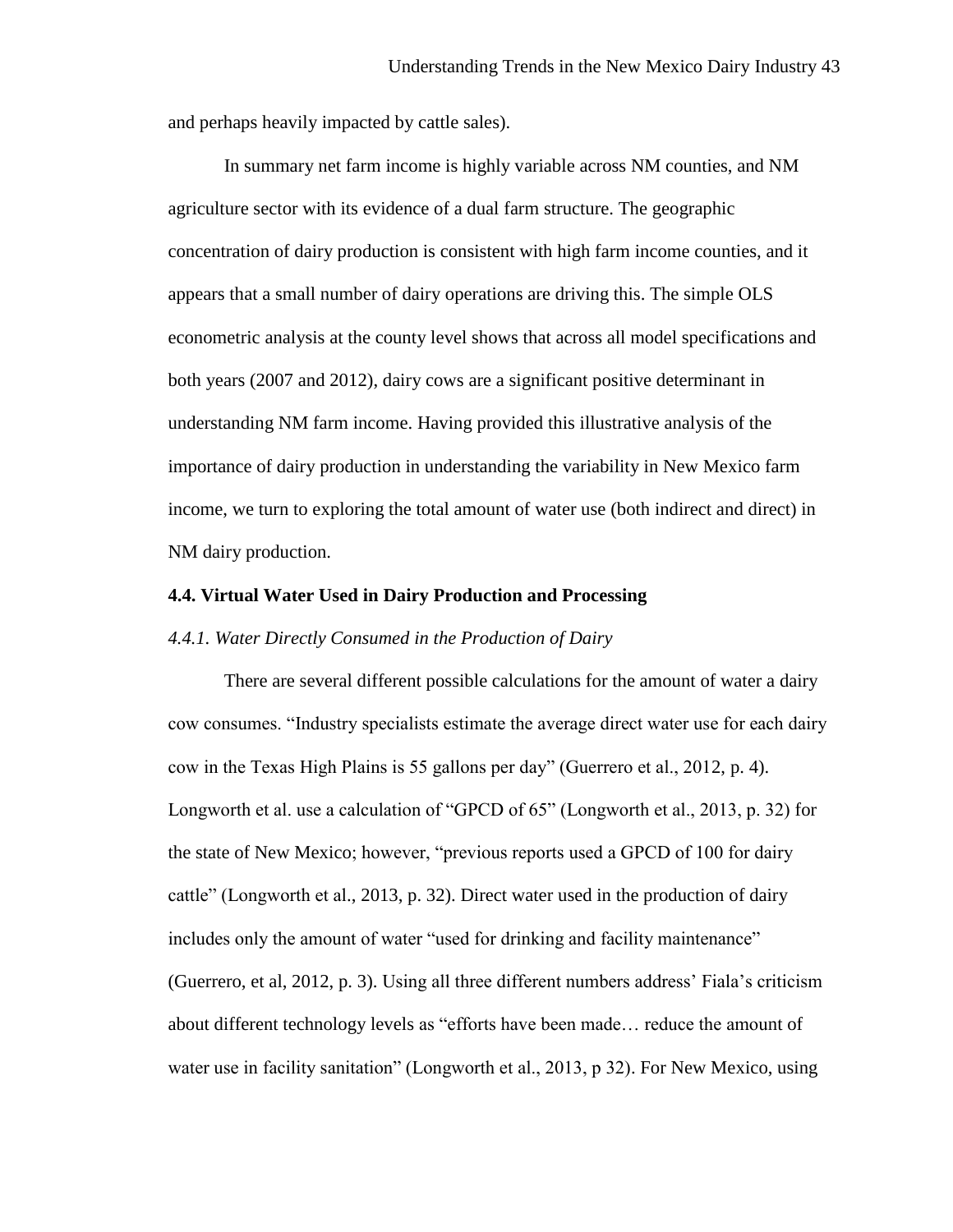and perhaps heavily impacted by cattle sales).

In summary net farm income is highly variable across NM counties, and NM agriculture sector with its evidence of a dual farm structure. The geographic concentration of dairy production is consistent with high farm income counties, and it appears that a small number of dairy operations are driving this. The simple OLS econometric analysis at the county level shows that across all model specifications and both years (2007 and 2012), dairy cows are a significant positive determinant in understanding NM farm income. Having provided this illustrative analysis of the importance of dairy production in understanding the variability in New Mexico farm income, we turn to exploring the total amount of water use (both indirect and direct) in NM dairy production.

### 4.4. Virtual Water Used in Dairy Production and Processing

#### *4.4.1. Water Directly Consumed in the Production of Dairy*

There are several different possible calculations for the amount of water a dairy cow consumes. "Industry specialists estimate the average direct water use for each dairy cow in the Texas High Plains is 55 gallons per day" (Guerrero et al., 2012, p. 4). Longworth et al. use a calculation of "GPCD of 65" (Longworth et al., 2013, p. 32) for the state of New Mexico; however, "previous reports used a GPCD of 100 for dairy cattle" (Longworth et al., 2013, p. 32). Direct water used in the production of dairy includes only the amount of water "used for drinking and facility maintenance" (Guerrero, et al, 2012, p. 3). Using all three different numbers address' Fiala's criticism about different technology levels as "efforts have been made… reduce the amount of water use in facility sanitation" (Longworth et al., 2013, p 32). For New Mexico, using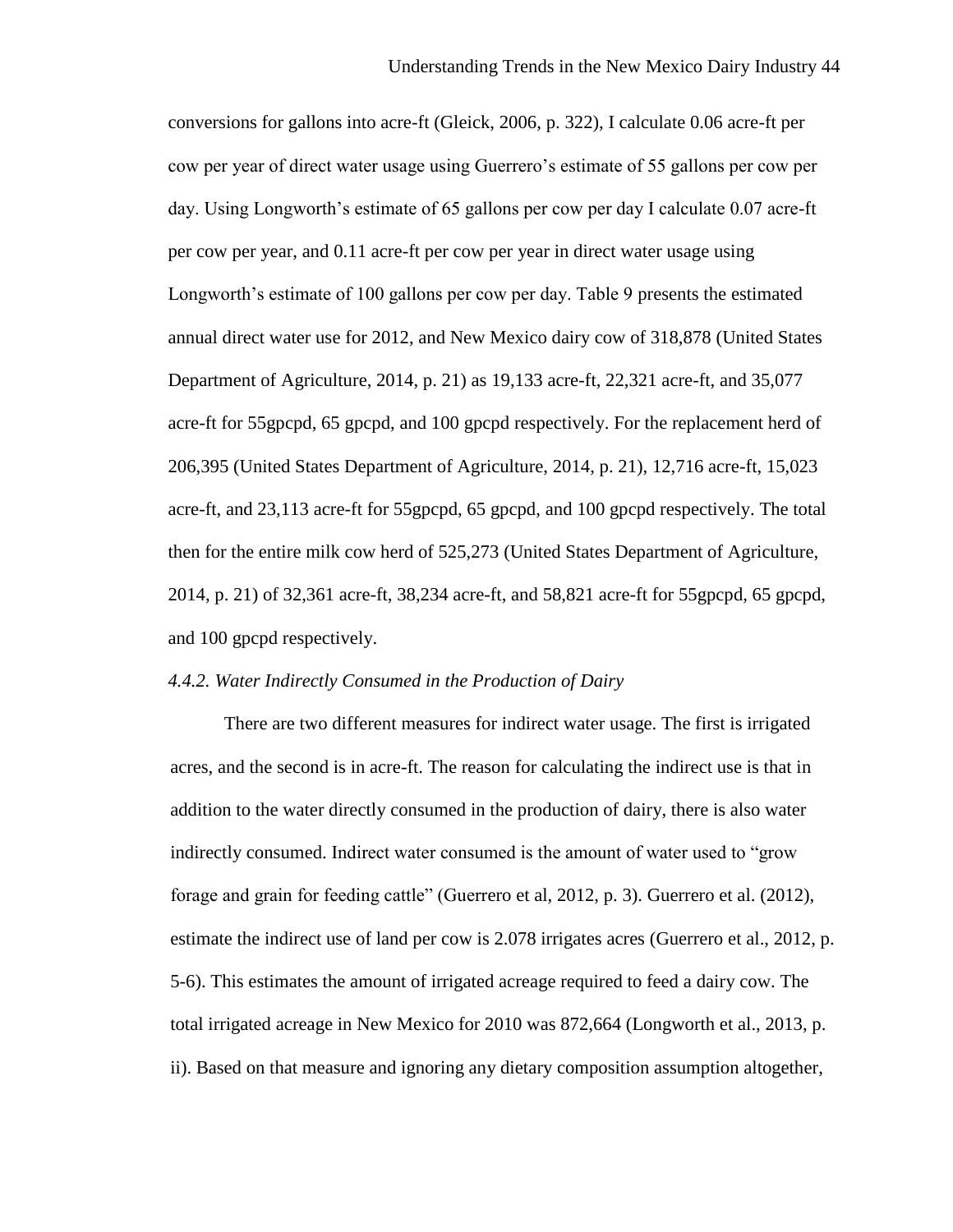conversions for gallons into acre-ft (Gleick, 2006, p. 322), I calculate 0.06 acre-ft per cow per year of direct water usage using Guerrero's estimate of 55 gallons per cow per day. Using Longworth's estimate of 65 gallons per cow per day I calculate 0.07 acre-ft per cow per year, and 0.11 acre-ft per cow per year in direct water usage using Longworth's estimate of 100 gallons per cow per day. Table 9 presents the estimated annual direct water use for 2012, and New Mexico dairy cow of 318,878 (United States Department of Agriculture, 2014, p. 21) as 19,133 acre-ft, 22,321 acre-ft, and 35,077 acre-ft for 55gpcpd, 65 gpcpd, and 100 gpcpd respectively. For the replacement herd of 206,395 (United States Department of Agriculture, 2014, p. 21), 12,716 acre-ft, 15,023 acre-ft, and 23,113 acre-ft for 55gpcpd, 65 gpcpd, and 100 gpcpd respectively. The total then for the entire milk cow herd of 525,273 (United States Department of Agriculture, 2014, p. 21) of 32,361 acre-ft, 38,234 acre-ft, and 58,821 acre-ft for 55gpcpd, 65 gpcpd, and 100 gpcpd respectively.

*4.4.2. Water Indirectly Consumed in the Production of Dairy*

There are two different measures for indirect water usage. The first is irrigated acres, and the second is in acre-ft. The reason for calculating the indirect use is that in addition to the water directly consumed in the production of dairy, there is also water indirectly consumed. Indirect water consumed is the amount of water used to "grow forage and grain for feeding cattle" (Guerrero et al, 2012, p. 3). Guerrero et al. (2012), estimate the indirect use of land per cow is 2.078 irrigates acres (Guerrero et al., 2012, p. 5-6). This estimates the amount of irrigated acreage required to feed a dairy cow. The total irrigated acreage in New Mexico for 2010 was 872,664 (Longworth et al., 2013, p. ii). Based on that measure and ignoring any dietary composition assumption altogether,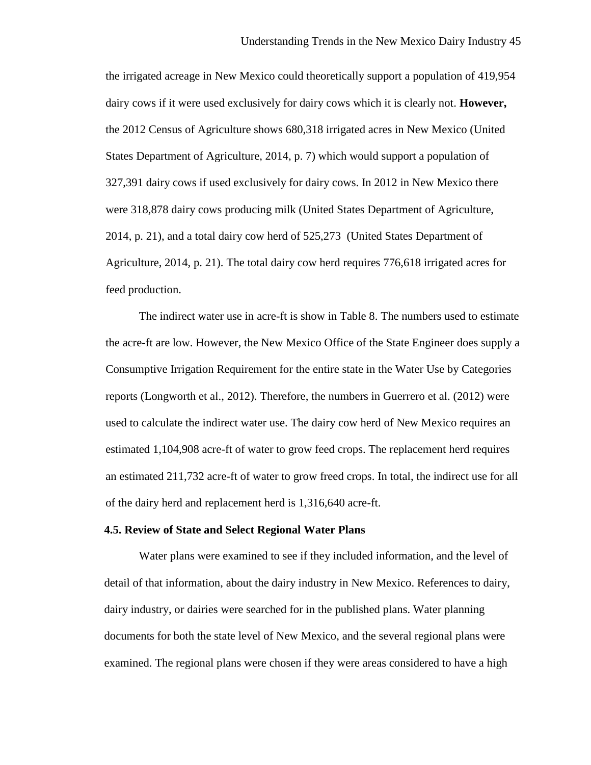the irrigated acreage in New Mexico could theoretically support a population of 419,954 dairy cows if it were used exclusively for dairy cows which it is clearly not. **However,** the 2012 Census of Agriculture shows 680,318 irrigated acres in New Mexico (United States Department of Agriculture, 2014, p. 7) which would support a population of 327,391 dairy cows if used exclusively for dairy cows. In 2012 in New Mexico there were 318,878 dairy cows producing milk (United States Department of Agriculture, 2014, p. 21), and a total dairy cow herd of 525,273 (United States Department of Agriculture, 2014, p. 21). The total dairy cow herd requires 776,618 irrigated acres for feed production.

The indirect water use in acre-ft is show in Table 8. The numbers used to estimate the acre-ft are low. However, the New Mexico Office of the State Engineer does supply a Consumptive Irrigation Requirement for the entire state in the Water Use by Categories reports (Longworth et al., 2012). Therefore, the numbers in Guerrero et al. (2012) were used to calculate the indirect water use. The dairy cow herd of New Mexico requires an estimated 1,104,908 acre-ft of water to grow feed crops. The replacement herd requires an estimated 211,732 acre-ft of water to grow freed crops. In total, the indirect use for all of the dairy herd and replacement herd is 1,316,640 acre-ft.

### 4.5. Review of State and Select Regional Water Plans

Water plans were examined to see if they included information, and the level of detail of that information, about the dairy industry in New Mexico. References to dairy, dairy industry, or dairies were searched for in the published plans. Water planning documents for both the state level of New Mexico, and the several regional plans were examined. The regional plans were chosen if they were areas considered to have a high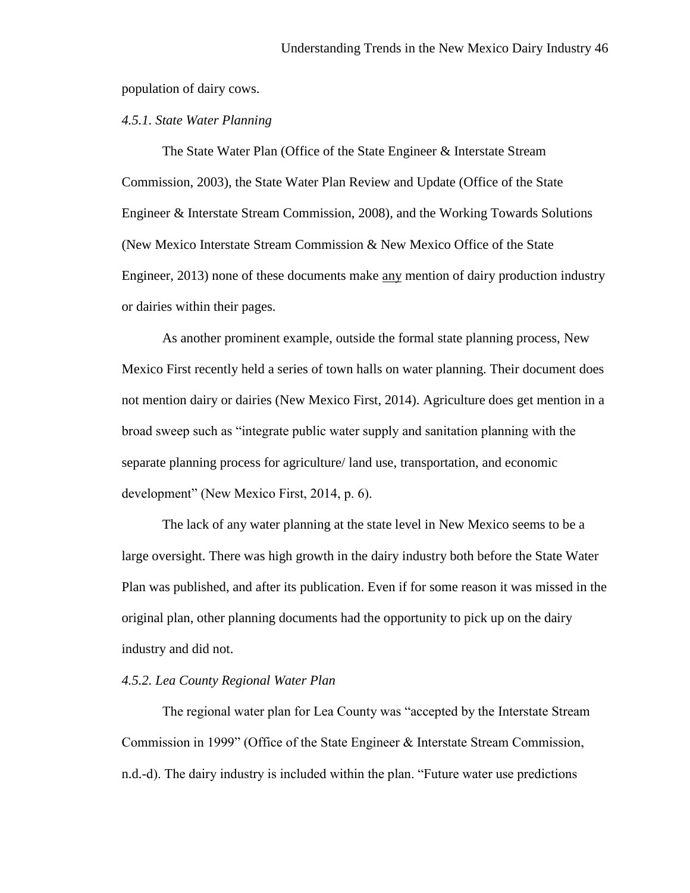population of dairy cows.

### *4.5.1. State Water Planning*

The State Water Plan (Office of the State Engineer & Interstate Stream Commission, 2003), the State Water Plan Review and Update (Office of the State Engineer & Interstate Stream Commission, 2008), and the Working Towards Solutions (New Mexico Interstate Stream Commission & New Mexico Office of the State Engineer, 2013) none of these documents make <u>any</u> mention of dairy production industry or dairies within their pages.

As another prominent example, outside the formal state planning process, New Mexico First recently held a series of town halls on water planning. Their document does not mention dairy or dairies (New Mexico First, 2014). Agriculture does get mention in a broad sweep such as "integrate public water supply and sanitation planning with the separate planning process for agriculture/ land use, transportation, and economic development" (New Mexico First, 2014, p. 6).

The lack of any water planning at the state level in New Mexico seems to be a large oversight. There was high growth in the dairy industry both before the State Water Plan was published, and after its publication. Even if for some reason it was missed in the original plan, other planning documents had the opportunity to pick up on the dairy industry and did not.

### *4.5.2. Lea County Regional Water Plan*

The regional water plan for Lea County was "accepted by the Interstate Stream Commission in 1999" (Office of the State Engineer & Interstate Stream Commission, n.d.-d). The dairy industry is included within the plan. "Future water use predictions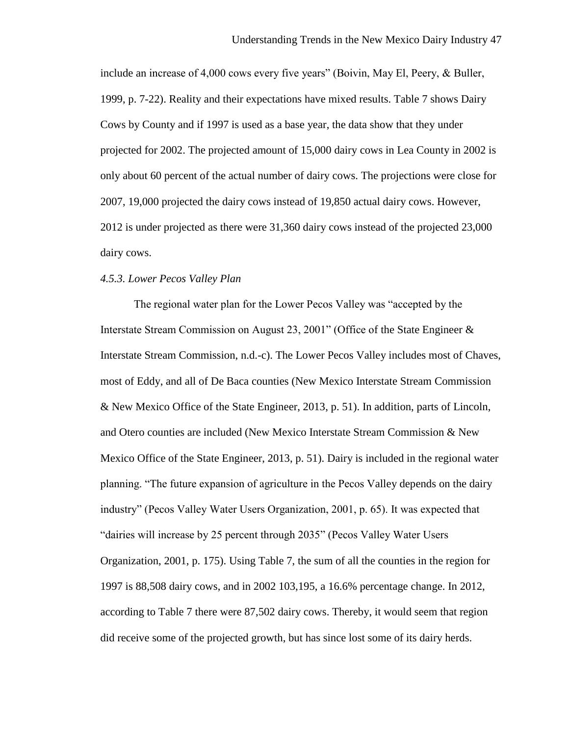include an increase of 4,000 cows every five years" (Boivin, May El, Peery, & Buller, 1999, p. 7-22). Reality and their expectations have mixed results. Table 7 shows Dairy Cows by County and if 1997 is used as a base year, the data show that they under projected for 2002. The projected amount of 15,000 dairy cows in Lea County in 2002 is only about 60 percent of the actual number of dairy cows. The projections were close for 2007, 19,000 projected the dairy cows instead of 19,850 actual dairy cows. However, 2012 is under projected as there were 31,360 dairy cows instead of the projected 23,000 dairy cows.

*4.5.3. Lower Pecos Valley Plan*

The regional water plan for the Lower Pecos Valley was "accepted by the Interstate Stream Commission on August 23, 2001" (Office of the State Engineer & Interstate Stream Commission, n.d.-c). The Lower Pecos Valley includes most of Chaves, most of Eddy, and all of De Baca counties (New Mexico Interstate Stream Commission & New Mexico Office of the State Engineer, 2013, p. 51). In addition, parts of Lincoln, and Otero counties are included (New Mexico Interstate Stream Commission & New Mexico Office of the State Engineer, 2013, p. 51). Dairy is included in the regional water planning. "The future expansion of agriculture in the Pecos Valley depends on the dairy industry" (Pecos Valley Water Users Organization, 2001, p. 65). It was expected that "dairies will increase by 25 percent through 2035" (Pecos Valley Water Users Organization, 2001, p. 175). Using Table 7, the sum of all the counties in the region for 1997 is 88,508 dairy cows, and in 2002 103,195, a 16.6% percentage change. In 2012, according to Table 7 there were 87,502 dairy cows. Thereby, it would seem that region did receive some of the projected growth, but has since lost some of its dairy herds.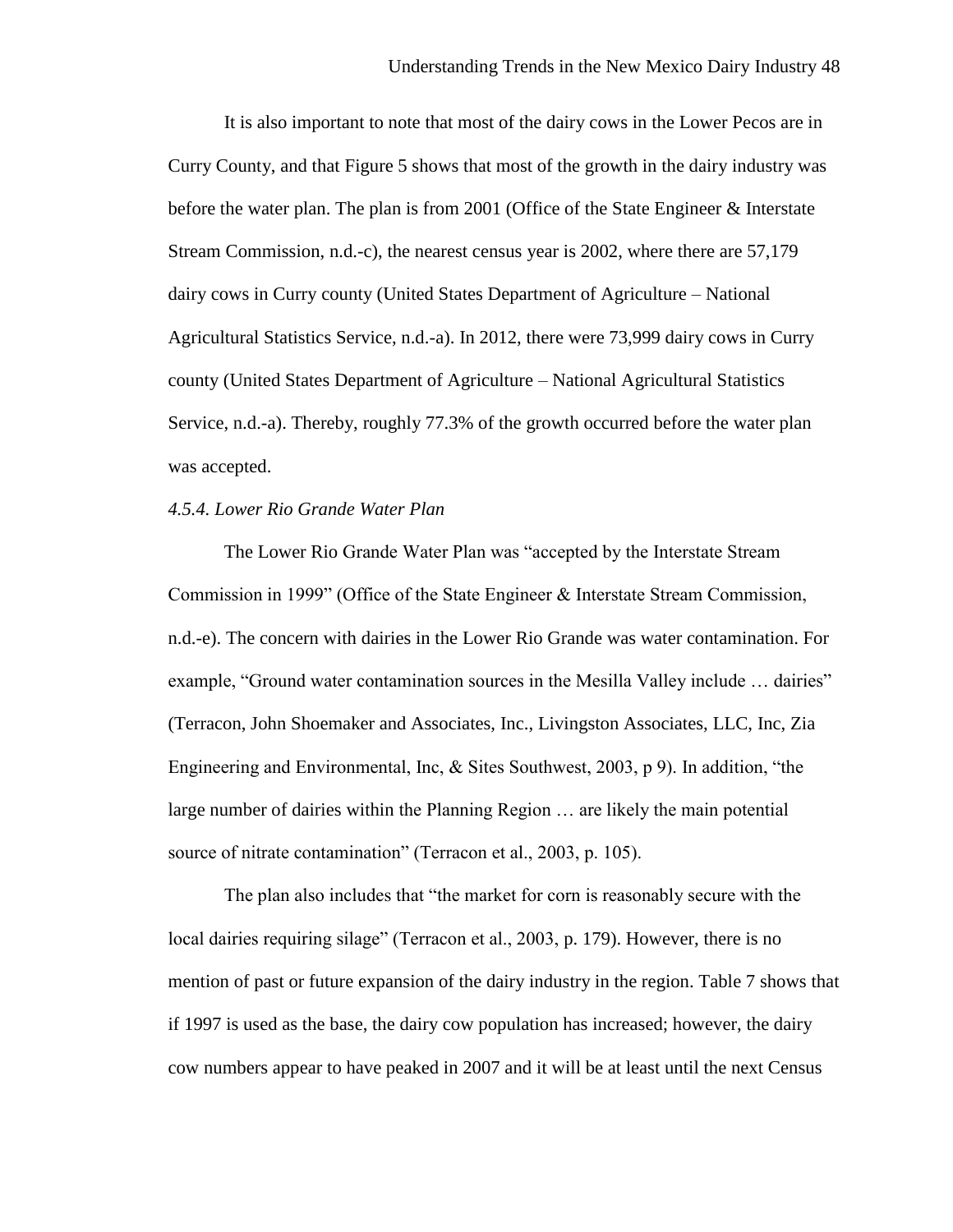It is also important to note that most of the dairy cows in the Lower Pecos are in Curry County, and that Figure 5 shows that most of the growth in the dairy industry was before the water plan. The plan is from 2001 (Office of the State Engineer & Interstate Stream Commission, n.d.-c), the nearest census year is 2002, where there are 57,179 dairy cows in Curry county (United States Department of Agriculture – National Agricultural Statistics Service, n.d.-a). In 2012, there were 73,999 dairy cows in Curry county (United States Department of Agriculture – National Agricultural Statistics Service, n.d.-a). Thereby, roughly 77.3% of the growth occurred before the water plan was accepted.

*4.5.4. Lower Rio Grande Water Plan*

The Lower Rio Grande Water Plan was "accepted by the Interstate Stream Commission in 1999" (Office of the State Engineer & Interstate Stream Commission, n.d.-e). The concern with dairies in the Lower Rio Grande was water contamination. For example, "Ground water contamination sources in the Mesilla Valley include … dairies" (Terracon, John Shoemaker and Associates, Inc., Livingston Associates, LLC, Inc, Zia Engineering and Environmental, Inc, & Sites Southwest, 2003, p 9). In addition, "the large number of dairies within the Planning Region … are likely the main potential source of nitrate contamination" (Terracon et al., 2003, p. 105).

The plan also includes that "the market for corn is reasonably secure with the local dairies requiring silage" (Terracon et al., 2003, p. 179). However, there is no mention of past or future expansion of the dairy industry in the region. Table 7 shows that if 1997 is used as the base, the dairy cow population has increased; however, the dairy cow numbers appear to have peaked in 2007 and it will be at least until the next Census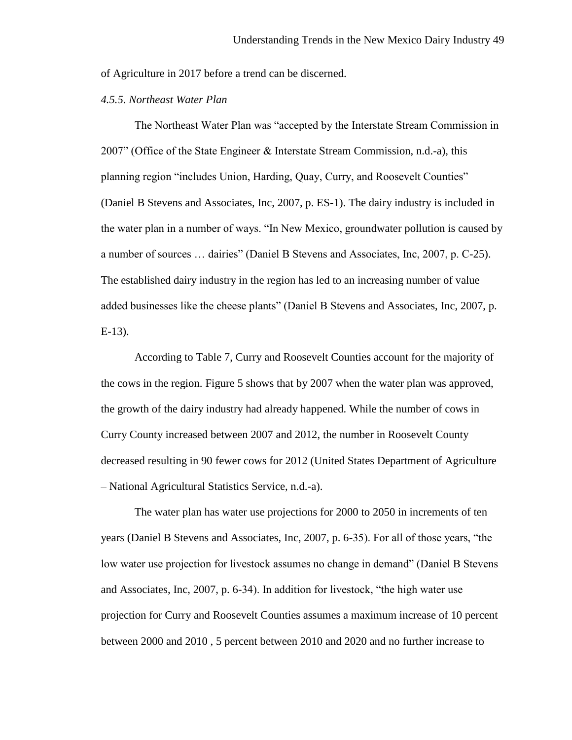of Agriculture in 2017 before a trend can be discerned.

*4.5.5. Northeast Water Plan*

The Northeast Water Plan was "accepted by the Interstate Stream Commission in 2007" (Office of the State Engineer & Interstate Stream Commission, n.d.-a), this planning region "includes Union, Harding, Quay, Curry, and Roosevelt Counties" (Daniel B Stevens and Associates, Inc, 2007, p. ES-1). The dairy industry is included in the water plan in a number of ways. "In New Mexico, groundwater pollution is caused by a number of sources … dairies" (Daniel B Stevens and Associates, Inc, 2007, p. C-25). The established dairy industry in the region has led to an increasing number of value added businesses like the cheese plants" (Daniel B Stevens and Associates, Inc, 2007, p. E-13).

According to Table 7, Curry and Roosevelt Counties account for the majority of the cows in the region. Figure 5 shows that by 2007 when the water plan was approved, the growth of the dairy industry had already happened. While the number of cows in Curry County increased between 2007 and 2012, the number in Roosevelt County decreased resulting in 90 fewer cows for 2012 (United States Department of Agriculture – National Agricultural Statistics Service, n.d.-a).

The water plan has water use projections for 2000 to 2050 in increments of ten years (Daniel B Stevens and Associates, Inc, 2007, p. 6-35). For all of those years, "the low water use projection for livestock assumes no change in demand" (Daniel B Stevens and Associates, Inc, 2007, p. 6-34). In addition for livestock, "the high water use projection for Curry and Roosevelt Counties assumes a maximum increase of 10 percent between 2000 and 2010 , 5 percent between 2010 and 2020 and no further increase to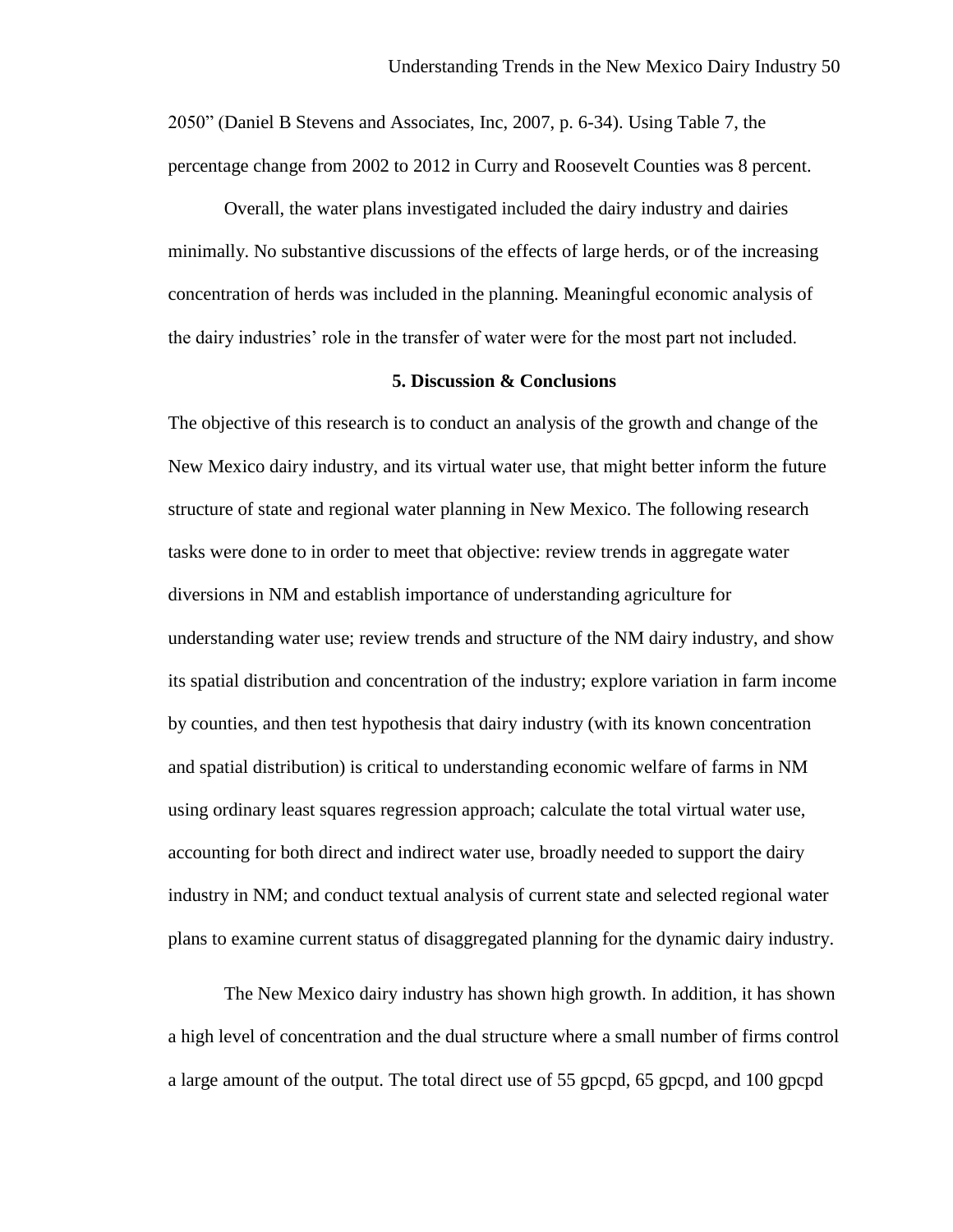2050" (Daniel B Stevens and Associates, Inc, 2007, p. 6-34). Using Table 7, the percentage change from 2002 to 2012 in Curry and Roosevelt Counties was 8 percent.

Overall, the water plans investigated included the dairy industry and dairies minimally. No substantive discussions of the effects of large herds, or of the increasing concentration of herds was included in the planning. Meaningful economic analysis of the dairy industries' role in the transfer of water were for the most part not included.

## 5. Discussion & Conclusions

The objective of this research is to conduct an analysis of the growth and change of the New Mexico dairy industry, and its virtual water use, that might better inform the future structure of state and regional water planning in New Mexico. The following research tasks were done to in order to meet that objective: review trends in aggregate water diversions in NM and establish importance of understanding agriculture for understanding water use; review trends and structure of the NM dairy industry, and show its spatial distribution and concentration of the industry; explore variation in farm income by counties, and then test hypothesis that dairy industry (with its known concentration and spatial distribution) is critical to understanding economic welfare of farms in NM using ordinary least squares regression approach; calculate the total virtual water use, accounting for both direct and indirect water use, broadly needed to support the dairy industry in NM; and conduct textual analysis of current state and selected regional water plans to examine current status of disaggregated planning for the dynamic dairy industry.

The New Mexico dairy industry has shown high growth. In addition, it has shown a high level of concentration and the dual structure where a small number of firms control a large amount of the output. The total direct use of 55 gpcpd, 65 gpcpd, and 100 gpcpd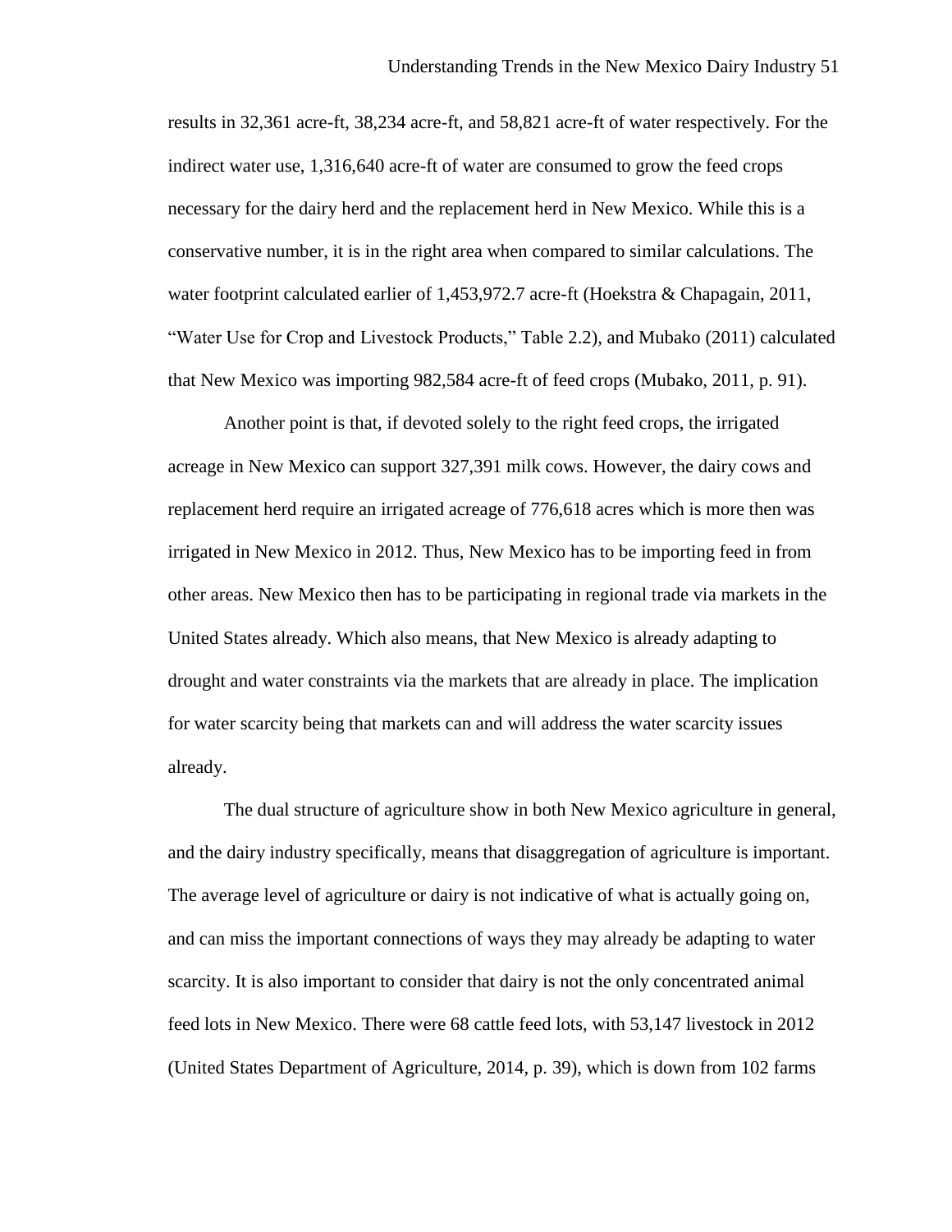results in 32,361 acre-ft, 38,234 acre-ft, and 58,821 acre-ft of water respectively. For the indirect water use, 1,316,640 acre-ft of water are consumed to grow the feed crops necessary for the dairy herd and the replacement herd in New Mexico. While this is a conservative number, it is in the right area when compared to similar calculations. The water footprint calculated earlier of 1,453,972.7 acre-ft (Hoekstra & Chapagain, 2011, "Water Use for Crop and Livestock Products," Table 2.2), and Mubako (2011) calculated that New Mexico was importing 982,584 acre-ft of feed crops (Mubako, 2011, p. 91).

Another point is that, if devoted solely to the right feed crops, the irrigated acreage in New Mexico can support 327,391 milk cows. However, the dairy cows and replacement herd require an irrigated acreage of 776,618 acres which is more then was irrigated in New Mexico in 2012. Thus, New Mexico has to be importing feed in from other areas. New Mexico then has to be participating in regional trade via markets in the United States already. Which also means, that New Mexico is already adapting to drought and water constraints via the markets that are already in place. The implication for water scarcity being that markets can and will address the water scarcity issues already.

The dual structure of agriculture show in both New Mexico agriculture in general, and the dairy industry specifically, means that disaggregation of agriculture is important. The average level of agriculture or dairy is not indicative of what is actually going on, and can miss the important connections of ways they may already be adapting to water scarcity. It is also important to consider that dairy is not the only concentrated animal feed lots in New Mexico. There were 68 cattle feed lots, with 53,147 livestock in 2012 (United States Department of Agriculture, 2014, p. 39), which is down from 102 farms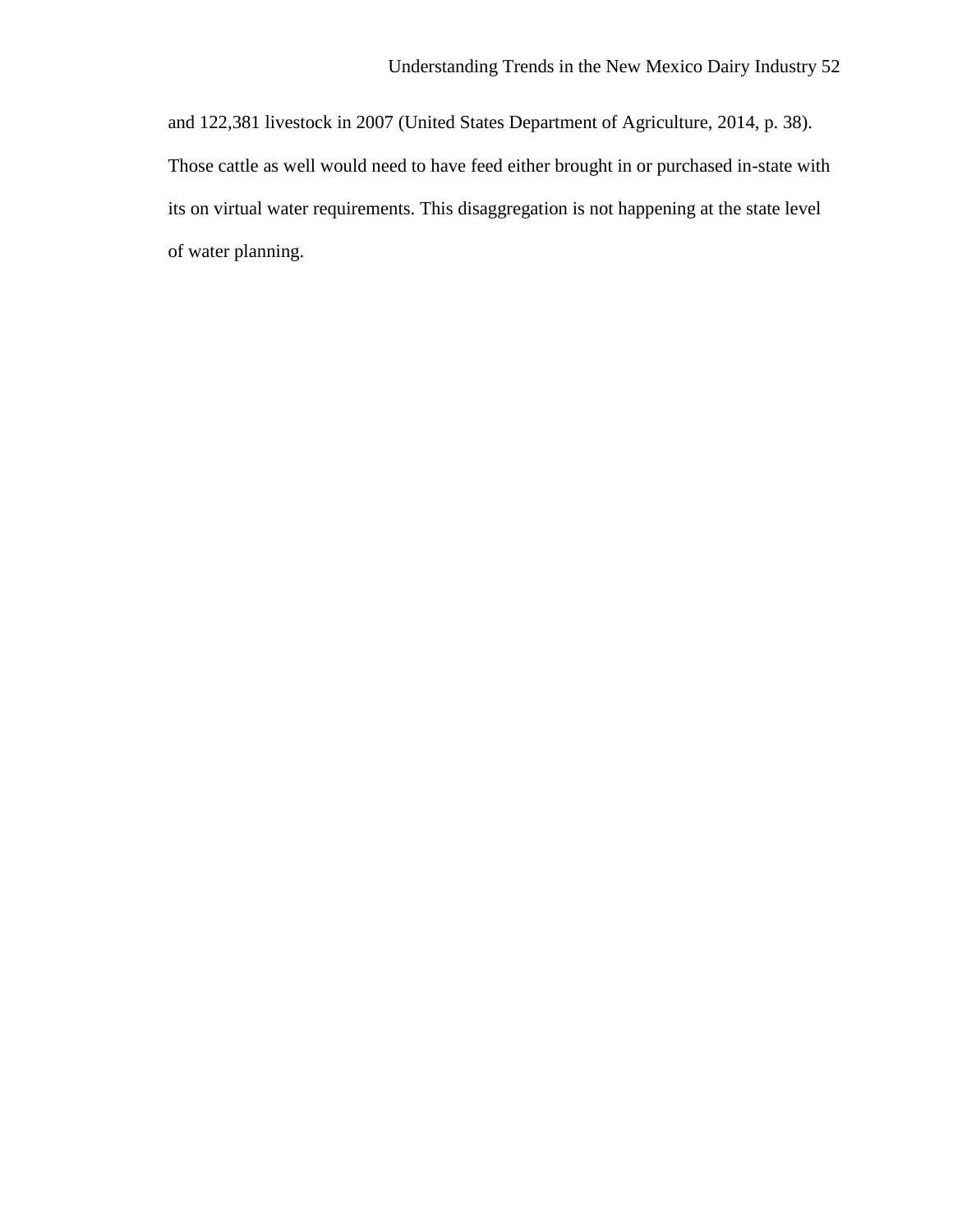and 122,381 livestock in 2007 (United States Department of Agriculture, 2014, p. 38). Those cattle as well would need to have feed either brought in or purchased in-state with its on virtual water requirements. This disaggregation is not happening at the state level of water planning.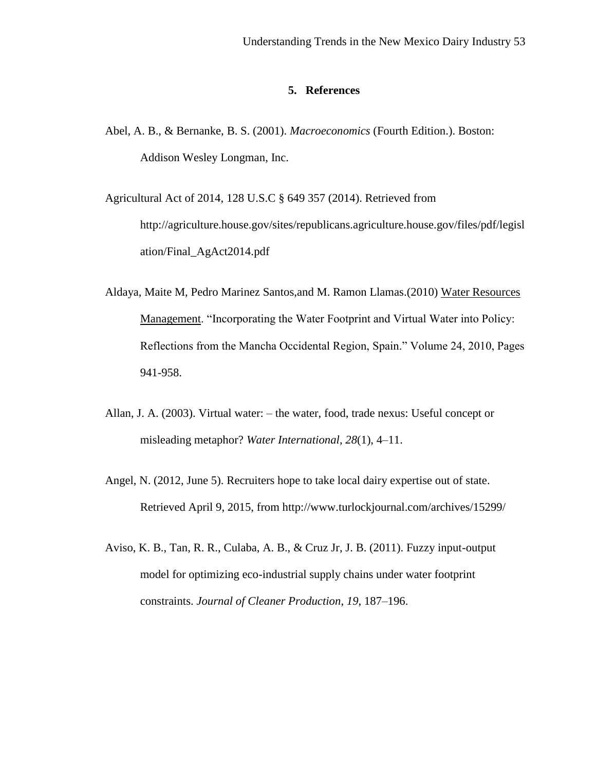## 5. References

Abel, A. B., & Bernanke, B. S. (2001). *Macroeconomics* (Fourth Edition.). Boston: Addison Wesley Longman, Inc.

Agricultural Act of 2014, 128 U.S.C § 649 357 (2014). Retrieved from http://agriculture.house.gov/sites/republicans.agriculture.house.gov/files/pdf/legislation/Final_AgAct2014.pdf

Aldaya, Maite M, Pedro Marinez Santos,and M. Ramon Llamas.(2010) Water Resources Management. "Incorporating the Water Footprint and Virtual Water into Policy: Reflections from the Mancha Occidental Region, Spain." Volume 24, 2010, Pages 941-958.

Allan, J. A. (2003). Virtual water: – the water, food, trade nexus: Useful concept or misleading metaphor? *Water International*, *28*(1), 4–11.

Angel, N. (2012, June 5). Recruiters hope to take local dairy expertise out of state. Retrieved April 9, 2015, from http://www.turlockjournal.com/archives/15299/

Aviso, K. B., Tan, R. R., Culaba, A. B., & Cruz Jr, J. B. (2011). Fuzzy input-output model for optimizing eco-industrial supply chains under water footprint constraints. *Journal of Cleaner Production*, *19*, 187–196.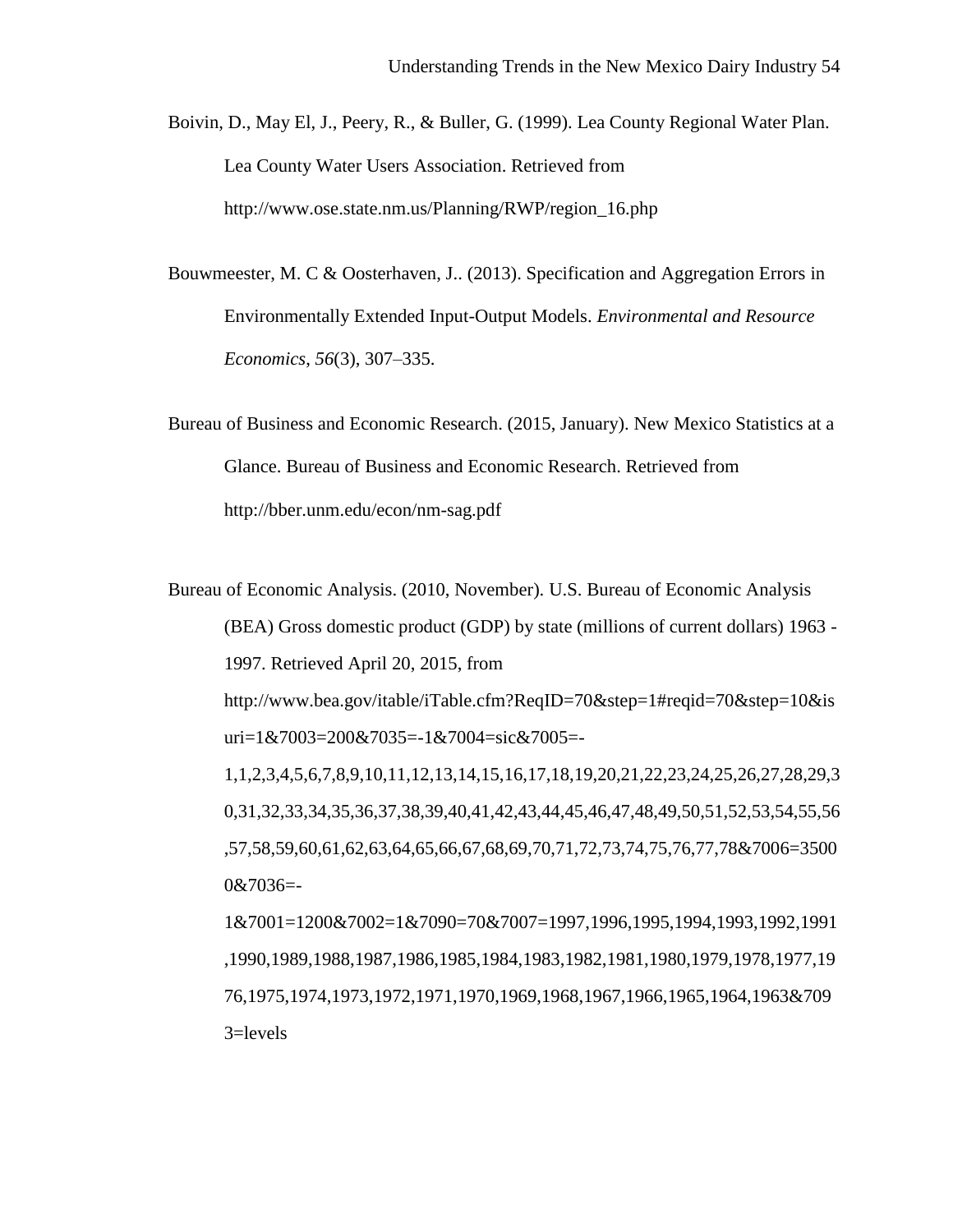Boivin, D., May El, J., Peery, R., & Buller, G. (1999). Lea County Regional Water Plan. Lea County Water Users Association. Retrieved from http://www.ose.state.nm.us/Planning/RWP/region_16.php

Bouwmeester, M. C & Oosterhaven, J.. (2013). Specification and Aggregation Errors in Environmentally Extended Input-Output Models. *Environmental and Resource Economics*, *56*(3), 307–335.

Bureau of Business and Economic Research. (2015, January). New Mexico Statistics at a Glance. Bureau of Business and Economic Research. Retrieved from http://bber.unm.edu/econ/nm-sag.pdf

Bureau of Economic Analysis. (2010, November). U.S. Bureau of Economic Analysis (BEA) Gross domestic product (GDP) by state (millions of current dollars) 1963 - 1997. Retrieved April 20, 2015, from http://www.bea.gov/itable/iTable.cfm?ReqID=70&step=1#reqid=70&step=10&isuri=1&7003=200&7035=-1&7004=sic&7005=-1,1,2,3,4,5,6,7,8,9,10,11,12,13,14,15,16,17,18,19,20,21,22,23,24,25,26,27,28,29,30,31,32,33,34,35,36,37,38,39,40,41,42,43,44,45,46,47,48,49,50,51,52,53,54,55,56,57,58,59,60,61,62,63,64,65,66,67,68,69,70,71,72,73,74,75,76,77,78&7006=35000&7036=-1&7001=1200&7002=1&7090=70&7007=1997,1996,1995,1994,1993,1992,1991,1990,1989,1988,1987,1986,1985,1984,1983,1982,1981,1980,1979,1978,1977,1976,1975,1974,1973,1972,1971,1970,1969,1968,1967,1966,1965,1964,1963&7093=levels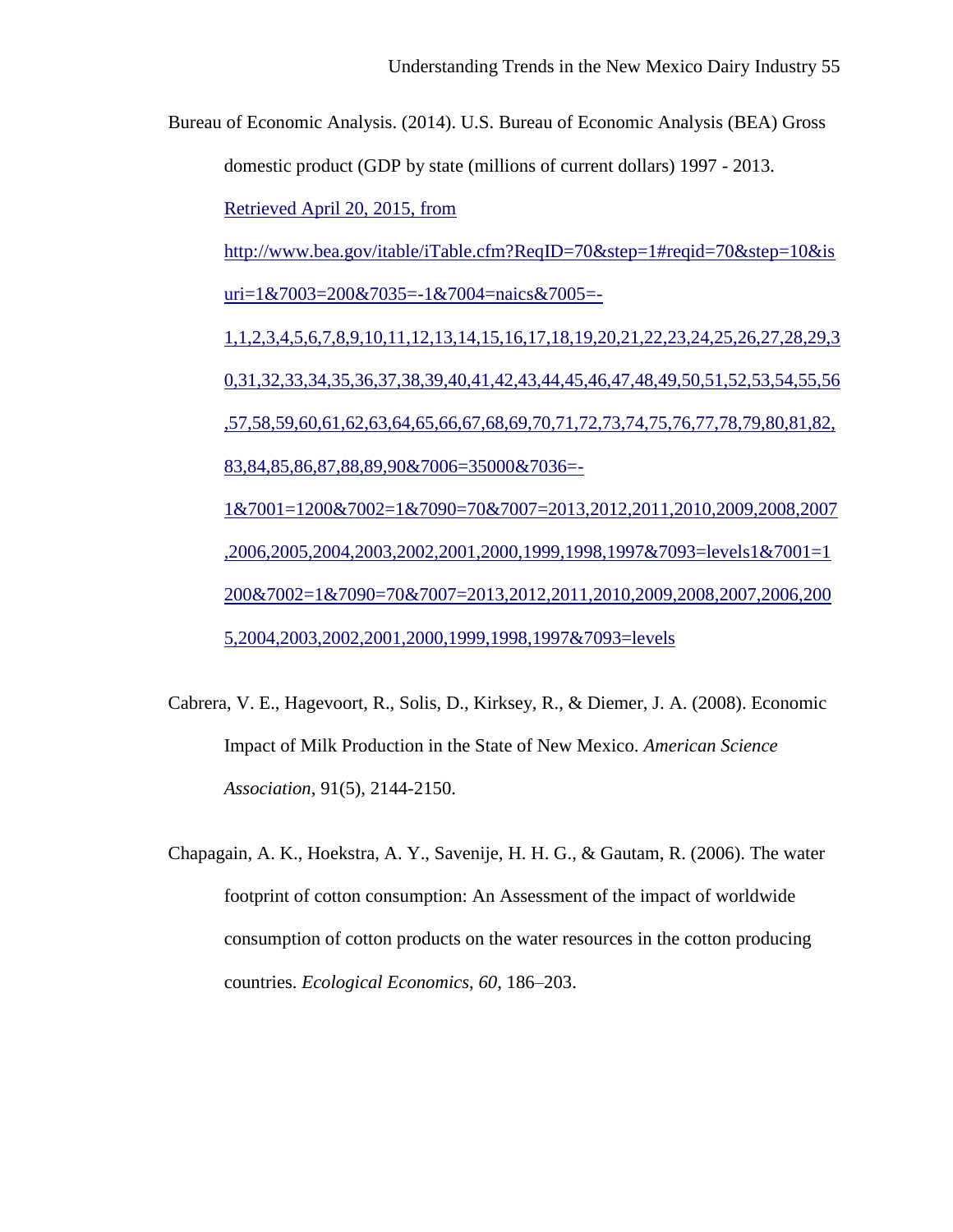Bureau of Economic Analysis. (2014). U.S. Bureau of Economic Analysis (BEA) Gross domestic product (GDP by state (millions of current dollars) 1997 - 2013. Retrieved April 20, 2015, from http://www.bea.gov/itable/iTable.cfm?ReqID=70&step=1#reqid=70&step=10&isuri=1&7003=200&7035=-1&7004=naics&7005=-1,1,2,3,4,5,6,7,8,9,10,11,12,13,14,15,16,17,18,19,20,21,22,23,24,25,26,27,28,29,30,31,32,33,34,35,36,37,38,39,40,41,42,43,44,45,46,47,48,49,50,51,52,53,54,55,56,57,58,59,60,61,62,63,64,65,66,67,68,69,70,71,72,73,74,75,76,77,78,79,80,81,82,83,84,85,86,87,88,89,90&7006=35000&7036=-1&7001=1200&7002=1&7090=70&7007=2013,2012,2011,2010,2009,2008,2007,2006,2005,2004,2003,2002,2001,2000,1999,1998,1997&7093=levels1&7001=1200&7002=1&7090=70&7007=2013,2012,2011,2010,2009,2008,2007,2006,2005,2004,2003,2002,2001,2000,1999,1998,1997&7093=levels

Cabrera, V. E., Hagevoort, R., Solis, D., Kirksey, R., & Diemer, J. A. (2008). Economic Impact of Milk Production in the State of New Mexico. *American Science Association*, 91(5), 2144-2150.

Chapagain, A. K., Hoekstra, A. Y., Savenije, H. H. G., & Gautam, R. (2006). The water footprint of cotton consumption: An Assessment of the impact of worldwide consumption of cotton products on the water resources in the cotton producing countries. *Ecological Economics*, *60*, 186–203.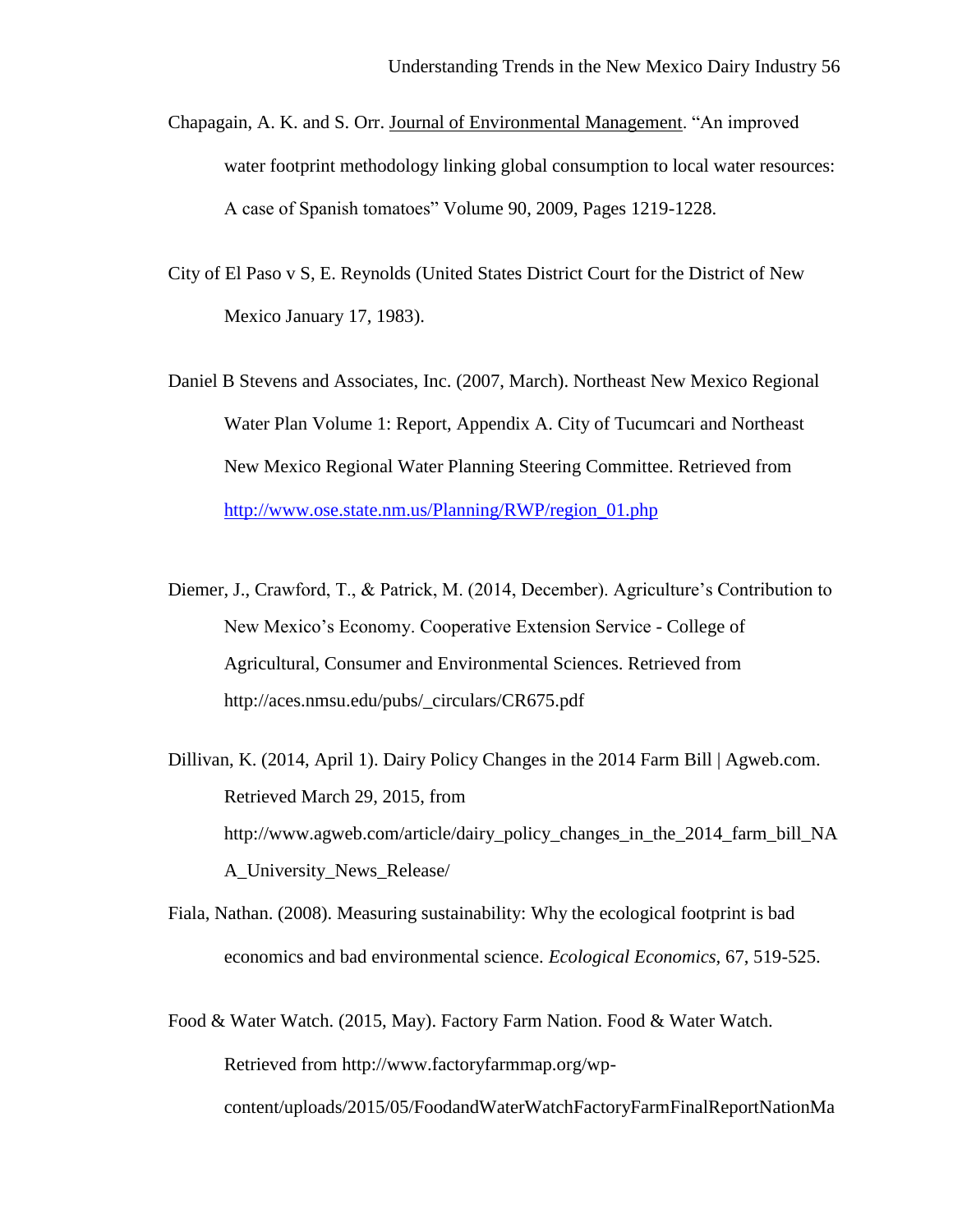Chapagain, A. K. and S. Orr. Journal of Environmental Management. "An improved water footprint methodology linking global consumption to local water resources: A case of Spanish tomatoes" Volume 90, 2009, Pages 1219-1228.

City of El Paso v S, E. Reynolds (United States District Court for the District of New Mexico January 17, 1983).

Daniel B Stevens and Associates, Inc. (2007, March). Northeast New Mexico Regional Water Plan Volume 1: Report, Appendix A. City of Tucumcari and Northeast New Mexico Regional Water Planning Steering Committee. Retrieved from http://www.ose.state.nm.us/Planning/RWP/region_01.php

Diemer, J., Crawford, T., & Patrick, M. (2014, December). Agriculture's Contribution to New Mexico's Economy. Cooperative Extension Service - College of Agricultural, Consumer and Environmental Sciences. Retrieved from http://aces.nmsu.edu/pubs/_circulars/CR675.pdf

Dillivan, K. (2014, April 1). Dairy Policy Changes in the 2014 Farm Bill | Agweb.com. Retrieved March 29, 2015, from http://www.agweb.com/article/dairy_policy_changes_in_the_2014_farm_bill_NAA_University_News_Release/

Fiala, Nathan. (2008). Measuring sustainability: Why the ecological footprint is bad economics and bad environmental science. *Ecological Economics*, 67, 519-525.

Food & Water Watch. (2015, May). Factory Farm Nation. Food & Water Watch. Retrieved from http://www.factoryfarmmap.org/wp-content/uploads/2015/05/FoodandWaterWatchFactoryFarmFinalReportNationMa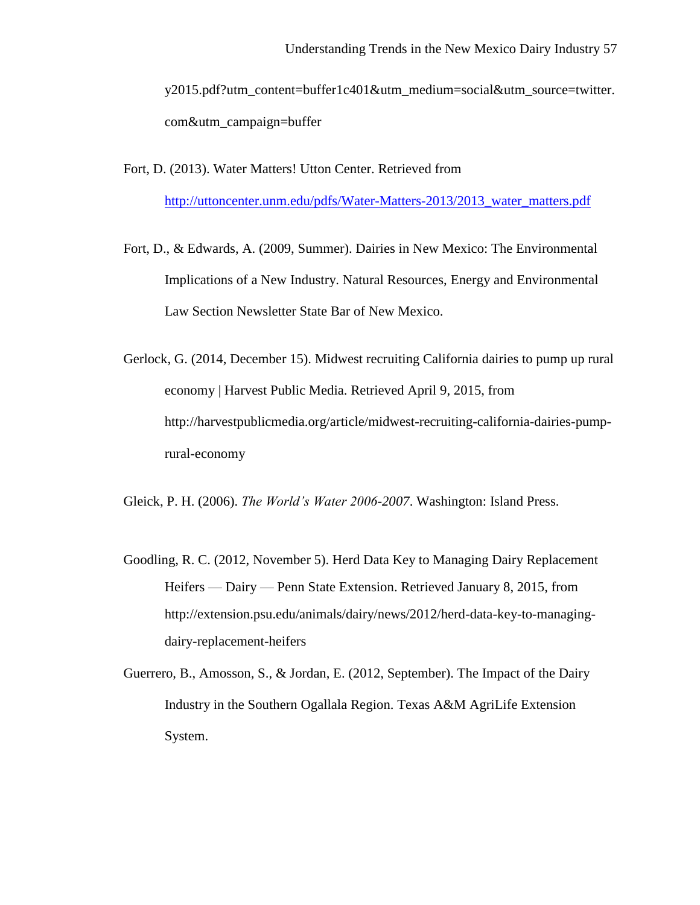y2015.pdf?utm_content=buffer1c401&utm_medium=social&utm_source=twitter.com&utm_campaign=buffer

Fort, D. (2013). Water Matters! Utton Center. Retrieved from http://uttoncenter.unm.edu/pdfs/Water-Matters-2013/2013_water_matters.pdf

Fort, D., & Edwards, A. (2009, Summer). Dairies in New Mexico: The Environmental Implications of a New Industry. Natural Resources, Energy and Environmental Law Section Newsletter State Bar of New Mexico.

Gerlock, G. (2014, December 15). Midwest recruiting California dairies to pump up rural economy | Harvest Public Media. Retrieved April 9, 2015, from http://harvestpublicmedia.org/article/midwest-recruiting-california-dairies-pump-rural-economy

Gleick, P. H. (2006). *The World's Water 2006-2007*. Washington: Island Press.

Goodling, R. C. (2012, November 5). Herd Data Key to Managing Dairy Replacement Heifers — Dairy — Penn State Extension. Retrieved January 8, 2015, from http://extension.psu.edu/animals/dairy/news/2012/herd-data-key-to-managing-dairy-replacement-heifers

Guerrero, B., Amosson, S., & Jordan, E. (2012, September). The Impact of the Dairy Industry in the Southern Ogallala Region. Texas A&M AgriLife Extension System.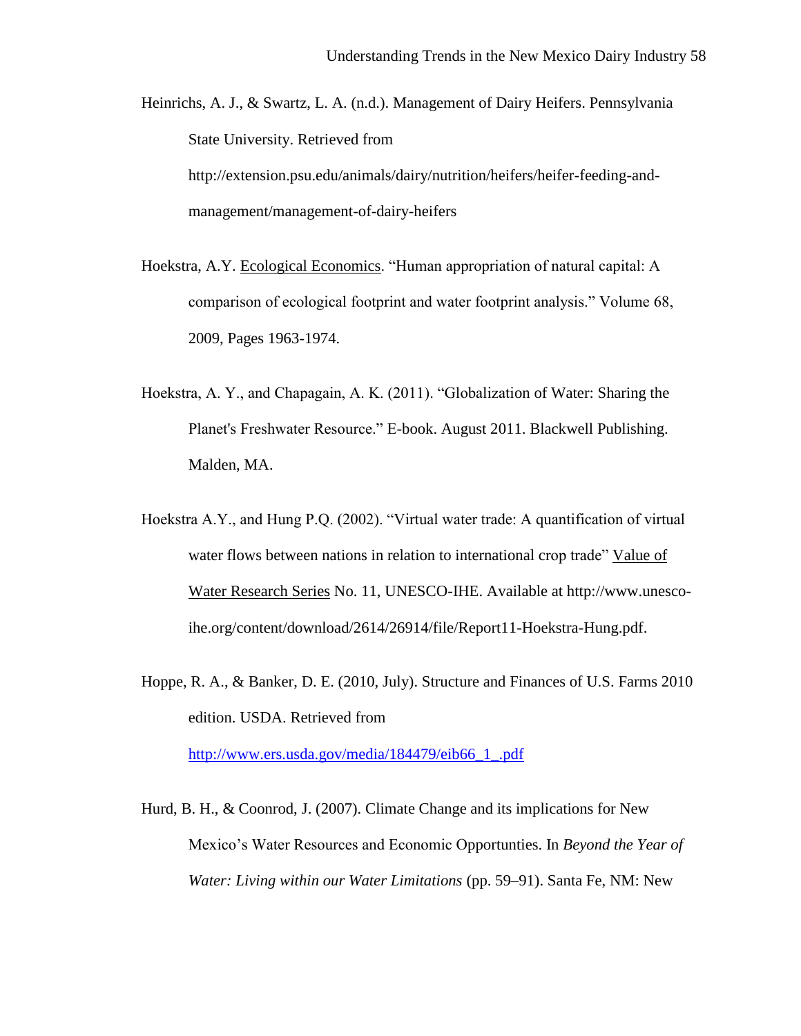Heinrichs, A. J., & Swartz, L. A. (n.d.). Management of Dairy Heifers. Pennsylvania State University. Retrieved from http://extension.psu.edu/animals/dairy/nutrition/heifers/heifer-feeding-and-management/management-of-dairy-heifers

Hoekstra, A.Y. Ecological Economics. "Human appropriation of natural capital: A comparison of ecological footprint and water footprint analysis." Volume 68, 2009, Pages 1963-1974.

Hoekstra, A. Y., and Chapagain, A. K. (2011). "Globalization of Water: Sharing the Planet's Freshwater Resource." E-book. August 2011. Blackwell Publishing. Malden, MA.

Hoekstra A.Y., and Hung P.Q. (2002). "Virtual water trade: A quantification of virtual water flows between nations in relation to international crop trade" Value of Water Research Series No. 11, UNESCO-IHE. Available at http://www.unesco-ihe.org/content/download/2614/26914/file/Report11-Hoekstra-Hung.pdf.

Hoppe, R. A., & Banker, D. E. (2010, July). Structure and Finances of U.S. Farms 2010 edition. USDA. Retrieved from http://www.ers.usda.gov/media/184479/eib66_1_.pdf

Hurd, B. H., & Coonrod, J. (2007). Climate Change and its implications for New Mexico's Water Resources and Economic Opportunties. In *Beyond the Year of Water: Living within our Water Limitations* (pp. 59–91). Santa Fe, NM: New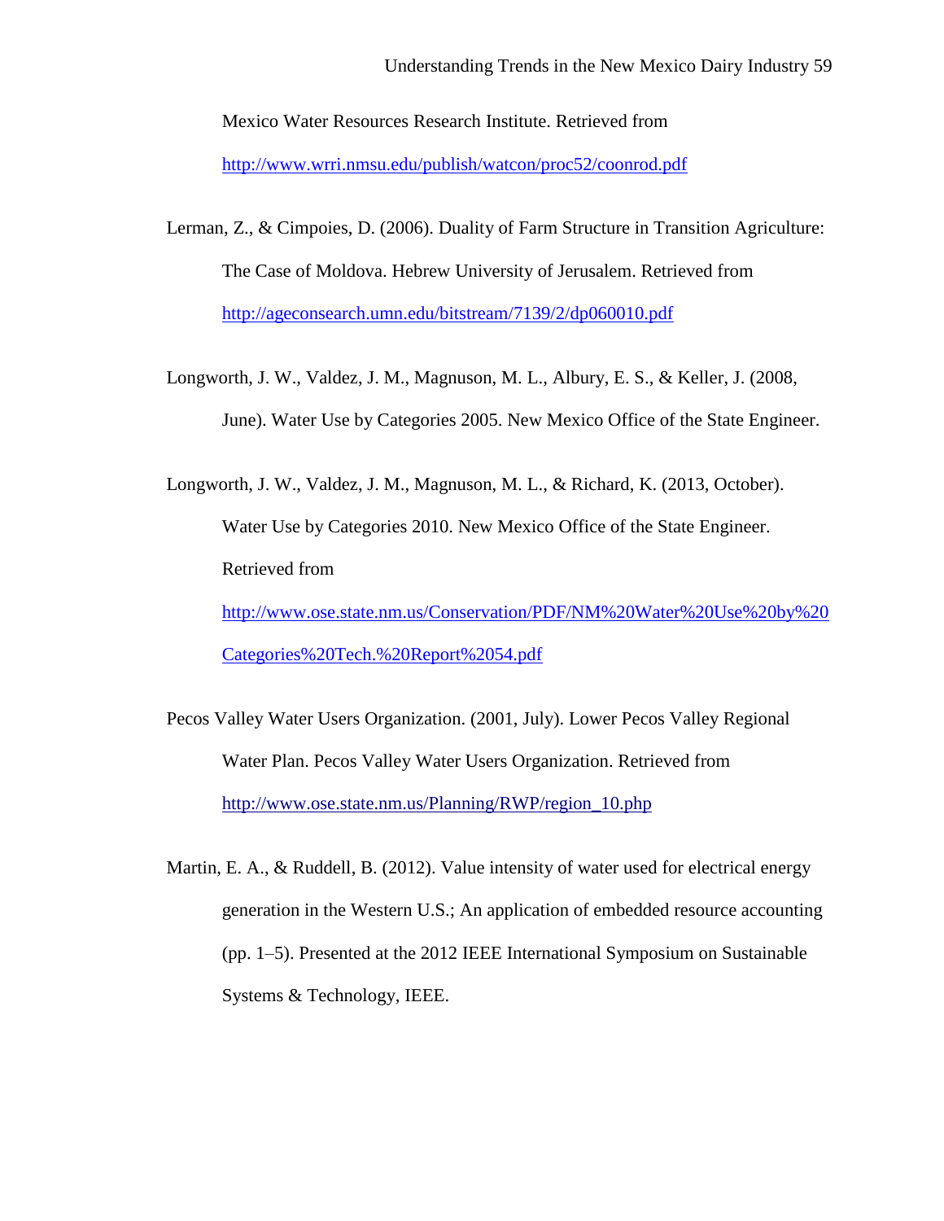Mexico Water Resources Research Institute. Retrieved from http://www.wrri.nmsu.edu/publish/watcon/proc52/coonrod.pdf

Lerman, Z., & Cimpoies, D. (2006). Duality of Farm Structure in Transition Agriculture: The Case of Moldova. Hebrew University of Jerusalem. Retrieved from http://ageconsearch.umn.edu/bitstream/7139/2/dp060010.pdf

Longworth, J. W., Valdez, J. M., Magnuson, M. L., Albury, E. S., & Keller, J. (2008, June). Water Use by Categories 2005. New Mexico Office of the State Engineer.

Longworth, J. W., Valdez, J. M., Magnuson, M. L., & Richard, K. (2013, October). Water Use by Categories 2010. New Mexico Office of the State Engineer. Retrieved from http://www.ose.state.nm.us/Conservation/PDF/NM%20Water%20Use%20by%20Categories%20Tech.%20Report%2054.pdf

Pecos Valley Water Users Organization. (2001, July). Lower Pecos Valley Regional Water Plan. Pecos Valley Water Users Organization. Retrieved from http://www.ose.state.nm.us/Planning/RWP/region_10.php

Martin, E. A., & Ruddell, B. (2012). Value intensity of water used for electrical energy generation in the Western U.S.; An application of embedded resource accounting (pp. 1–5). Presented at the 2012 IEEE International Symposium on Sustainable Systems & Technology, IEEE.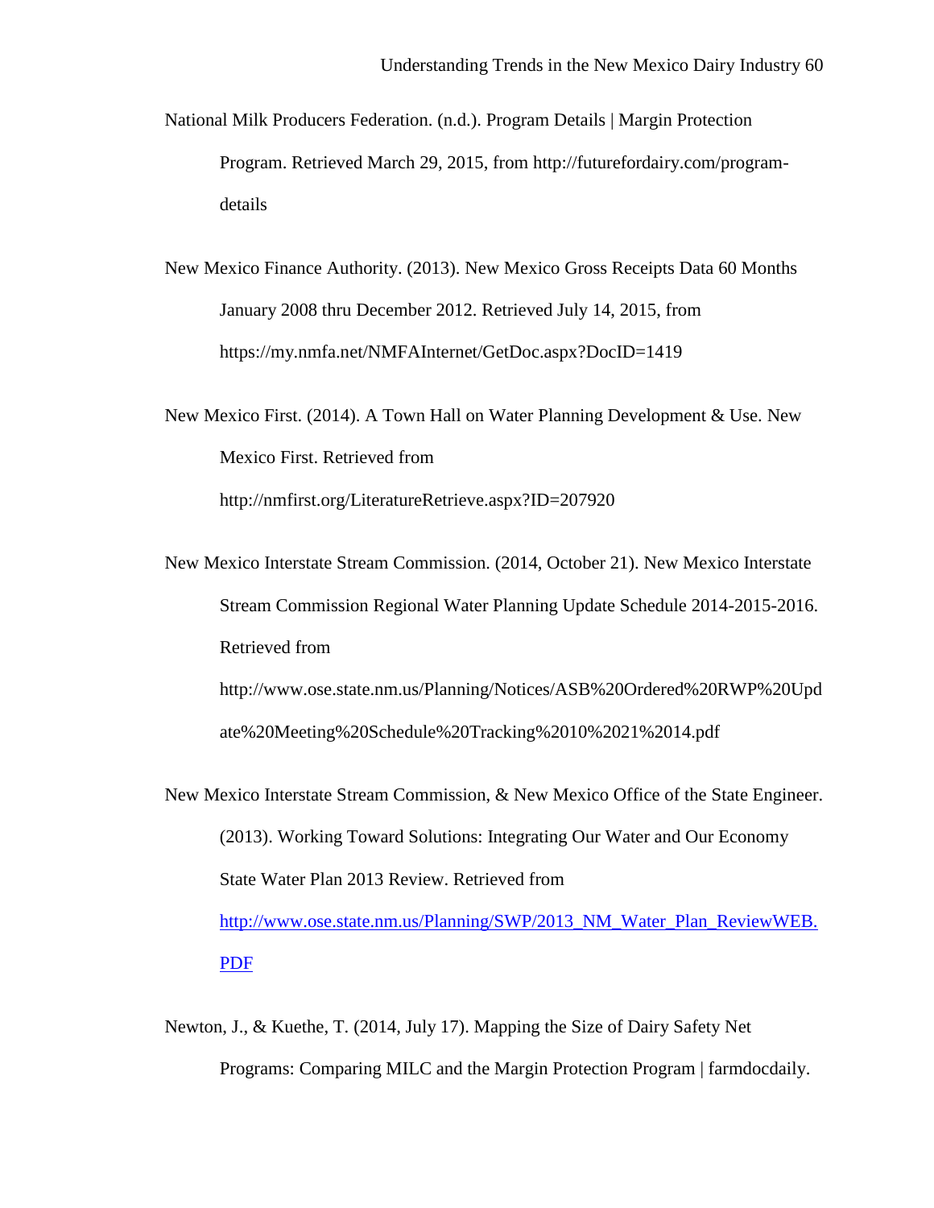National Milk Producers Federation. (n.d.). Program Details | Margin Protection Program. Retrieved March 29, 2015, from http://futurefordairy.com/program-details

New Mexico Finance Authority. (2013). New Mexico Gross Receipts Data 60 Months January 2008 thru December 2012. Retrieved July 14, 2015, from https://my.nmfa.net/NMFAInternet/GetDoc.aspx?DocID=1419

New Mexico First. (2014). A Town Hall on Water Planning Development & Use. New Mexico First. Retrieved from http://nmfirst.org/LiteratureRetrieve.aspx?ID=207920

New Mexico Interstate Stream Commission. (2014, October 21). New Mexico Interstate Stream Commission Regional Water Planning Update Schedule 2014-2015-2016. Retrieved from http://www.ose.state.nm.us/Planning/Notices/ASB%20Ordered%20RWP%20Update%20Meeting%20Schedule%20Tracking%2010%2021%2014.pdf

New Mexico Interstate Stream Commission, & New Mexico Office of the State Engineer. (2013). Working Toward Solutions: Integrating Our Water and Our Economy State Water Plan 2013 Review. Retrieved from [http://www.ose.state.nm.us/Planning/SWP/2013_NM_Water_Plan_ReviewWEB.PDF](http://www.ose.state.nm.us/Planning/SWP/2013_NM_Water_Plan_ReviewWEB.PDF)

Newton, J., & Kuethe, T. (2014, July 17). Mapping the Size of Dairy Safety Net Programs: Comparing MILC and the Margin Protection Program | farmdocdaily.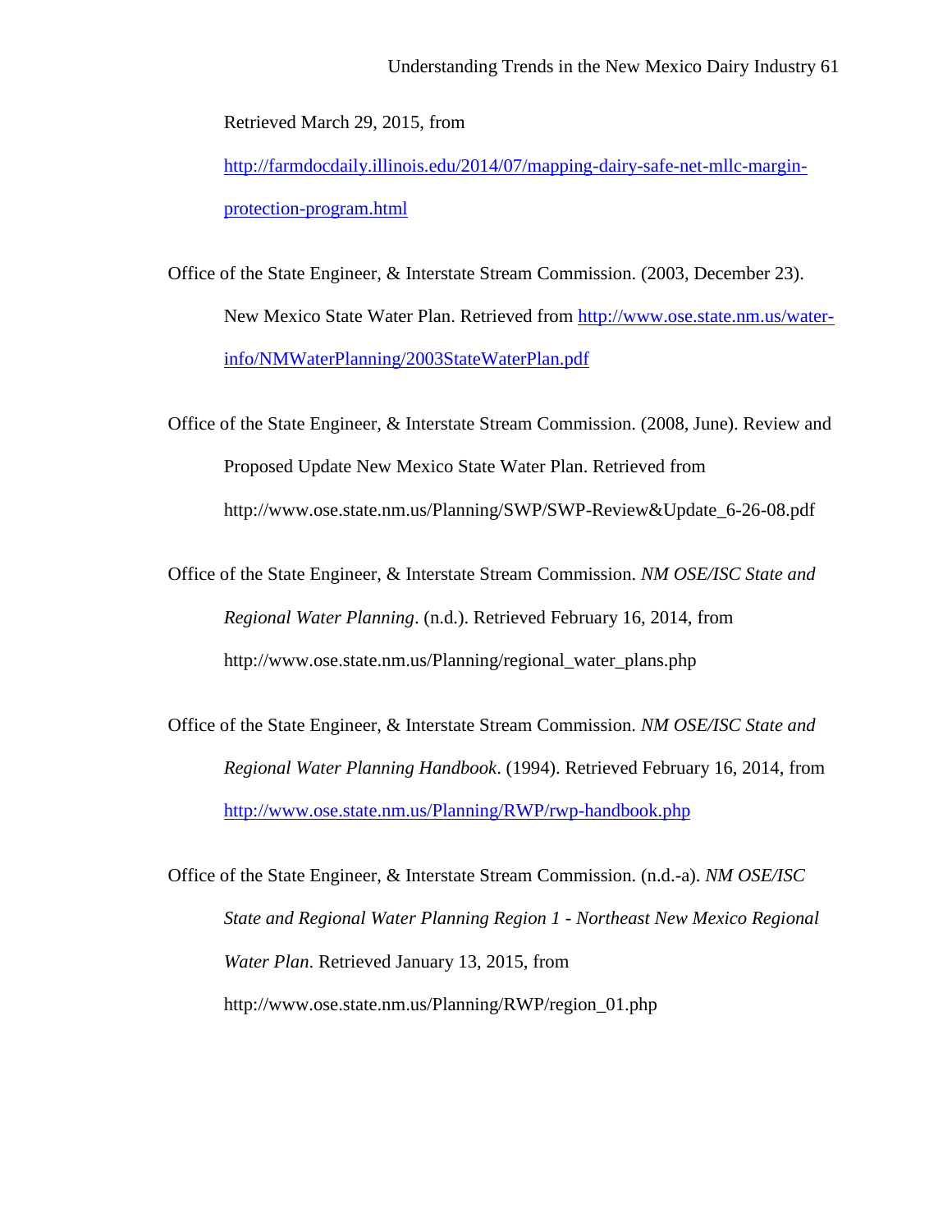Retrieved March 29, 2015, from http://farmdocdaily.illinois.edu/2014/07/mapping-dairy-safe-net-mllc-margin-protection-program.html

Office of the State Engineer, & Interstate Stream Commission. (2003, December 23). New Mexico State Water Plan. Retrieved from http://www.ose.state.nm.us/water-info/NMWaterPlanning/2003StateWaterPlan.pdf

Office of the State Engineer, & Interstate Stream Commission. (2008, June). Review and Proposed Update New Mexico State Water Plan. Retrieved from http://www.ose.state.nm.us/Planning/SWP/SWP-Review&Update_6-26-08.pdf

Office of the State Engineer, & Interstate Stream Commission. *NM OSE/ISC State and Regional Water Planning*. (n.d.). Retrieved February 16, 2014, from http://www.ose.state.nm.us/Planning/regional_water_plans.php

Office of the State Engineer, & Interstate Stream Commission. *NM OSE/ISC State and Regional Water Planning Handbook*. (1994). Retrieved February 16, 2014, from http://www.ose.state.nm.us/Planning/RWP/rwp-handbook.php

Office of the State Engineer, & Interstate Stream Commission. (n.d.-a). *NM OSE/ISC State and Regional Water Planning Region 1 - Northeast New Mexico Regional Water Plan*. Retrieved January 13, 2015, from http://www.ose.state.nm.us/Planning/RWP/region_01.php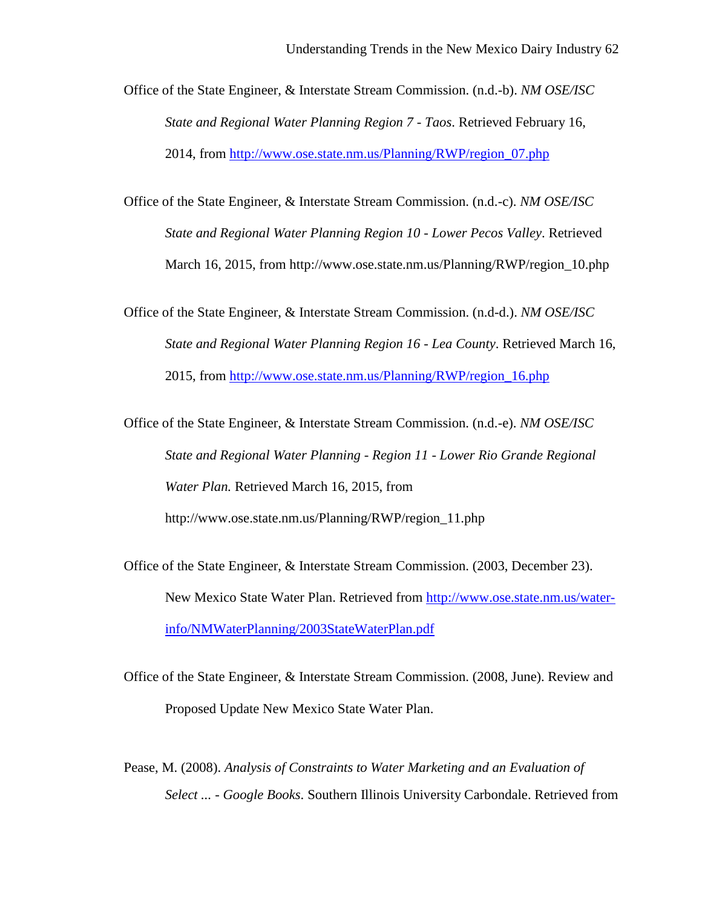Office of the State Engineer, & Interstate Stream Commission. (n.d.-b). *NM OSE/ISC State and Regional Water Planning Region 7 - Taos*. Retrieved February 16, 2014, from http://www.ose.state.nm.us/Planning/RWP/region_07.php

Office of the State Engineer, & Interstate Stream Commission. (n.d.-c). *NM OSE/ISC State and Regional Water Planning Region 10 - Lower Pecos Valley*. Retrieved March 16, 2015, from http://www.ose.state.nm.us/Planning/RWP/region_10.php

Office of the State Engineer, & Interstate Stream Commission. (n.d-d.). *NM OSE/ISC State and Regional Water Planning Region 16 - Lea County*. Retrieved March 16, 2015, from http://www.ose.state.nm.us/Planning/RWP/region_16.php

Office of the State Engineer, & Interstate Stream Commission. (n.d.-e). *NM OSE/ISC State and Regional Water Planning - Region 11 - Lower Rio Grande Regional Water Plan.* Retrieved March 16, 2015, from http://www.ose.state.nm.us/Planning/RWP/region_11.php

Office of the State Engineer, & Interstate Stream Commission. (2003, December 23). New Mexico State Water Plan. Retrieved from http://www.ose.state.nm.us/water-info/NMWaterPlanning/2003StateWaterPlan.pdf

Office of the State Engineer, & Interstate Stream Commission. (2008, June). Review and Proposed Update New Mexico State Water Plan.

Pease, M. (2008). *Analysis of Constraints to Water Marketing and an Evaluation of Select ... - Google Books*. Southern Illinois University Carbondale. Retrieved from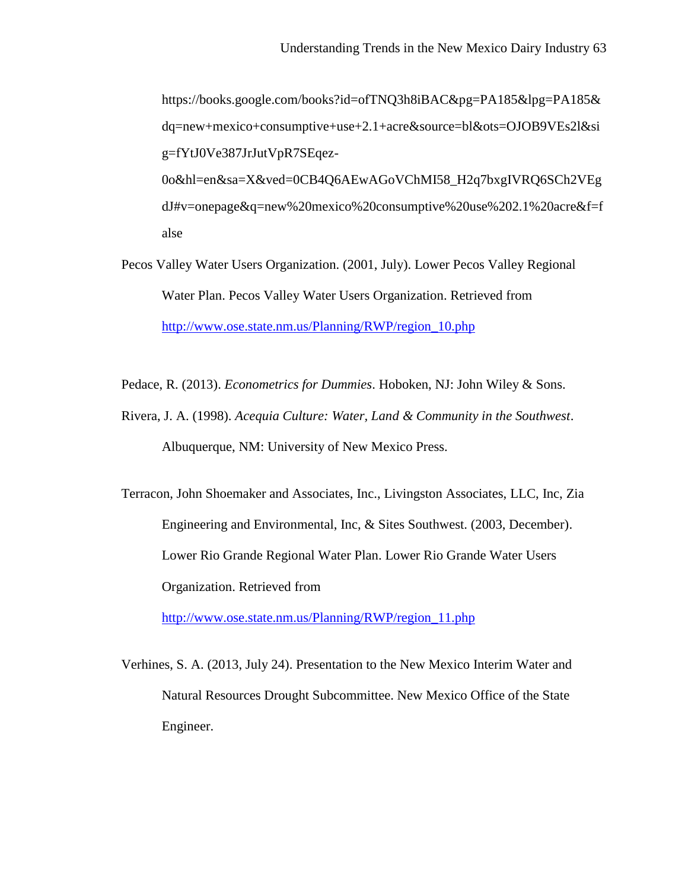https://books.google.com/books?id=ofTNQ3h8iBAC&pg=PA185&lpg=PA185&dq=new+mexico+consumptive+use+2.1+acre&source=bl&ots=OJOB9VEs2l&sig=fYtJ0Ve387JrJutVpR7SEqez-0o&hl=en&sa=X&ved=0CB4Q6AEwAGoVChMI58_H2q7bxgIVRQ6SCh2VEgdJ#v=onepage&q=new%20mexico%20consumptive%20use%202.1%20acre&f=false

Pecos Valley Water Users Organization. (2001, July). Lower Pecos Valley Regional Water Plan. Pecos Valley Water Users Organization. Retrieved from http://www.ose.state.nm.us/Planning/RWP/region_10.php

Pedace, R. (2013). *Econometrics for Dummies*. Hoboken, NJ: John Wiley & Sons.

Rivera, J. A. (1998). *Acequia Culture: Water, Land & Community in the Southwest*. Albuquerque, NM: University of New Mexico Press.

Terracon, John Shoemaker and Associates, Inc., Livingston Associates, LLC, Inc, Zia Engineering and Environmental, Inc, & Sites Southwest. (2003, December). Lower Rio Grande Regional Water Plan. Lower Rio Grande Water Users Organization. Retrieved from http://www.ose.state.nm.us/Planning/RWP/region_11.php

Verhines, S. A. (2013, July 24). Presentation to the New Mexico Interim Water and Natural Resources Drought Subcommittee. New Mexico Office of the State Engineer.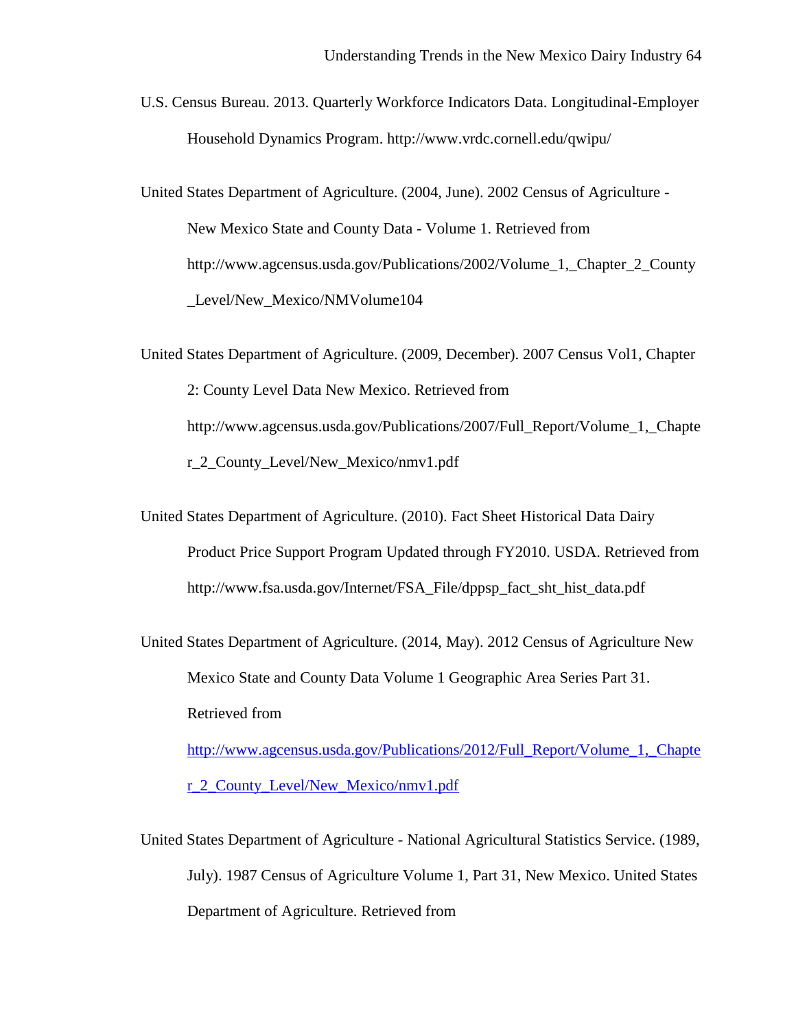U.S. Census Bureau. 2013. Quarterly Workforce Indicators Data. Longitudinal-Employer Household Dynamics Program. http://www.vrdc.cornell.edu/qwipu/

United States Department of Agriculture. (2004, June). 2002 Census of Agriculture - New Mexico State and County Data - Volume 1. Retrieved from http://www.agcensus.usda.gov/Publications/2002/Volume_1,_Chapter_2_County_Level/New_Mexico/NMVolume104

United States Department of Agriculture. (2009, December). 2007 Census Vol1, Chapter 2: County Level Data New Mexico. Retrieved from http://www.agcensus.usda.gov/Publications/2007/Full_Report/Volume_1,_Chapter_2_County_Level/New_Mexico/nmv1.pdf

United States Department of Agriculture. (2010). Fact Sheet Historical Data Dairy Product Price Support Program Updated through FY2010. USDA. Retrieved from http://www.fsa.usda.gov/Internet/FSA_File/dppsp_fact_sht_hist_data.pdf

United States Department of Agriculture. (2014, May). 2012 Census of Agriculture New Mexico State and County Data Volume 1 Geographic Area Series Part 31. Retrieved from http://www.agcensus.usda.gov/Publications/2012/Full_Report/Volume_1,_Chapter_2_County_Level/New_Mexico/nmv1.pdf

United States Department of Agriculture - National Agricultural Statistics Service. (1989, July). 1987 Census of Agriculture Volume 1, Part 31, New Mexico. United States Department of Agriculture. Retrieved from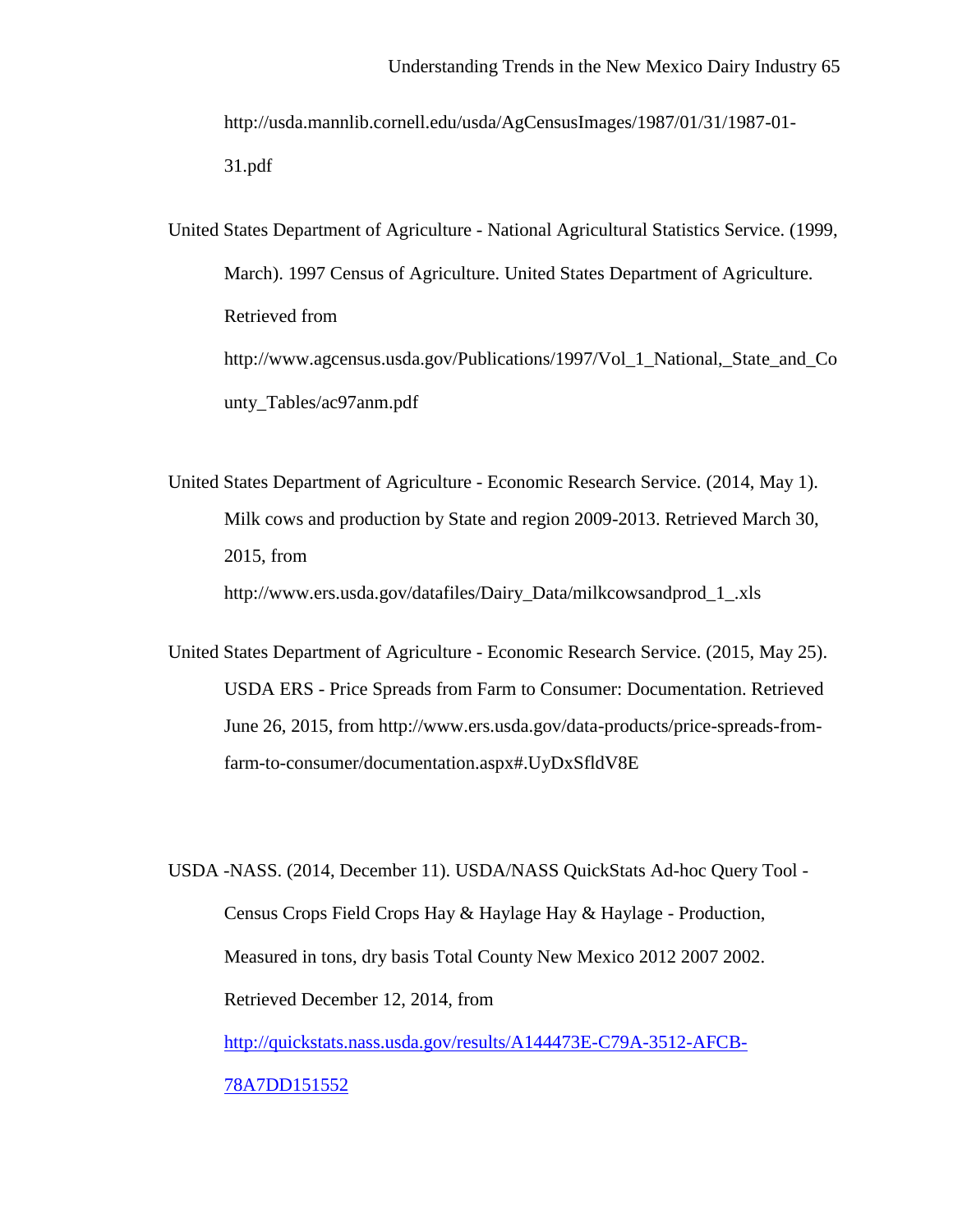http://usda.mannlib.cornell.edu/usda/AgCensusImages/1987/01/31/1987-01-31.pdf

United States Department of Agriculture - National Agricultural Statistics Service. (1999, March). 1997 Census of Agriculture. United States Department of Agriculture. Retrieved from http://www.agcensus.usda.gov/Publications/1997/Vol_1_National,_State_and_County_Tables/ac97anm.pdf

United States Department of Agriculture - Economic Research Service. (2014, May 1). Milk cows and production by State and region 2009-2013. Retrieved March 30, 2015, from http://www.ers.usda.gov/datafiles/Dairy_Data/milkcowsandprod_1_.xls

United States Department of Agriculture - Economic Research Service. (2015, May 25). USDA ERS - Price Spreads from Farm to Consumer: Documentation. Retrieved June 26, 2015, from http://www.ers.usda.gov/data-products/price-spreads-from-farm-to-consumer/documentation.aspx#.UyDxSfldV8E

USDA -NASS. (2014, December 11). USDA/NASS QuickStats Ad-hoc Query Tool - Census Crops Field Crops Hay & Haylage Hay & Haylage - Production, Measured in tons, dry basis Total County New Mexico 2012 2007 2002. Retrieved December 12, 2014, from http://quickstats.nass.usda.gov/results/A144473E-C79A-3512-AFCB-78A7DD151552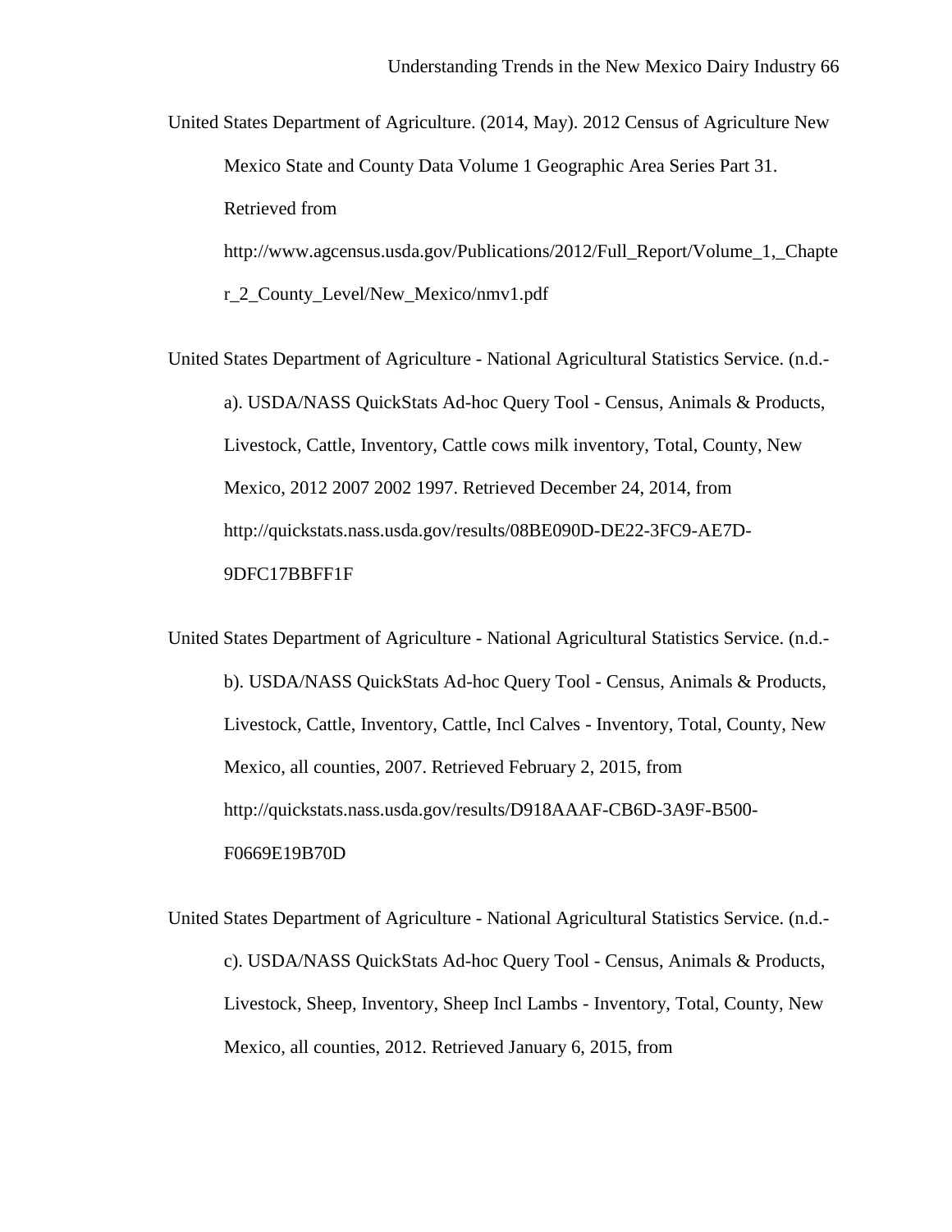United States Department of Agriculture. (2014, May). 2012 Census of Agriculture New Mexico State and County Data Volume 1 Geographic Area Series Part 31. Retrieved from http://www.agcensus.usda.gov/Publications/2012/Full_Report/Volume_1,_Chapter_2_County_Level/New_Mexico/nmv1.pdf

United States Department of Agriculture - National Agricultural Statistics Service. (n.d.-a). USDA/NASS QuickStats Ad-hoc Query Tool - Census, Animals & Products, Livestock, Cattle, Inventory, Cattle cows milk inventory, Total, County, New Mexico, 2012 2007 2002 1997. Retrieved December 24, 2014, from http://quickstats.nass.usda.gov/results/08BE090D-DE22-3FC9-AE7D-9DFC17BBFF1F

United States Department of Agriculture - National Agricultural Statistics Service. (n.d.-b). USDA/NASS QuickStats Ad-hoc Query Tool - Census, Animals & Products, Livestock, Cattle, Inventory, Cattle, Incl Calves - Inventory, Total, County, New Mexico, all counties, 2007. Retrieved February 2, 2015, from http://quickstats.nass.usda.gov/results/D918AAAF-CB6D-3A9F-B500-F0669E19B70D

United States Department of Agriculture - National Agricultural Statistics Service. (n.d.-c). USDA/NASS QuickStats Ad-hoc Query Tool - Census, Animals & Products, Livestock, Sheep, Inventory, Sheep Incl Lambs - Inventory, Total, County, New Mexico, all counties, 2012. Retrieved January 6, 2015, from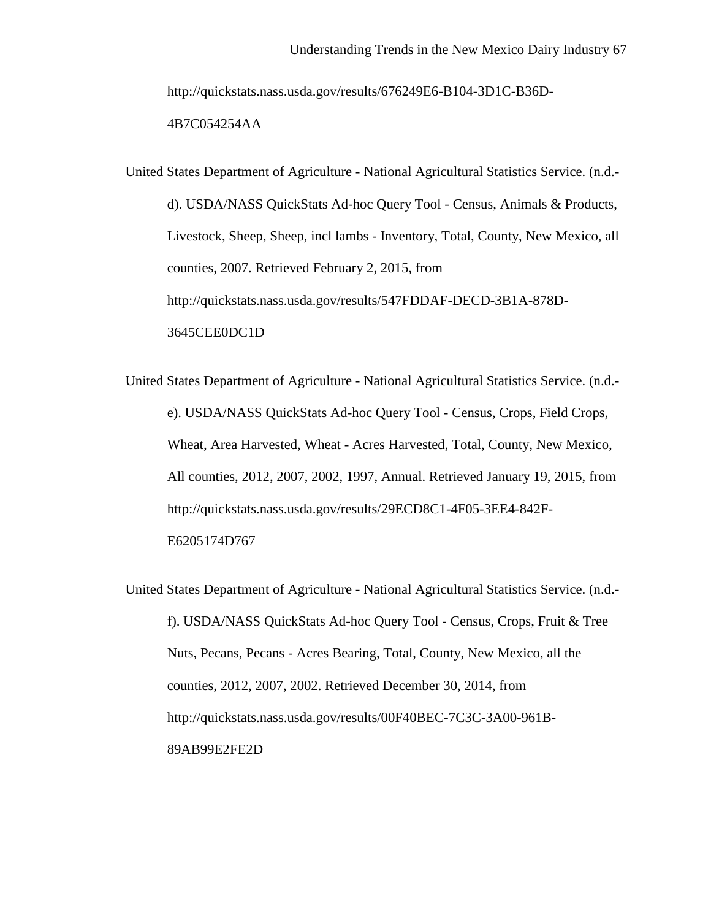http://quickstats.nass.usda.gov/results/676249E6-B104-3D1C-B36D-4B7C054254AA

United States Department of Agriculture - National Agricultural Statistics Service. (n.d.-d). USDA/NASS QuickStats Ad-hoc Query Tool - Census, Animals & Products, Livestock, Sheep, Sheep, incl lambs - Inventory, Total, County, New Mexico, all counties, 2007. Retrieved February 2, 2015, from http://quickstats.nass.usda.gov/results/547FDDAF-DECD-3B1A-878D-3645CEE0DC1D

United States Department of Agriculture - National Agricultural Statistics Service. (n.d.-e). USDA/NASS QuickStats Ad-hoc Query Tool - Census, Crops, Field Crops, Wheat, Area Harvested, Wheat - Acres Harvested, Total, County, New Mexico, All counties, 2012, 2007, 2002, 1997, Annual. Retrieved January 19, 2015, from http://quickstats.nass.usda.gov/results/29ECD8C1-4F05-3EE4-842F-E6205174D767

United States Department of Agriculture - National Agricultural Statistics Service. (n.d.-f). USDA/NASS QuickStats Ad-hoc Query Tool - Census, Crops, Fruit & Tree Nuts, Pecans, Pecans - Acres Bearing, Total, County, New Mexico, all the counties, 2012, 2007, 2002. Retrieved December 30, 2014, from http://quickstats.nass.usda.gov/results/00F40BEC-7C3C-3A00-961B-89AB99E2FE2D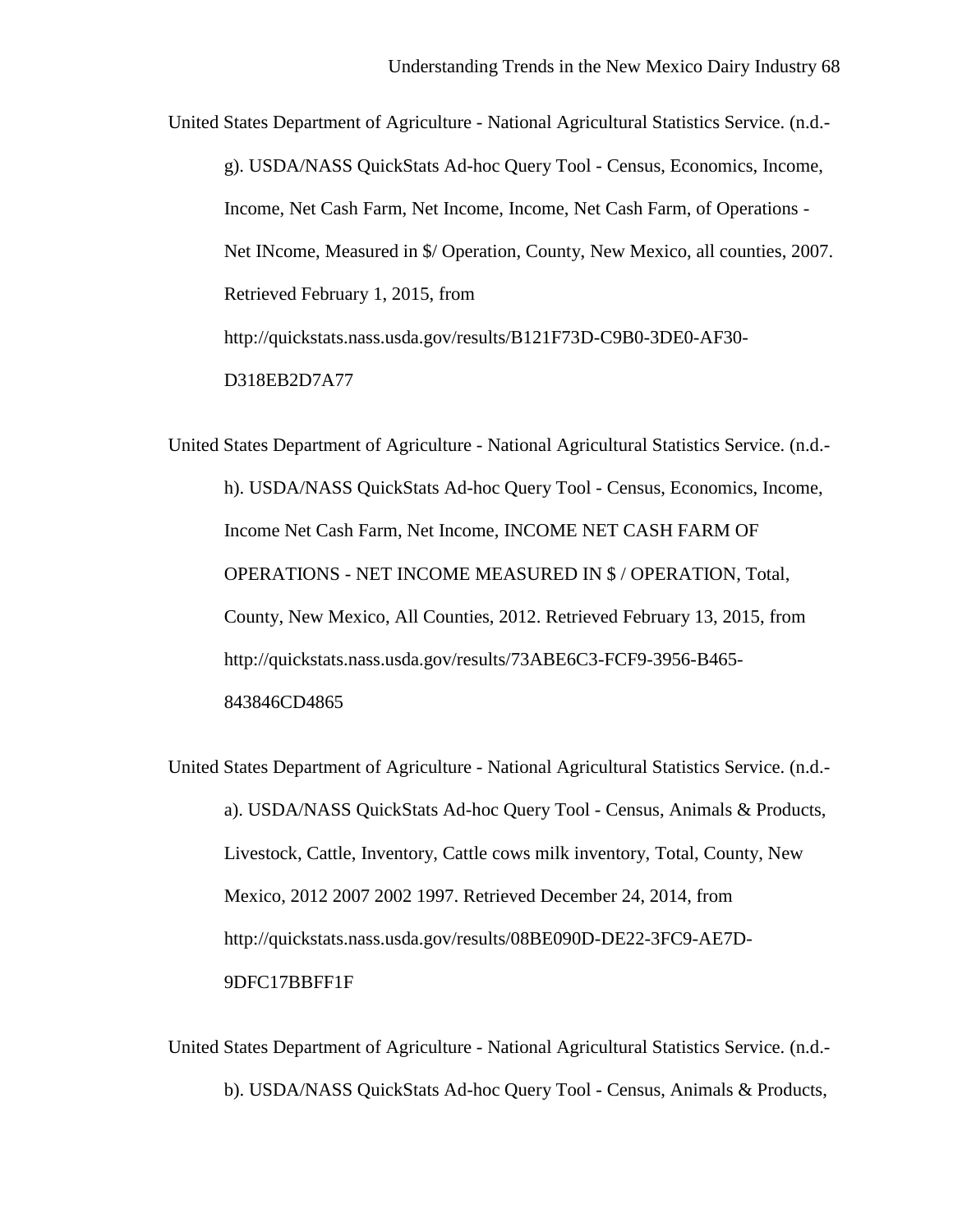United States Department of Agriculture - National Agricultural Statistics Service. (n.d.-g). USDA/NASS QuickStats Ad-hoc Query Tool - Census, Economics, Income, Income, Net Cash Farm, Net Income, Income, Net Cash Farm, of Operations - Net INcome, Measured in $/ Operation, County, New Mexico, all counties, 2007. Retrieved February 1, 2015, from http://quickstats.nass.usda.gov/results/B121F73D-C9B0-3DE0-AF30-D318EB2D7A77

United States Department of Agriculture - National Agricultural Statistics Service. (n.d.-h). USDA/NASS QuickStats Ad-hoc Query Tool - Census, Economics, Income, Income Net Cash Farm, Net Income, INCOME NET CASH FARM OF OPERATIONS - NET INCOME MEASURED IN $ / OPERATION, Total, County, New Mexico, All Counties, 2012. Retrieved February 13, 2015, from http://quickstats.nass.usda.gov/results/73ABE6C3-FCF9-3956-B465-843846CD4865

United States Department of Agriculture - National Agricultural Statistics Service. (n.d.-a). USDA/NASS QuickStats Ad-hoc Query Tool - Census, Animals & Products, Livestock, Cattle, Inventory, Cattle cows milk inventory, Total, County, New Mexico, 2012 2007 2002 1997. Retrieved December 24, 2014, from http://quickstats.nass.usda.gov/results/08BE090D-DE22-3FC9-AE7D-9DFC17BBFF1F

United States Department of Agriculture - National Agricultural Statistics Service. (n.d.-b). USDA/NASS QuickStats Ad-hoc Query Tool - Census, Animals & Products,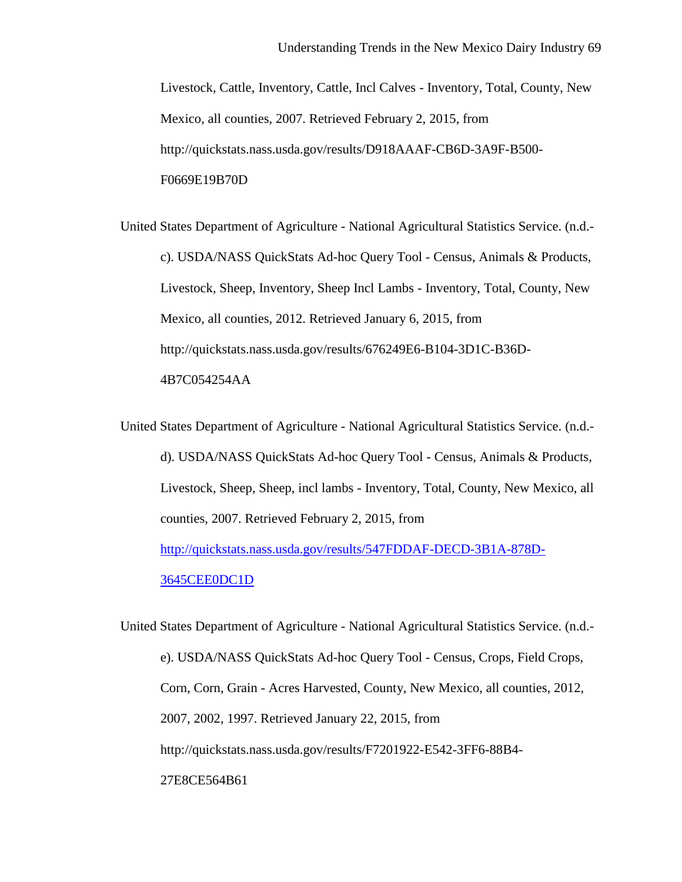Livestock, Cattle, Inventory, Cattle, Incl Calves - Inventory, Total, County, New Mexico, all counties, 2007. Retrieved February 2, 2015, from http://quickstats.nass.usda.gov/results/D918AAAF-CB6D-3A9F-B500-F0669E19B70D

United States Department of Agriculture - National Agricultural Statistics Service. (n.d.-c). USDA/NASS QuickStats Ad-hoc Query Tool - Census, Animals & Products, Livestock, Sheep, Inventory, Sheep Incl Lambs - Inventory, Total, County, New Mexico, all counties, 2012. Retrieved January 6, 2015, from http://quickstats.nass.usda.gov/results/676249E6-B104-3D1C-B36D-4B7C054254AA

United States Department of Agriculture - National Agricultural Statistics Service. (n.d.-d). USDA/NASS QuickStats Ad-hoc Query Tool - Census, Animals & Products, Livestock, Sheep, Sheep, incl lambs - Inventory, Total, County, New Mexico, all counties, 2007. Retrieved February 2, 2015, from http://quickstats.nass.usda.gov/results/547FDDAF-DECD-3B1A-878D-3645CEE0DC1D

United States Department of Agriculture - National Agricultural Statistics Service. (n.d.-e). USDA/NASS QuickStats Ad-hoc Query Tool - Census, Crops, Field Crops, Corn, Corn, Grain - Acres Harvested, County, New Mexico, all counties, 2012, 2007, 2002, 1997. Retrieved January 22, 2015, from http://quickstats.nass.usda.gov/results/F7201922-E542-3FF6-88B4-27E8CE564B61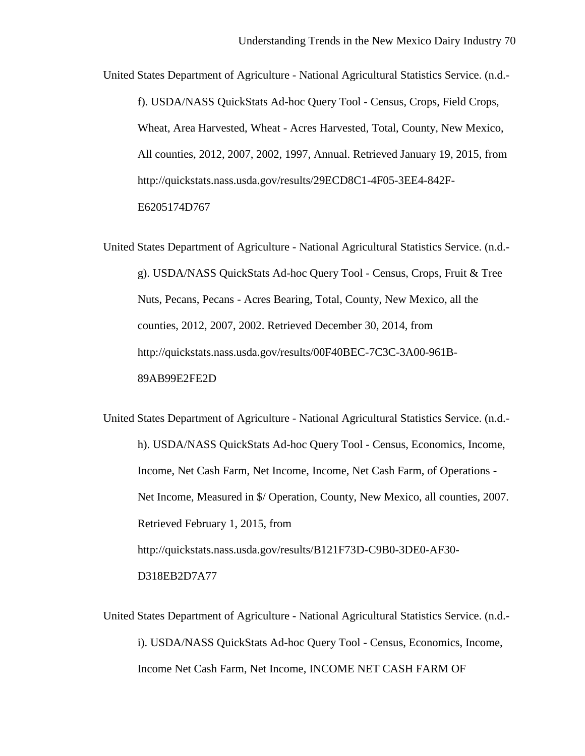United States Department of Agriculture - National Agricultural Statistics Service. (n.d.-f). USDA/NASS QuickStats Ad-hoc Query Tool - Census, Crops, Field Crops, Wheat, Area Harvested, Wheat - Acres Harvested, Total, County, New Mexico, All counties, 2012, 2007, 2002, 1997, Annual. Retrieved January 19, 2015, from http://quickstats.nass.usda.gov/results/29ECD8C1-4F05-3EE4-842F-E6205174D767

United States Department of Agriculture - National Agricultural Statistics Service. (n.d.-g). USDA/NASS QuickStats Ad-hoc Query Tool - Census, Crops, Fruit & Tree Nuts, Pecans, Pecans - Acres Bearing, Total, County, New Mexico, all the counties, 2012, 2007, 2002. Retrieved December 30, 2014, from http://quickstats.nass.usda.gov/results/00F40BEC-7C3C-3A00-961B-89AB99E2FE2D

United States Department of Agriculture - National Agricultural Statistics Service. (n.d.-h). USDA/NASS QuickStats Ad-hoc Query Tool - Census, Economics, Income, Income, Net Cash Farm, Net Income, Income, Net Cash Farm, of Operations - Net Income, Measured in $/ Operation, County, New Mexico, all counties, 2007. Retrieved February 1, 2015, from http://quickstats.nass.usda.gov/results/B121F73D-C9B0-3DE0-AF30-D318EB2D7A77

United States Department of Agriculture - National Agricultural Statistics Service. (n.d.-i). USDA/NASS QuickStats Ad-hoc Query Tool - Census, Economics, Income, Income Net Cash Farm, Net Income, INCOME NET CASH FARM OF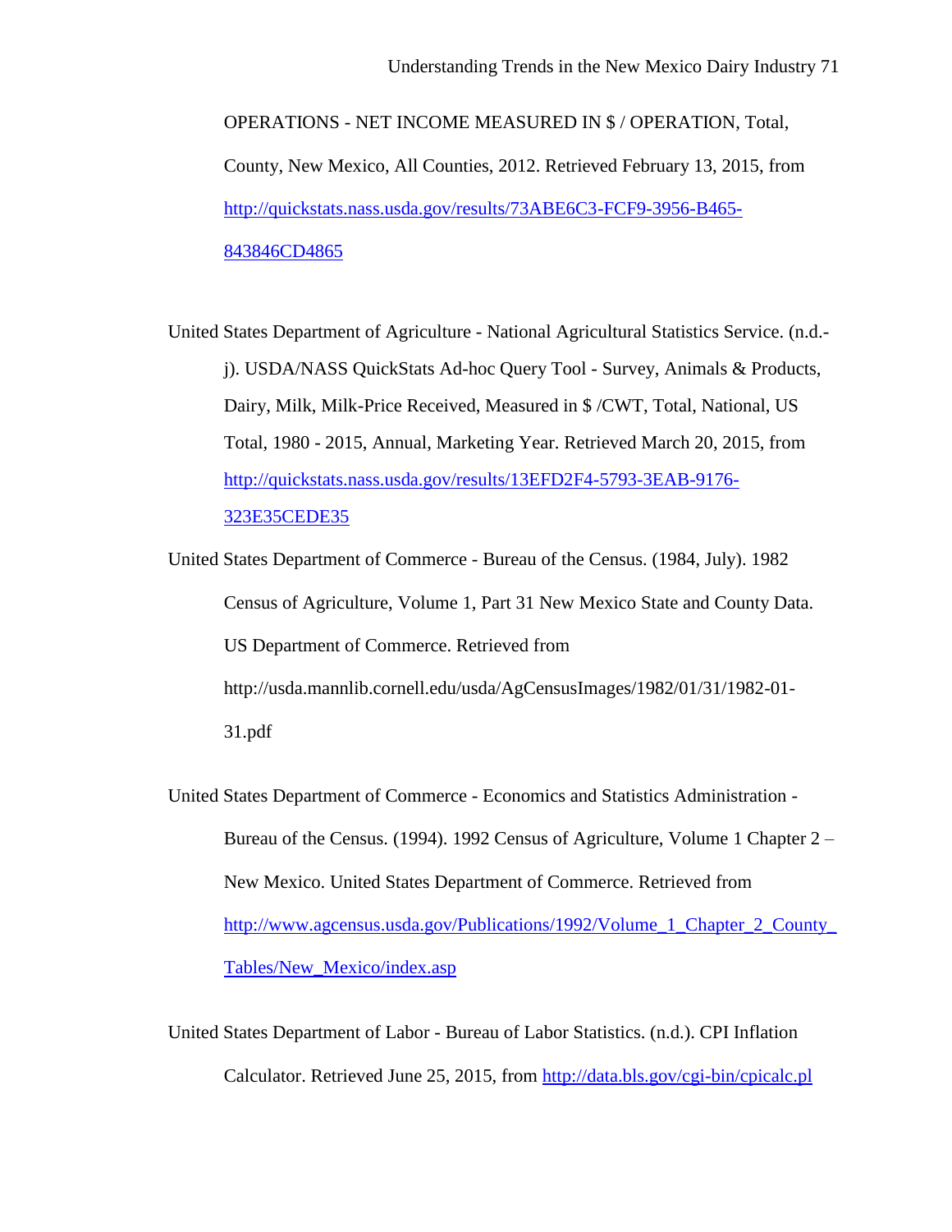OPERATIONS - NET INCOME MEASURED IN $ / OPERATION, Total, County, New Mexico, All Counties, 2012. Retrieved February 13, 2015, from http://quickstats.nass.usda.gov/results/73ABE6C3-FCF9-3956-B465-843846CD4865

United States Department of Agriculture - National Agricultural Statistics Service. (n.d.-j). USDA/NASS QuickStats Ad-hoc Query Tool - Survey, Animals & Products, Dairy, Milk, Milk-Price Received, Measured in $ /CWT, Total, National, US Total, 1980 - 2015, Annual, Marketing Year. Retrieved March 20, 2015, from http://quickstats.nass.usda.gov/results/13EFD2F4-5793-3EAB-9176-323E35CEDE35

United States Department of Commerce - Bureau of the Census. (1984, July). 1982 Census of Agriculture, Volume 1, Part 31 New Mexico State and County Data. US Department of Commerce. Retrieved from http://usda.mannlib.cornell.edu/usda/AgCensusImages/1982/01/31/1982-01-31.pdf

United States Department of Commerce - Economics and Statistics Administration - Bureau of the Census. (1994). 1992 Census of Agriculture, Volume 1 Chapter 2 – New Mexico. United States Department of Commerce. Retrieved from http://www.agcensus.usda.gov/Publications/1992/Volume_1_Chapter_2_County_Tables/New_Mexico/index.asp

United States Department of Labor - Bureau of Labor Statistics. (n.d.). CPI Inflation Calculator. Retrieved June 25, 2015, from http://data.bls.gov/cgi-bin/cpicalc.pl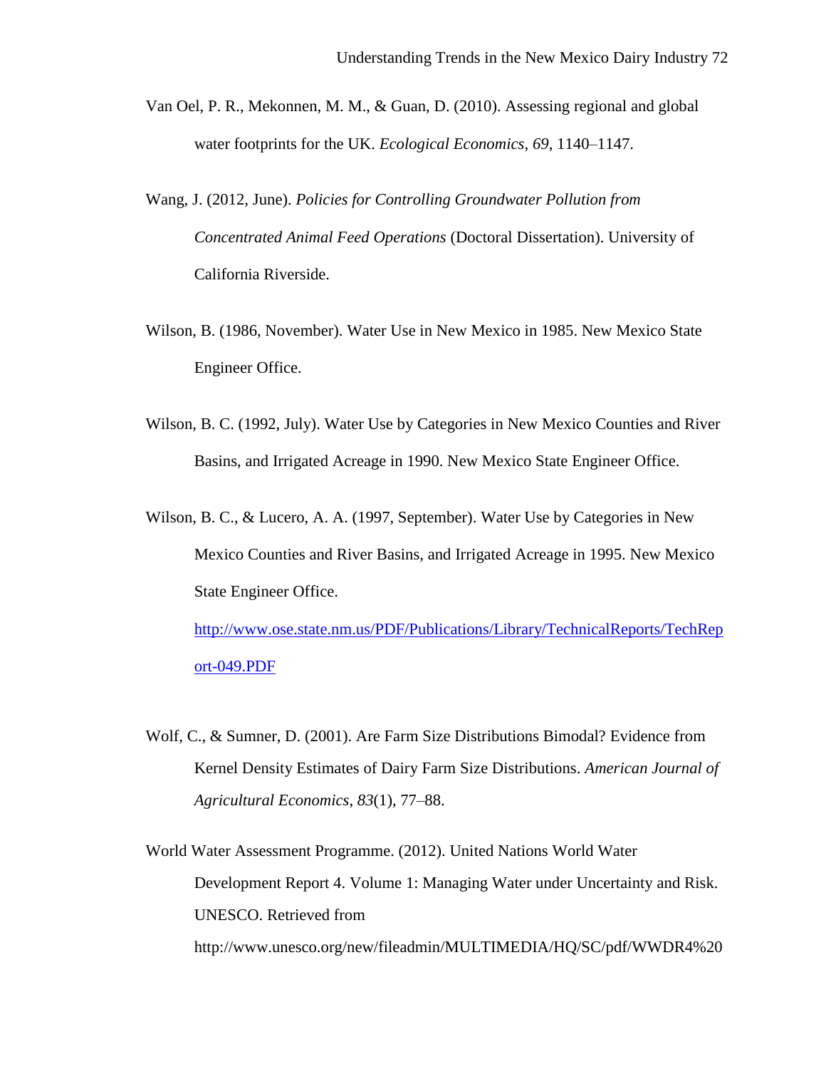Van Oel, P. R., Mekonnen, M. M., & Guan, D. (2010). Assessing regional and global water footprints for the UK. *Ecological Economics*, *69*, 1140–1147.

Wang, J. (2012, June). *Policies for Controlling Groundwater Pollution from Concentrated Animal Feed Operations* (Doctoral Dissertation). University of California Riverside.

Wilson, B. (1986, November). Water Use in New Mexico in 1985. New Mexico State Engineer Office.

Wilson, B. C. (1992, July). Water Use by Categories in New Mexico Counties and River Basins, and Irrigated Acreage in 1990. New Mexico State Engineer Office.

Wilson, B. C., & Lucero, A. A. (1997, September). Water Use by Categories in New Mexico Counties and River Basins, and Irrigated Acreage in 1995. New Mexico State Engineer Office. http://www.ose.state.nm.us/PDF/Publications/Library/TechnicalReports/TechReport-049.PDF

Wolf, C., & Sumner, D. (2001). Are Farm Size Distributions Bimodal? Evidence from Kernel Density Estimates of Dairy Farm Size Distributions. *American Journal of Agricultural Economics*, *83*(1), 77–88.

World Water Assessment Programme. (2012). United Nations World Water Development Report 4. Volume 1: Managing Water under Uncertainty and Risk. UNESCO. Retrieved from http://www.unesco.org/new/fileadmin/MULTIMEDIA/HQ/SC/pdf/WWDR4%20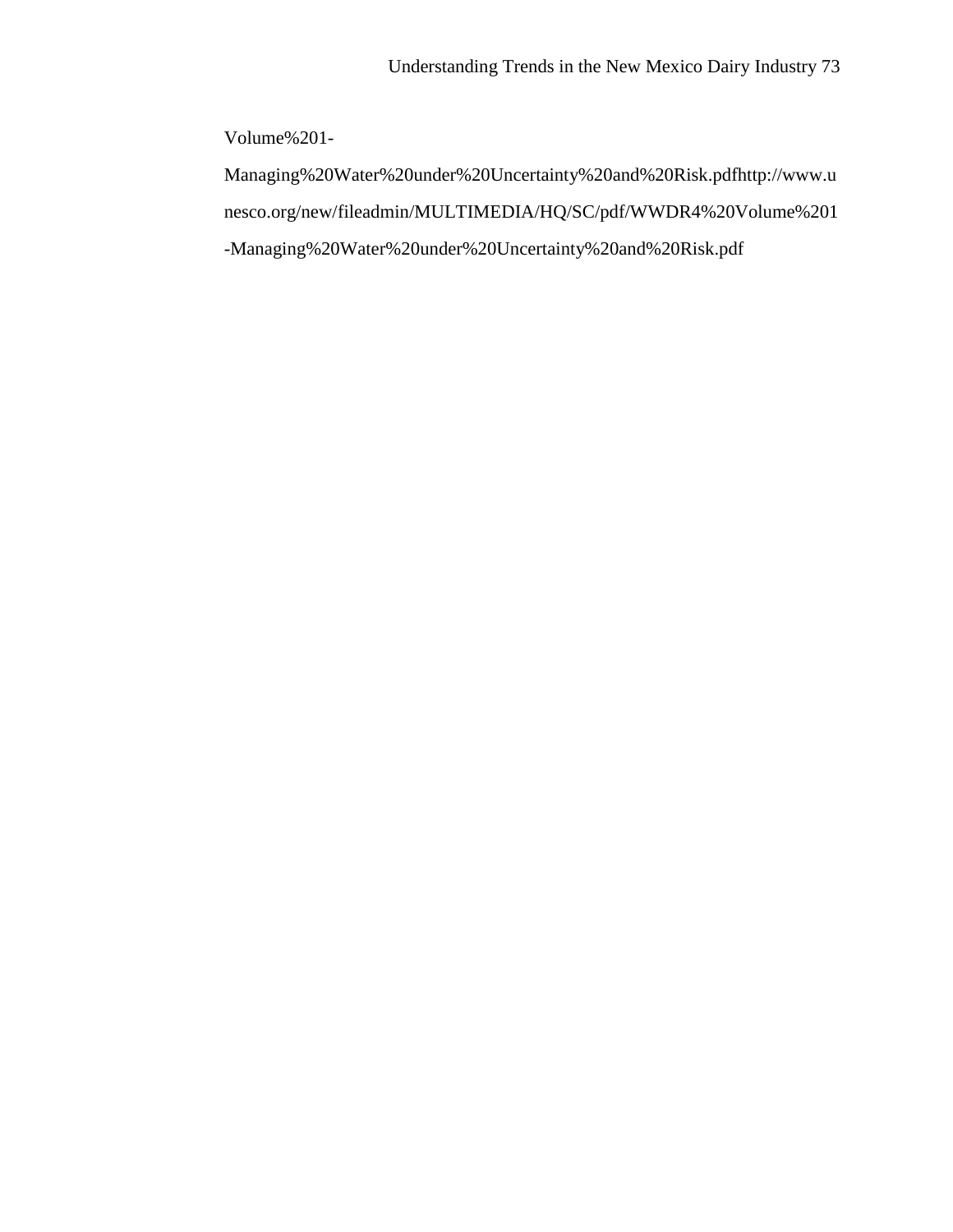Volume%201-Managing%20Water%20under%20Uncertainty%20and%20Risk.pdfhttp://www.unesco.org/new/fileadmin/MULTIMEDIA/HQ/SC/pdf/WWDR4%20Volume%201-Managing%20Water%20under%20Uncertainty%20and%20Risk.pdf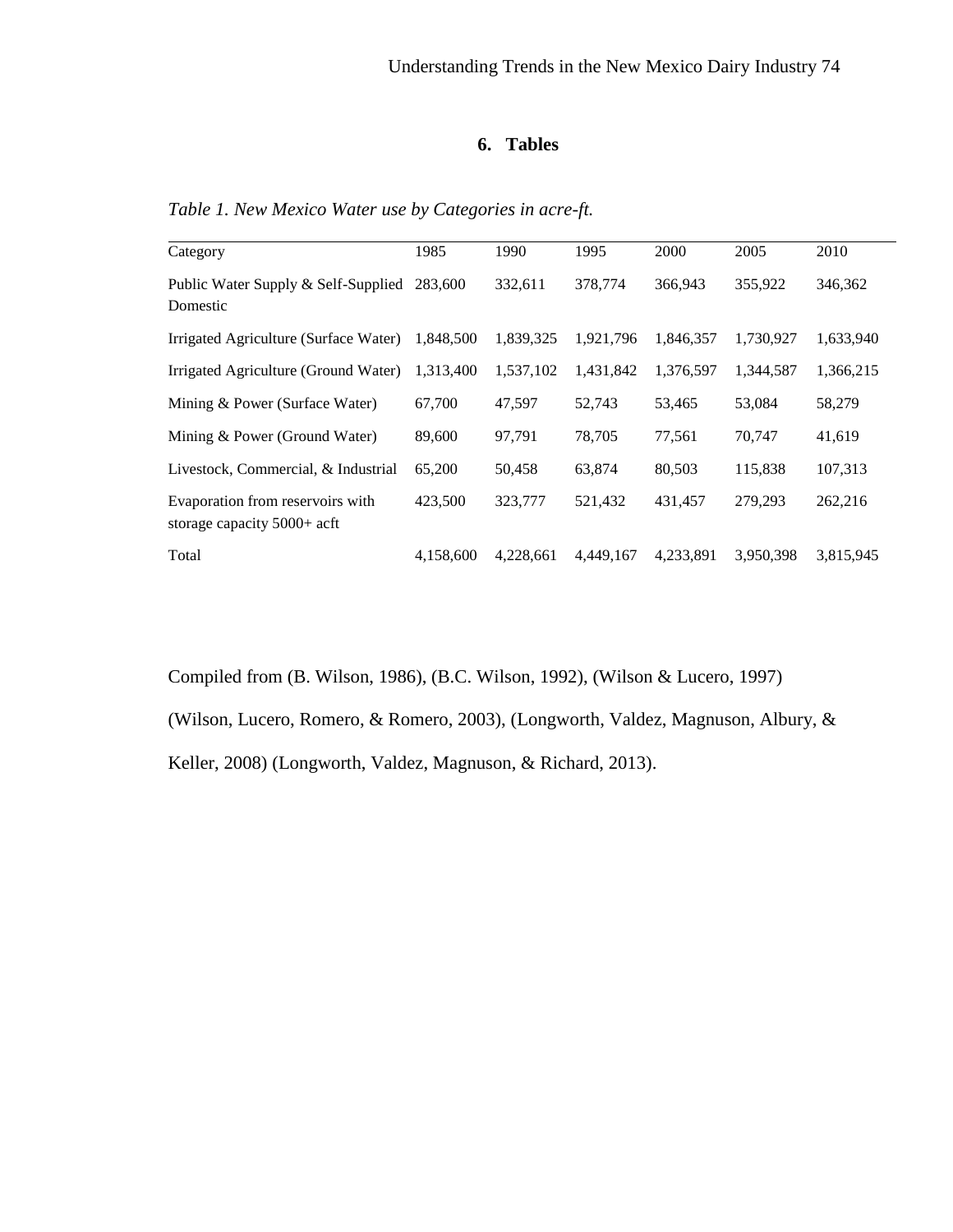## 6. Tables

*Table 1. New Mexico Water use by Categories in acre-ft.*

| Category | 1985 | 1990 | 1995 | 2000 | 2005 | 2010 |
|---|---|---|---|---|---|---|
| Public Water Supply & Self-Supplied Domestic | 283,600 | 332,611 | 378,774 | 366,943 | 355,922 | 346,362 |
| Irrigated Agriculture (Surface Water) | 1,848,500 | 1,839,325 | 1,921,796 | 1,846,357 | 1,730,927 | 1,633,940 |
| Irrigated Agriculture (Ground Water) | 1,313,400 | 1,537,102 | 1,431,842 | 1,376,597 | 1,344,587 | 1,366,215 |
| Mining & Power (Surface Water) | 67,700 | 47,597 | 52,743 | 53,465 | 53,084 | 58,279 |
| Mining & Power (Ground Water) | 89,600 | 97,791 | 78,705 | 77,561 | 70,747 | 41,619 |
| Livestock, Commercial, & Industrial | 65,200 | 50,458 | 63,874 | 80,503 | 115,838 | 107,313 |
| Evaporation from reservoirs with storage capacity 5000+ acft | 423,500 | 323,777 | 521,432 | 431,457 | 279,293 | 262,216 |
| Total | 4,158,600 | 4,228,661 | 4,449,167 | 4,233,891 | 3,950,398 | 3,815,945 |

Compiled from (B. Wilson, 1986), (B.C. Wilson, 1992), (Wilson & Lucero, 1997) (Wilson, Lucero, Romero, & Romero, 2003), (Longworth, Valdez, Magnuson, Albury, & Keller, 2008) (Longworth, Valdez, Magnuson, & Richard, 2013).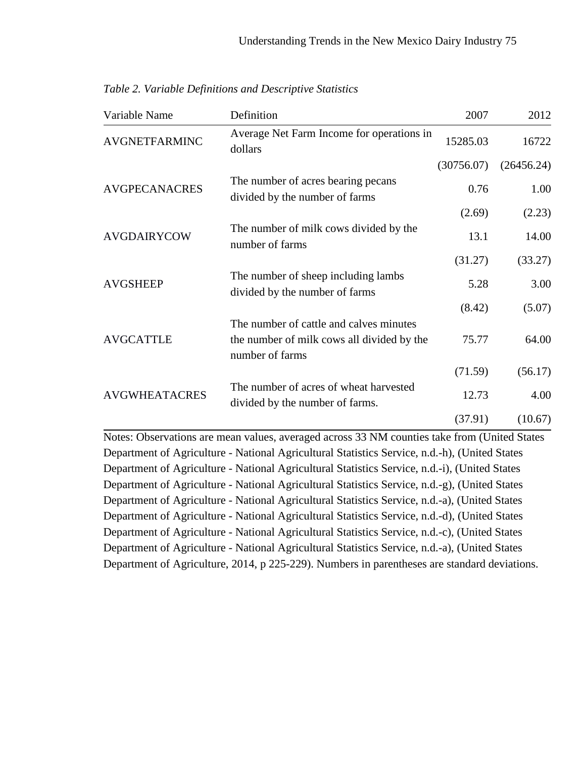*Table 2. Variable Definitions and Descriptive Statistics*

| Variable Name | Definition | 2007 | 2012 |
|---|---|---|---|
| AVGNETFARMINC | Average Net Farm Income for operations in dollars | 15285.03 | 16722 |
| | | (30756.07) | (26456.24) |
| AVGPECANACRES | The number of acres bearing pecans divided by the number of farms | 0.76 | 1.00 |
| | | (2.69) | (2.23) |
| AVGDAIRYCOW | The number of milk cows divided by the number of farms | 13.1 | 14.00 |
| | | (31.27) | (33.27) |
| AVGSHEEP | The number of sheep including lambs divided by the number of farms | 5.28 | 3.00 |
| | | (8.42) | (5.07) |
| AVGCATTLE | The number of cattle and calves minutes the number of milk cows all divided by the number of farms | 75.77 | 64.00 |
| | | (71.59) | (56.17) |
| AVGWHEATACRES | The number of acres of wheat harvested divided by the number of farms. | 12.73 | 4.00 |
| | | (37.91) | (10.67) |

Notes: Observations are mean values, averaged across 33 NM counties take from (United States Department of Agriculture - National Agricultural Statistics Service, n.d.-h), (United States Department of Agriculture - National Agricultural Statistics Service, n.d.-i), (United States Department of Agriculture - National Agricultural Statistics Service, n.d.-g), (United States Department of Agriculture - National Agricultural Statistics Service, n.d.-a), (United States Department of Agriculture - National Agricultural Statistics Service, n.d.-d), (United States Department of Agriculture - National Agricultural Statistics Service, n.d.-c), (United States Department of Agriculture - National Agricultural Statistics Service, n.d.-a), (United States Department of Agriculture, 2014, p 225-229). Numbers in parentheses are standard deviations.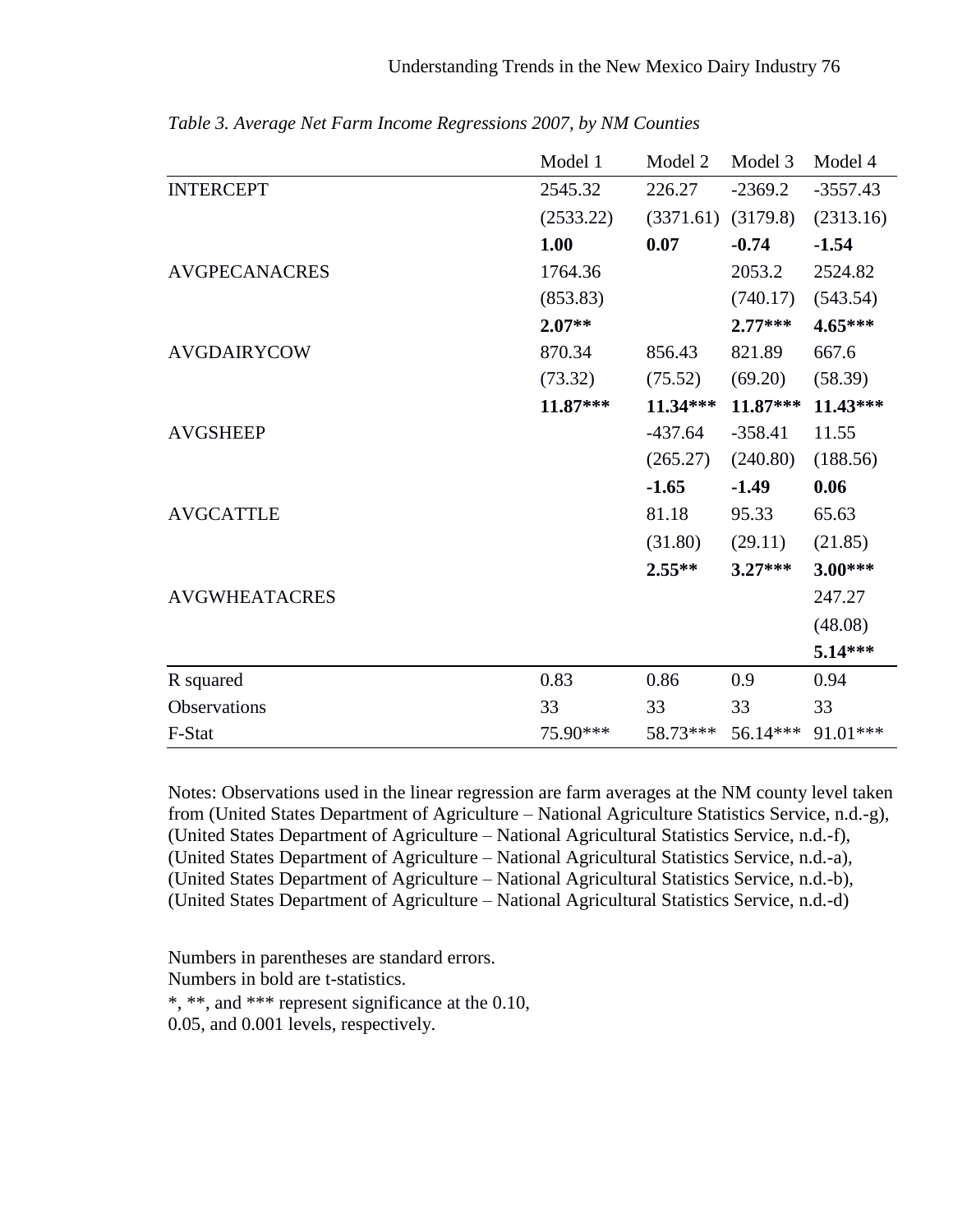*Table 3. Average Net Farm Income Regressions 2007, by NM Counties*

| | Model 1 | Model 2 | Model 3 | Model 4 |
|---|---|---|---|---|
| INTERCEPT | 2545.32 | 226.27 | -2369.2 | -3557.43 |
| | (2533.22) | (3371.61) | (3179.8) | (2313.16) |
| | **1.00** | **0.07** | **-0.74** | **-1.54** |
| AVGPECANACRES | 1764.36 | | 2053.2 | 2524.82 |
| | (853.83) | | (740.17) | (543.54) |
| | **2.07**** | | **2.77***** | **4.65***** |
| AVGDAIRYCOW | 870.34 | 856.43 | 821.89 | 667.6 |
| | (73.32) | (75.52) | (69.20) | (58.39) |
| | **11.87***** | **11.34***** | **11.87***** | **11.43***** |
| AVGSHEEP | | -437.64 | -358.41 | 11.55 |
| | | (265.27) | (240.80) | (188.56) |
| | | **-1.65** | **-1.49** | **0.06** |
| AVGCATTLE | | 81.18 | 95.33 | 65.63 |
| | | (31.80) | (29.11) | (21.85) |
| | | **2.55**** | **3.27***** | **3.00***** |
| AVGWHEATACRES | | | | 247.27 |
| | | | | (48.08) |
| | | | | **5.14***** |
| R squared | 0.83 | 0.86 | 0.9 | 0.94 |
| Observations | 33 | 33 | 33 | 33 |
| F-Stat | 75.90*** | 58.73*** | 56.14*** | 91.01*** |

Notes: Observations used in the linear regression are farm averages at the NM county level taken from (United States Department of Agriculture – National Agriculture Statistics Service, n.d.-g), (United States Department of Agriculture – National Agricultural Statistics Service, n.d.-f), (United States Department of Agriculture – National Agricultural Statistics Service, n.d.-a), (United States Department of Agriculture – National Agricultural Statistics Service, n.d.-b), (United States Department of Agriculture – National Agricultural Statistics Service, n.d.-d)

Numbers in parentheses are standard errors.
Numbers in bold are t-statistics.
*, **, and *** represent significance at the 0.10, 0.05, and 0.001 levels, respectively.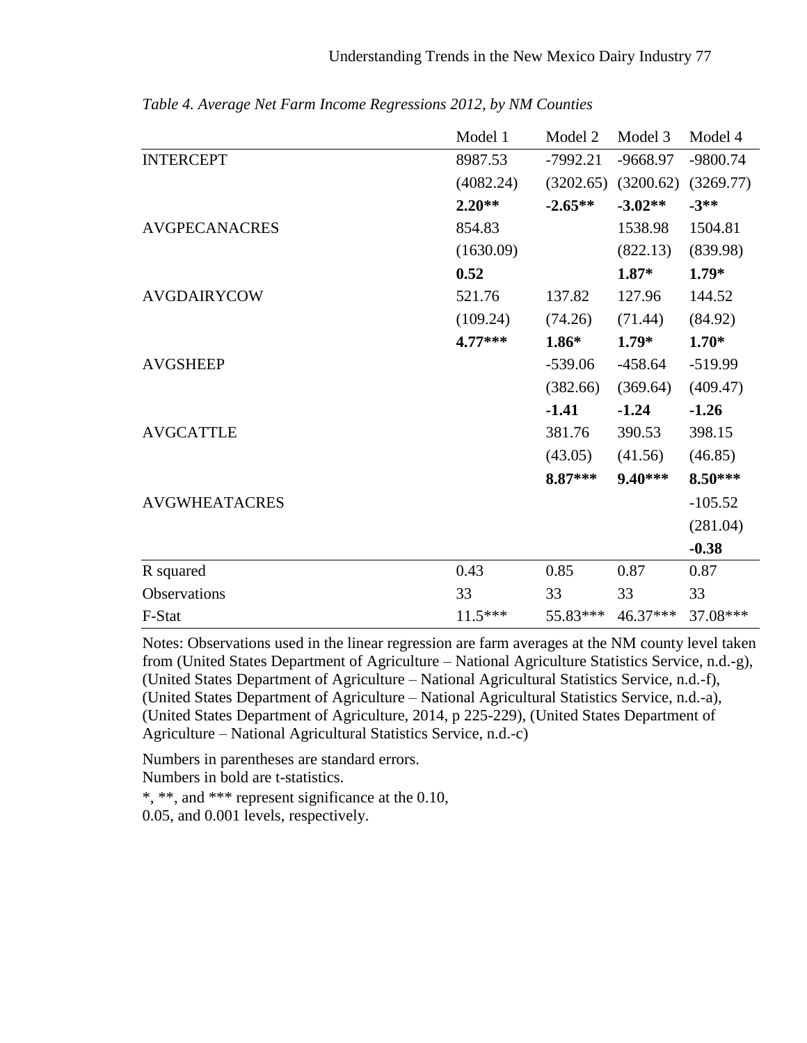*Table 4. Average Net Farm Income Regressions 2012, by NM Counties*

| | Model 1 | Model 2 | Model 3 | Model 4 |
|---|---|---|---|---|
| INTERCEPT | 8987.53 | -7992.21 | -9668.97 | -9800.74 |
| | (4082.24) | (3202.65) | (3200.62) | (3269.77) |
| | **2.20\*\*** | **-2.65\*\*** | **-3.02\*\*** | **-3\*\*** |
| AVGPECANACRES | 854.83 | | 1538.98 | 1504.81 |
| | (1630.09) | | (822.13) | (839.98) |
| | **0.52** | | **1.87\*** | **1.79\*** |
| AVGDAIRYCOW | 521.76 | 137.82 | 127.96 | 144.52 |
| | (109.24) | (74.26) | (71.44) | (84.92) |
| | **4.77\*\*\*** | **1.86\*** | **1.79\*** | **1.70\*** |
| AVGSHEEP | | -539.06 | -458.64 | -519.99 |
| | | (382.66) | (369.64) | (409.47) |
| | | **-1.41** | **-1.24** | **-1.26** |
| AVGCATTLE | | 381.76 | 390.53 | 398.15 |
| | | (43.05) | (41.56) | (46.85) |
| | | **8.87\*\*\*** | **9.40\*\*\*** | **8.50\*\*\*** |
| AVGWHEATACRES | | | | -105.52 |
| | | | | (281.04) |
| | | | | **-0.38** |
| R squared | 0.43 | 0.85 | 0.87 | 0.87 |
| Observations | 33 | 33 | 33 | 33 |
| F-Stat | 11.5*** | 55.83*** | 46.37*** | 37.08*** |

Notes: Observations used in the linear regression are farm averages at the NM county level taken from (United States Department of Agriculture – National Agriculture Statistics Service, n.d.-g), (United States Department of Agriculture – National Agricultural Statistics Service, n.d.-f), (United States Department of Agriculture – National Agricultural Statistics Service, n.d.-a), (United States Department of Agriculture, 2014, p 225-229), (United States Department of Agriculture – National Agricultural Statistics Service, n.d.-c)

Numbers in parentheses are standard errors.
Numbers in bold are t-statistics.
*, **, and *** represent significance at the 0.10, 0.05, and 0.001 levels, respectively.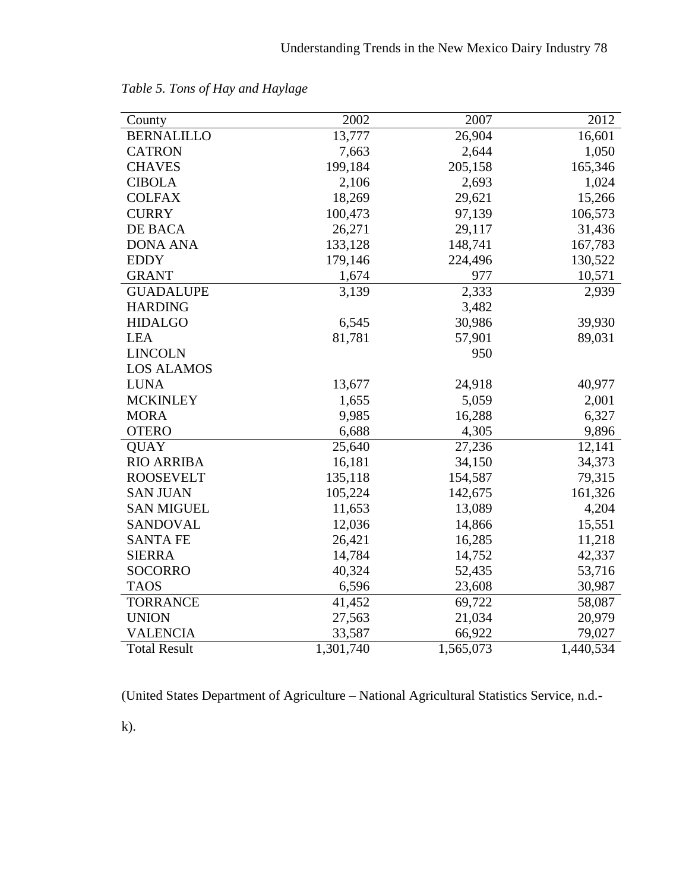*Table 5. Tons of Hay and Haylage*

| County | 2002 | 2007 | 2012 |
|---|---|---|---|
| BERNALILLO | 13,777 | 26,904 | 16,601 |
| CATRON | 7,663 | 2,644 | 1,050 |
| CHAVES | 199,184 | 205,158 | 165,346 |
| CIBOLA | 2,106 | 2,693 | 1,024 |
| COLFAX | 18,269 | 29,621 | 15,266 |
| CURRY | 100,473 | 97,139 | 106,573 |
| DE BACA | 26,271 | 29,117 | 31,436 |
| DONA ANA | 133,128 | 148,741 | 167,783 |
| EDDY | 179,146 | 224,496 | 130,522 |
| GRANT | 1,674 | 977 | 10,571 |
| GUADALUPE | 3,139 | 2,333 | 2,939 |
| HARDING | | 3,482 | |
| HIDALGO | 6,545 | 30,986 | 39,930 |
| LEA | 81,781 | 57,901 | 89,031 |
| LINCOLN | | 950 | |
| LOS ALAMOS | | | |
| LUNA | 13,677 | 24,918 | 40,977 |
| MCKINLEY | 1,655 | 5,059 | 2,001 |
| MORA | 9,985 | 16,288 | 6,327 |
| OTERO | 6,688 | 4,305 | 9,896 |
| QUAY | 25,640 | 27,236 | 12,141 |
| RIO ARRIBA | 16,181 | 34,150 | 34,373 |
| ROOSEVELT | 135,118 | 154,587 | 79,315 |
| SAN JUAN | 105,224 | 142,675 | 161,326 |
| SAN MIGUEL | 11,653 | 13,089 | 4,204 |
| SANDOVAL | 12,036 | 14,866 | 15,551 |
| SANTA FE | 26,421 | 16,285 | 11,218 |
| SIERRA | 14,784 | 14,752 | 42,337 |
| SOCORRO | 40,324 | 52,435 | 53,716 |
| TAOS | 6,596 | 23,608 | 30,987 |
| TORRANCE | 41,452 | 69,722 | 58,087 |
| UNION | 27,563 | 21,034 | 20,979 |
| VALENCIA | 33,587 | 66,922 | 79,027 |
| Total Result | 1,301,740 | 1,565,073 | 1,440,534 |

(United States Department of Agriculture – National Agricultural Statistics Service, n.d.-k).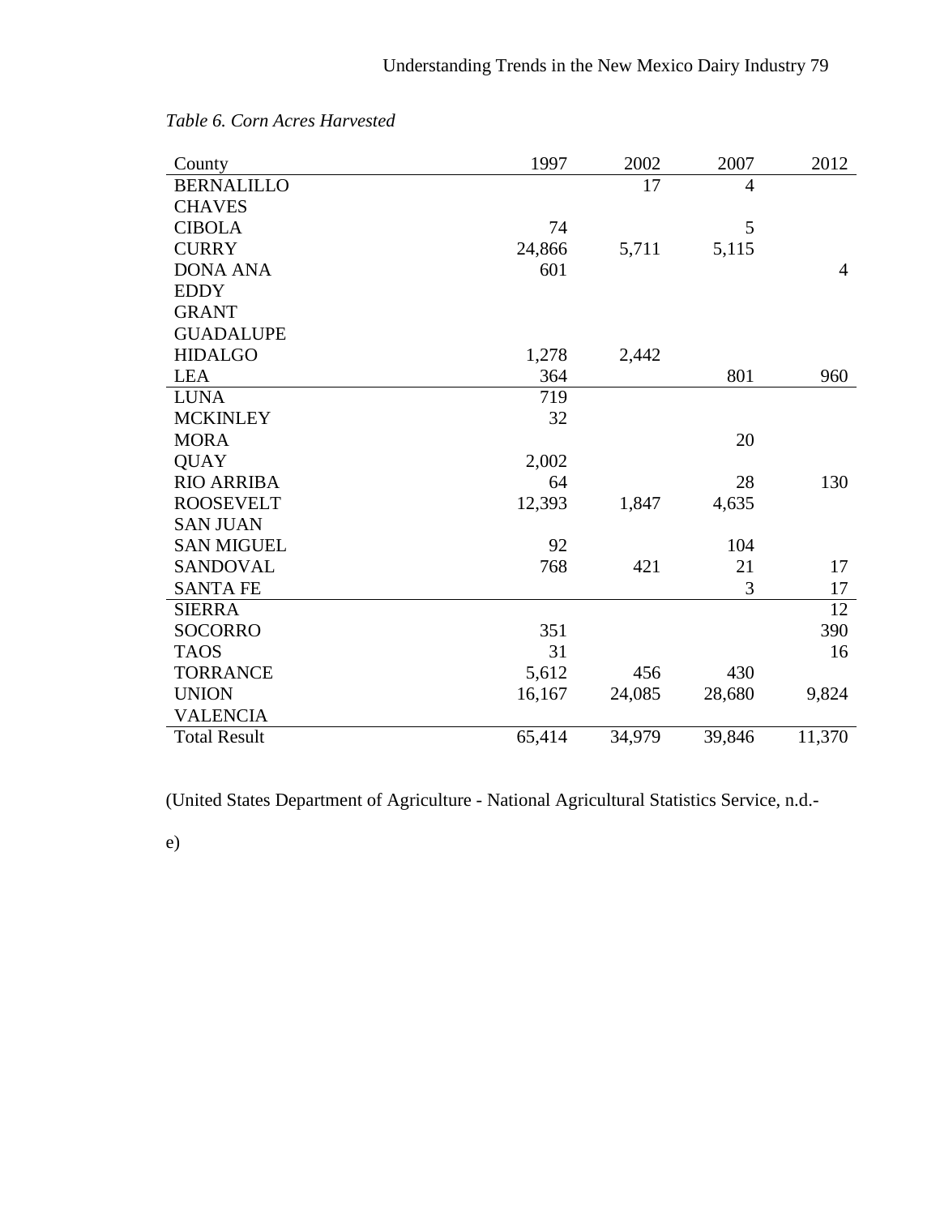*Table 6. Corn Acres Harvested*

| County | 1997 | 2002 | 2007 | 2012 |
|---|---|---|---|---|
| BERNALILLO | | 17 | 4 | |
| CHAVES | | | | |
| CIBOLA | 74 | | 5 | |
| CURRY | 24,866 | 5,711 | 5,115 | |
| DONA ANA | 601 | | | 4 |
| EDDY | | | | |
| GRANT | | | | |
| GUADALUPE | | | | |
| HIDALGO | 1,278 | 2,442 | | |
| LEA | 364 | | 801 | 960 |
| LUNA | 719 | | | |
| MCKINLEY | 32 | | | |
| MORA | | | 20 | |
| QUAY | 2,002 | | | |
| RIO ARRIBA | 64 | | 28 | 130 |
| ROOSEVELT | 12,393 | 1,847 | 4,635 | |
| SAN JUAN | | | | |
| SAN MIGUEL | 92 | | 104 | |
| SANDOVAL | 768 | 421 | 21 | 17 |
| SANTA FE | | | 3 | 17 |
| SIERRA | | | | 12 |
| SOCORRO | 351 | | | 390 |
| TAOS | 31 | | | 16 |
| TORRANCE | 5,612 | 456 | 430 | |
| UNION | 16,167 | 24,085 | 28,680 | 9,824 |
| VALENCIA | | | | |
| Total Result | 65,414 | 34,979 | 39,846 | 11,370 |

(United States Department of Agriculture - National Agricultural Statistics Service, n.d.-e)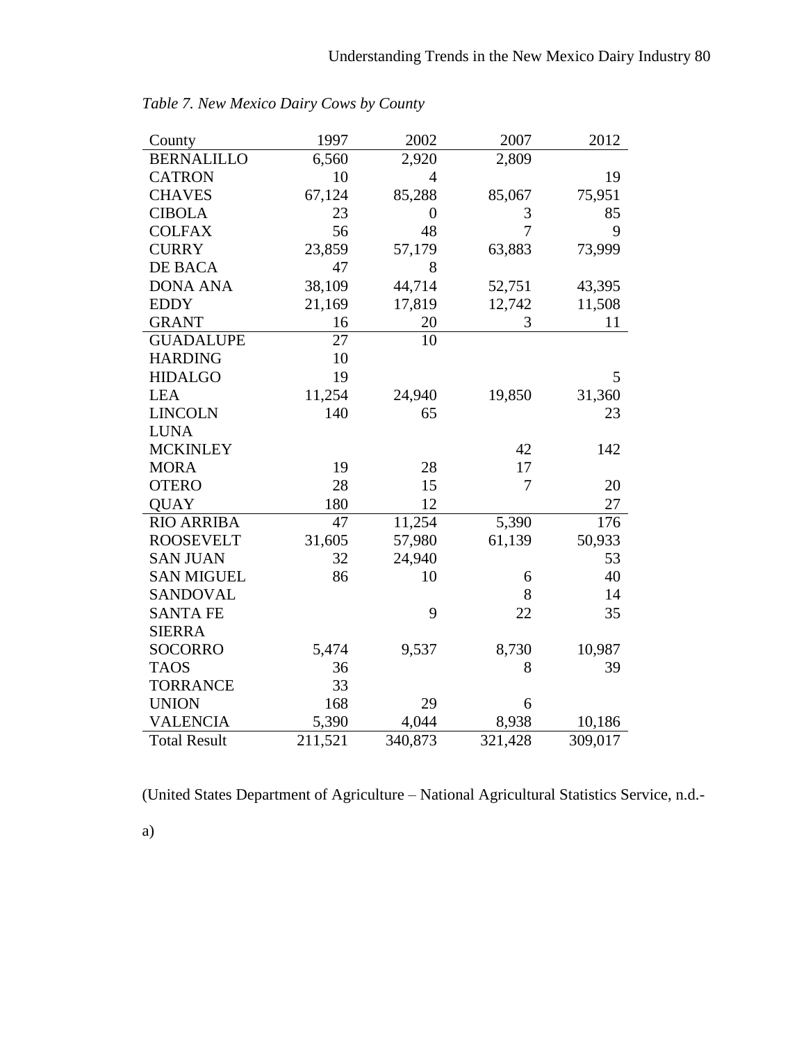*Table 7. New Mexico Dairy Cows by County*

| County | 1997 | 2002 | 2007 | 2012 |
|---|---|---|---|---|
| BERNALILLO | 6,560 | 2,920 | 2,809 | |
| CATRON | 10 | 4 | | 19 |
| CHAVES | 67,124 | 85,288 | 85,067 | 75,951 |
| CIBOLA | 23 | 0 | 3 | 85 |
| COLFAX | 56 | 48 | 7 | 9 |
| CURRY | 23,859 | 57,179 | 63,883 | 73,999 |
| DE BACA | 47 | 8 | | |
| DONA ANA | 38,109 | 44,714 | 52,751 | 43,395 |
| EDDY | 21,169 | 17,819 | 12,742 | 11,508 |
| GRANT | 16 | 20 | 3 | 11 |
| GUADALUPE | 27 | 10 | | |
| HARDING | 10 | | | |
| HIDALGO | 19 | | | 5 |
| LEA | 11,254 | 24,940 | 19,850 | 31,360 |
| LINCOLN | 140 | 65 | | 23 |
| LUNA | | | | |
| MCKINLEY | | | 42 | 142 |
| MORA | 19 | 28 | 17 | |
| OTERO | 28 | 15 | 7 | 20 |
| QUAY | 180 | 12 | | 27 |
| RIO ARRIBA | 47 | 11,254 | 5,390 | 176 |
| ROOSEVELT | 31,605 | 57,980 | 61,139 | 50,933 |
| SAN JUAN | 32 | 24,940 | | 53 |
| SAN MIGUEL | 86 | 10 | 6 | 40 |
| SANDOVAL | | | 8 | 14 |
| SANTA FE | | 9 | 22 | 35 |
| SIERRA | | | | |
| SOCORRO | 5,474 | 9,537 | 8,730 | 10,987 |
| TAOS | 36 | | 8 | 39 |
| TORRANCE | 33 | | | |
| UNION | 168 | 29 | 6 | |
| VALENCIA | 5,390 | 4,044 | 8,938 | 10,186 |
| Total Result | 211,521 | 340,873 | 321,428 | 309,017 |

(United States Department of Agriculture – National Agricultural Statistics Service, n.d.-a)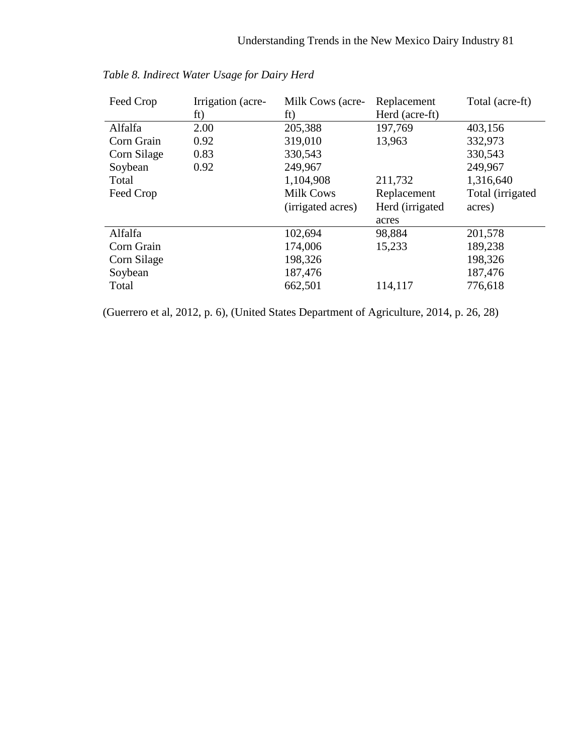*Table 8. Indirect Water Usage for Dairy Herd*

| Feed Crop | Irrigation (acre-ft) | Milk Cows (acre-ft) | Replacement Herd (acre-ft) | Total (acre-ft) |
|---|---|---|---|---|
| Alfalfa | 2.00 | 205,388 | 197,769 | 403,156 |
| Corn Grain | 0.92 | 319,010 | 13,963 | 332,973 |
| Corn Silage | 0.83 | 330,543 | | 330,543 |
| Soybean | 0.92 | 249,967 | | 249,967 |
| Total | | 1,104,908 | 211,732 | 1,316,640 |
| Feed Crop | | Milk Cows (irrigated acres) | Replacement Herd (irrigated acres | Total (irrigated acres) |
| Alfalfa | | 102,694 | 98,884 | 201,578 |
| Corn Grain | | 174,006 | 15,233 | 189,238 |
| Corn Silage | | 198,326 | | 198,326 |
| Soybean | | 187,476 | | 187,476 |
| Total | | 662,501 | 114,117 | 776,618 |

(Guerrero et al, 2012, p. 6), (United States Department of Agriculture, 2014, p. 26, 28)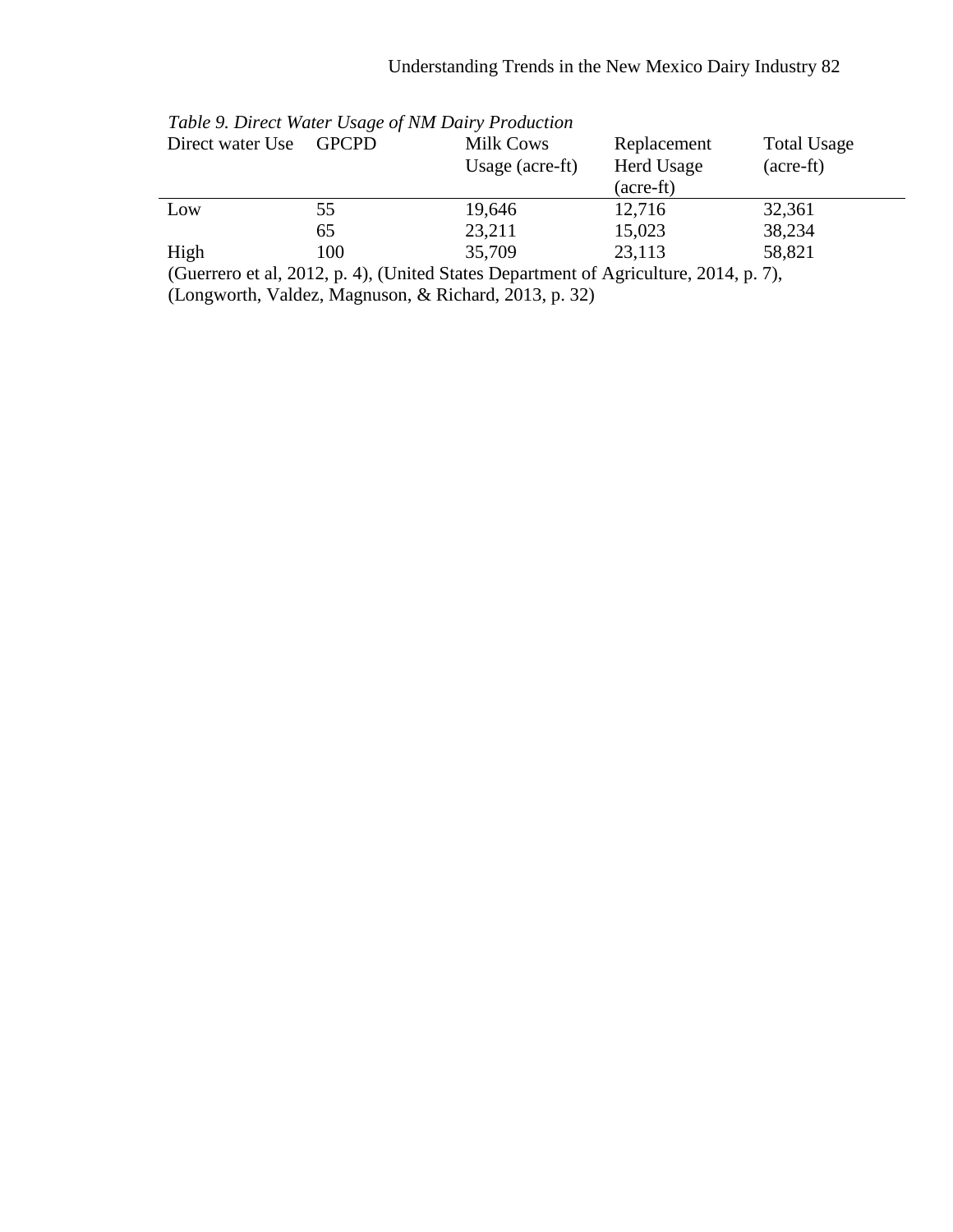*Table 9. Direct Water Usage of NM Dairy Production*

| Direct water Use | GPCPD | Milk Cows Usage (acre-ft) | Replacement Herd Usage (acre-ft) | Total Usage (acre-ft) |
|---|---|---|---|---|
| Low | 55 | 19,646 | 12,716 | 32,361 |
| | 65 | 23,211 | 15,023 | 38,234 |
| High | 100 | 35,709 | 23,113 | 58,821 |

(Guerrero et al, 2012, p. 4), (United States Department of Agriculture, 2014, p. 7), (Longworth, Valdez, Magnuson, & Richard, 2013, p. 32)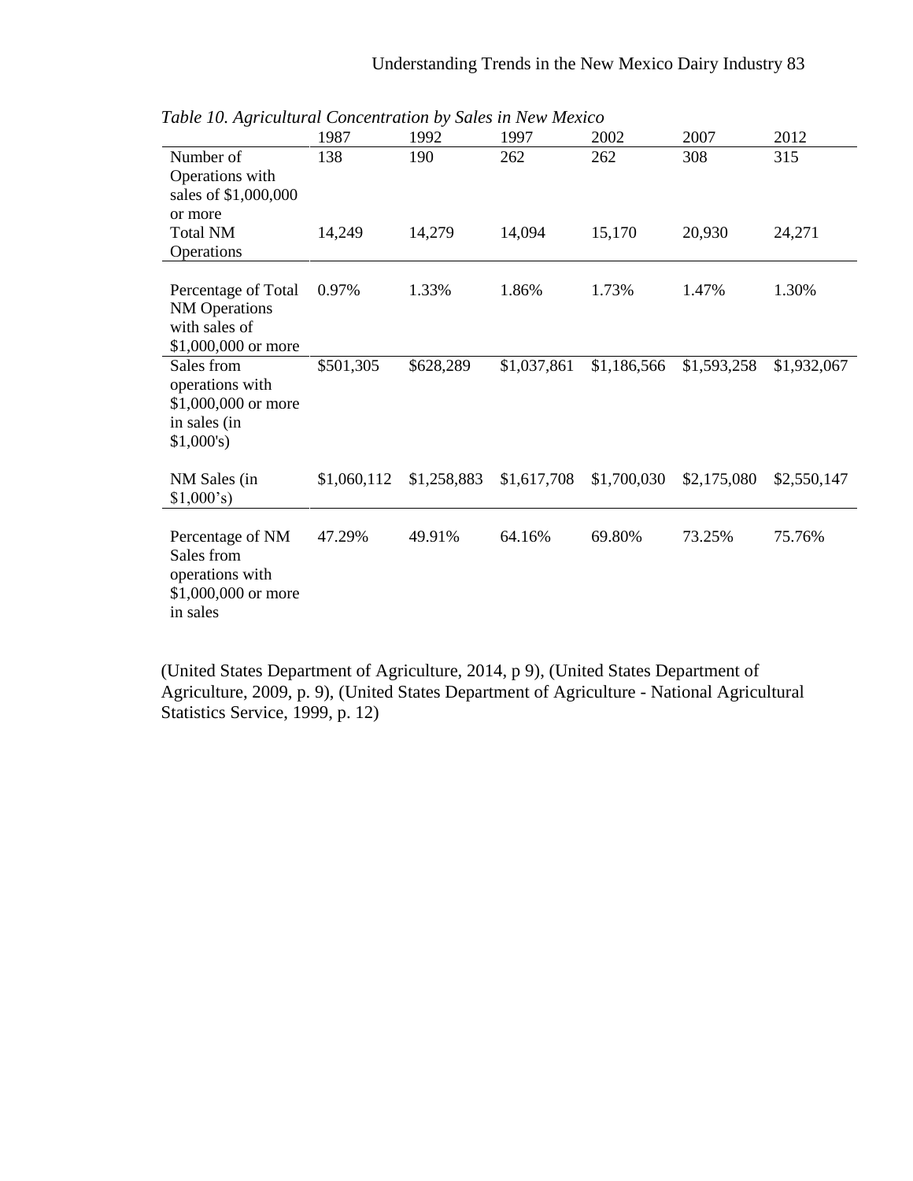*Table 10. Agricultural Concentration by Sales in New Mexico*

| | 1987 | 1992 | 1997 | 2002 | 2007 | 2012 |
|---|---|---|---|---|---|---|
| Number of Operations with sales of $1,000,000 or more | 138 | 190 | 262 | 262 | 308 | 315 |
| Total NM Operations | 14,249 | 14,279 | 14,094 | 15,170 | 20,930 | 24,271 |
| Percentage of Total NM Operations with sales of $1,000,000 or more | 0.97% | 1.33% | 1.86% | 1.73% | 1.47% | 1.30% |
| Sales from operations with $1,000,000 or more in sales (in $1,000's) | $501,305 | $628,289 | $1,037,861 | $1,186,566 | $1,593,258 | $1,932,067 |
| NM Sales (in $1,000's) | $1,060,112 | $1,258,883 | $1,617,708 | $1,700,030 | $2,175,080 | $2,550,147 |
| Percentage of NM Sales from operations with $1,000,000 or more in sales | 47.29% | 49.91% | 64.16% | 69.80% | 73.25% | 75.76% |

(United States Department of Agriculture, 2014, p 9), (United States Department of Agriculture, 2009, p. 9), (United States Department of Agriculture - National Agricultural Statistics Service, 1999, p. 12)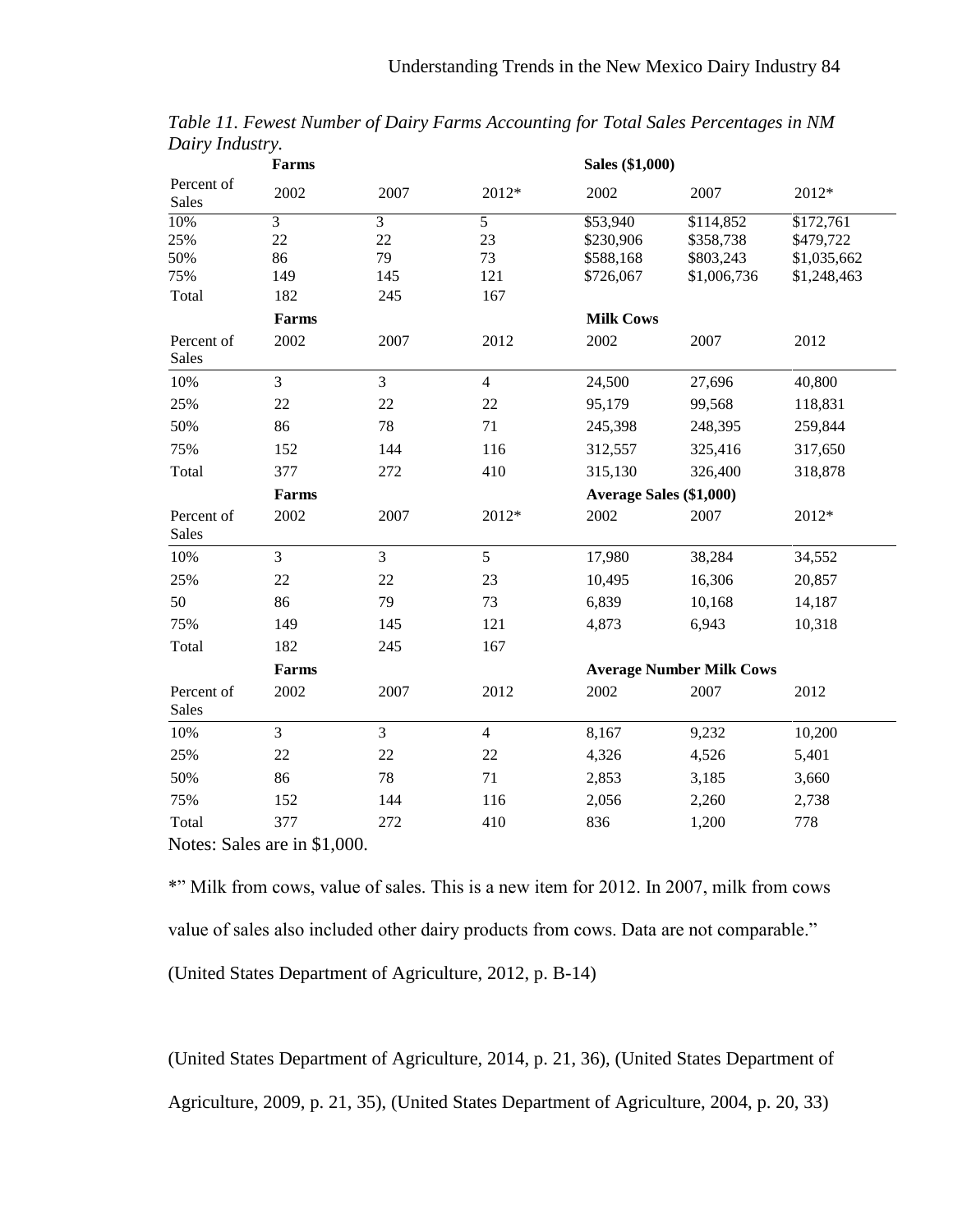*Table 11. Fewest Number of Dairy Farms Accounting for Total Sales Percentages in NM Dairy Industry.*

| | Farms | | | Sales ($1,000) | | |
|---|---|---|---|---|---|---|
| Percent of Sales | 2002 | 2007 | 2012* | 2002 | 2007 | 2012* |
| 10% | 3 | 3 | 5 | $53,940 | $114,852 | $172,761 |
| 25% | 22 | 22 | 23 | $230,906 | $358,738 | $479,722 |
| 50% | 86 | 79 | 73 | $588,168 | $803,243 | $1,035,662 |
| 75% | 149 | 145 | 121 | $726,067 | $1,006,736 | $1,248,463 |
| Total | 182 | 245 | 167 | | | |
| | **Farms** | | | **Milk Cows** | | |
| Percent of Sales | 2002 | 2007 | 2012 | 2002 | 2007 | 2012 |
| 10% | 3 | 3 | 4 | 24,500 | 27,696 | 40,800 |
| 25% | 22 | 22 | 22 | 95,179 | 99,568 | 118,831 |
| 50% | 86 | 78 | 71 | 245,398 | 248,395 | 259,844 |
| 75% | 152 | 144 | 116 | 312,557 | 325,416 | 317,650 |
| Total | 377 | 272 | 410 | 315,130 | 326,400 | 318,878 |
| | **Farms** | | | **Average Sales ($1,000)** | | |
| Percent of Sales | 2002 | 2007 | 2012* | 2002 | 2007 | 2012* |
| 10% | 3 | 3 | 5 | 17,980 | 38,284 | 34,552 |
| 25% | 22 | 22 | 23 | 10,495 | 16,306 | 20,857 |
| 50 | 86 | 79 | 73 | 6,839 | 10,168 | 14,187 |
| 75% | 149 | 145 | 121 | 4,873 | 6,943 | 10,318 |
| Total | 182 | 245 | 167 | | | |
| | **Farms** | | | **Average Number Milk Cows** | | |
| Percent of Sales | 2002 | 2007 | 2012 | 2002 | 2007 | 2012 |
| 10% | 3 | 3 | 4 | 8,167 | 9,232 | 10,200 |
| 25% | 22 | 22 | 22 | 4,326 | 4,526 | 5,401 |
| 50% | 86 | 78 | 71 | 2,853 | 3,185 | 3,660 |
| 75% | 152 | 144 | 116 | 2,056 | 2,260 | 2,738 |
| Total | 377 | 272 | 410 | 836 | 1,200 | 778 |

Notes: Sales are in $1,000.

*" Milk from cows, value of sales. This is a new item for 2012. In 2007, milk from cows value of sales also included other dairy products from cows. Data are not comparable." (United States Department of Agriculture, 2012, p. B-14)

(United States Department of Agriculture, 2014, p. 21, 36), (United States Department of Agriculture, 2009, p. 21, 35), (United States Department of Agriculture, 2004, p. 20, 33)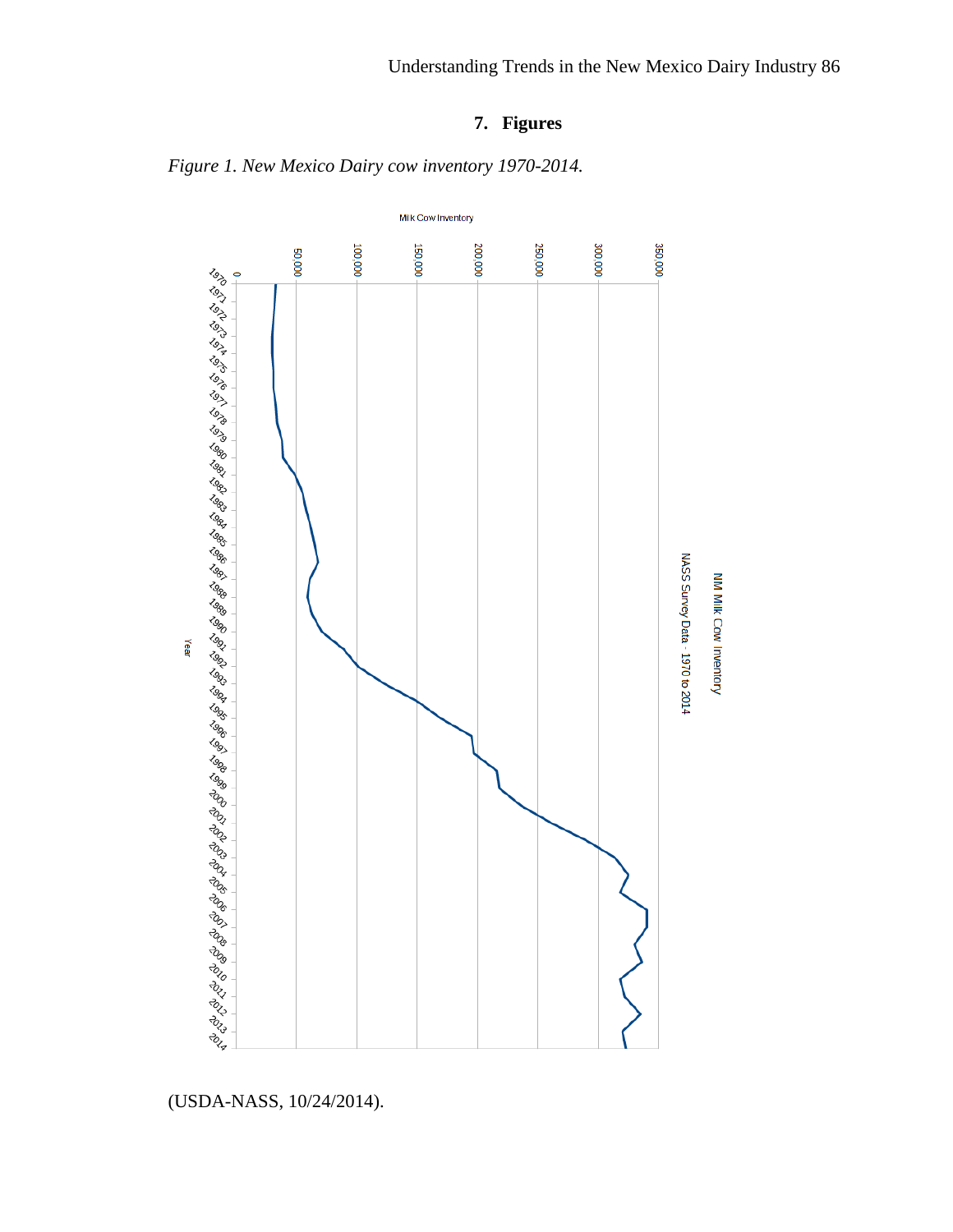## 7. Figures

*Figure 1. New Mexico Dairy cow inventory 1970-2014.*

(USDA-NASS, 10/24/2014).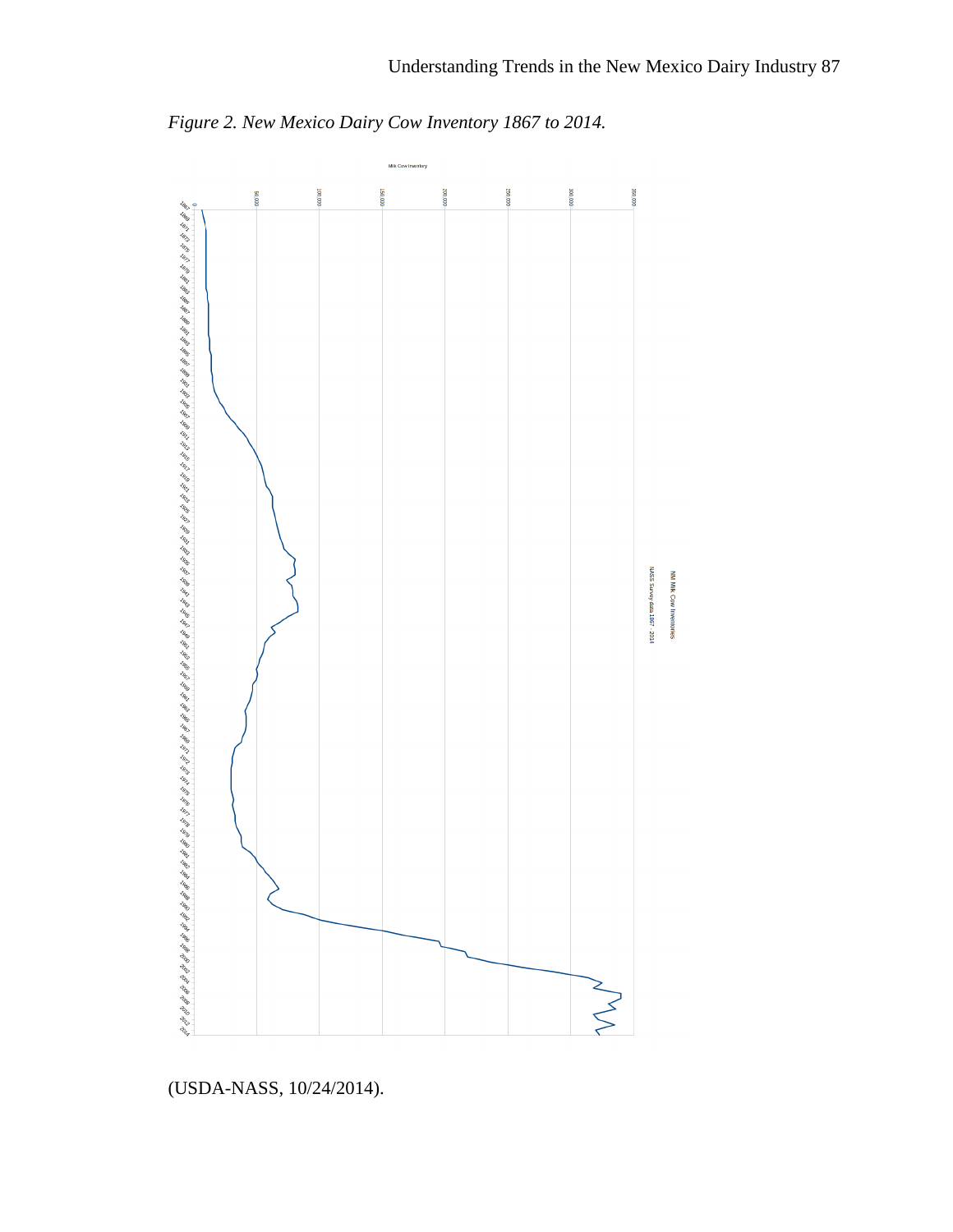*Figure 2. New Mexico Dairy Cow Inventory 1867 to 2014.*

(USDA-NASS, 10/24/2014).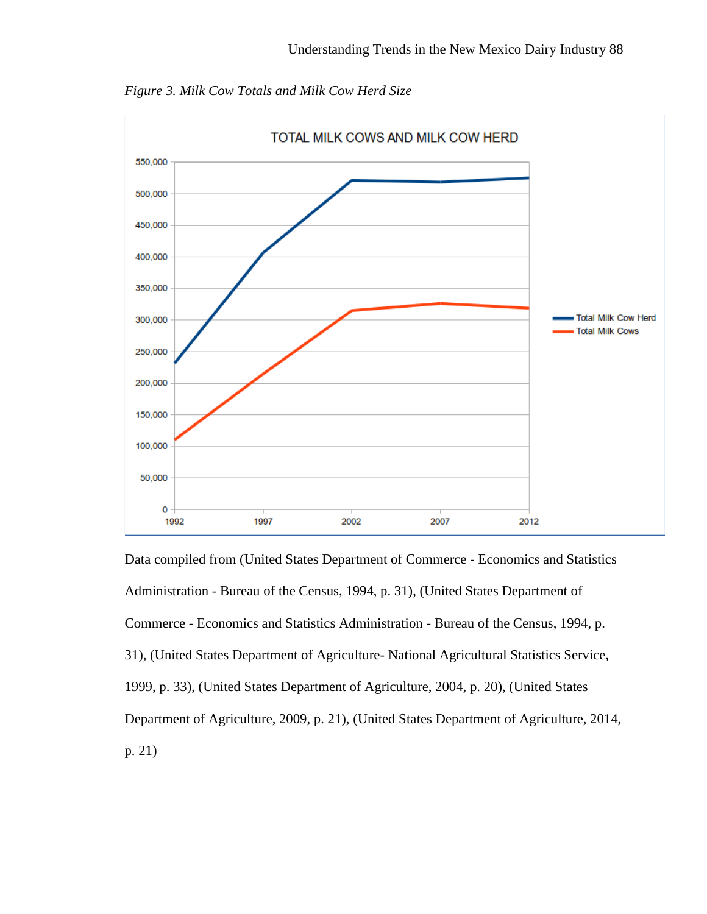*Figure 3. Milk Cow Totals and Milk Cow Herd Size*

Data compiled from (United States Department of Commerce - Economics and Statistics Administration - Bureau of the Census, 1994, p. 31), (United States Department of Commerce - Economics and Statistics Administration - Bureau of the Census, 1994, p. 31), (United States Department of Agriculture- National Agricultural Statistics Service, 1999, p. 33), (United States Department of Agriculture, 2004, p. 20), (United States Department of Agriculture, 2009, p. 21), (United States Department of Agriculture, 2014, p. 21)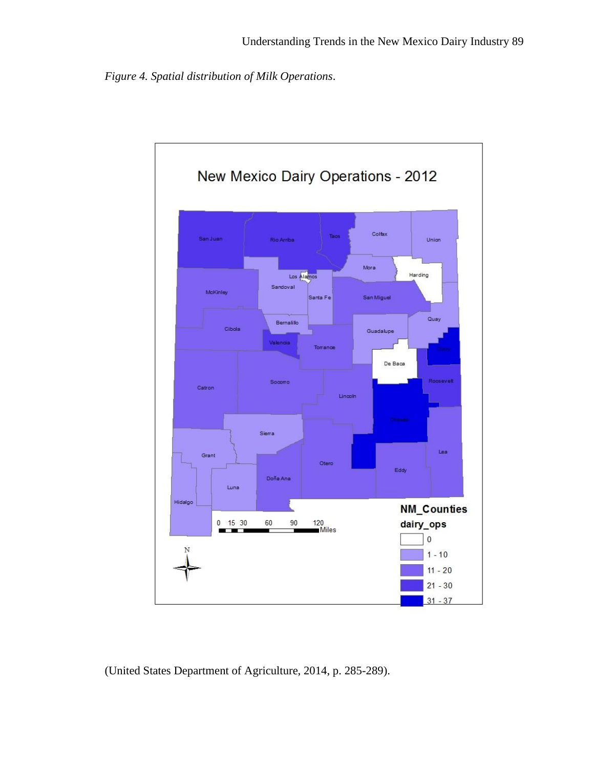*Figure 4. Spatial distribution of Milk Operations*.

(United States Department of Agriculture, 2014, p. 285-289).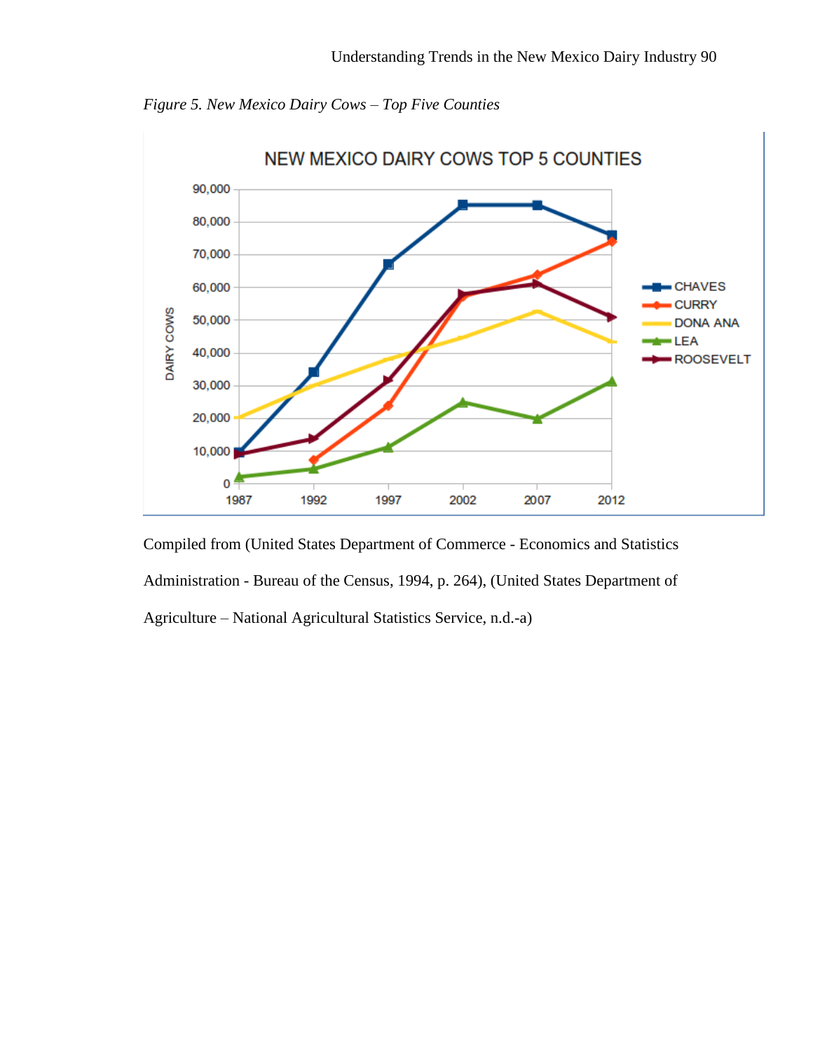*Figure 5. New Mexico Dairy Cows – Top Five Counties*

Compiled from (United States Department of Commerce - Economics and Statistics Administration - Bureau of the Census, 1994, p. 264), (United States Department of Agriculture – National Agricultural Statistics Service, n.d.-a)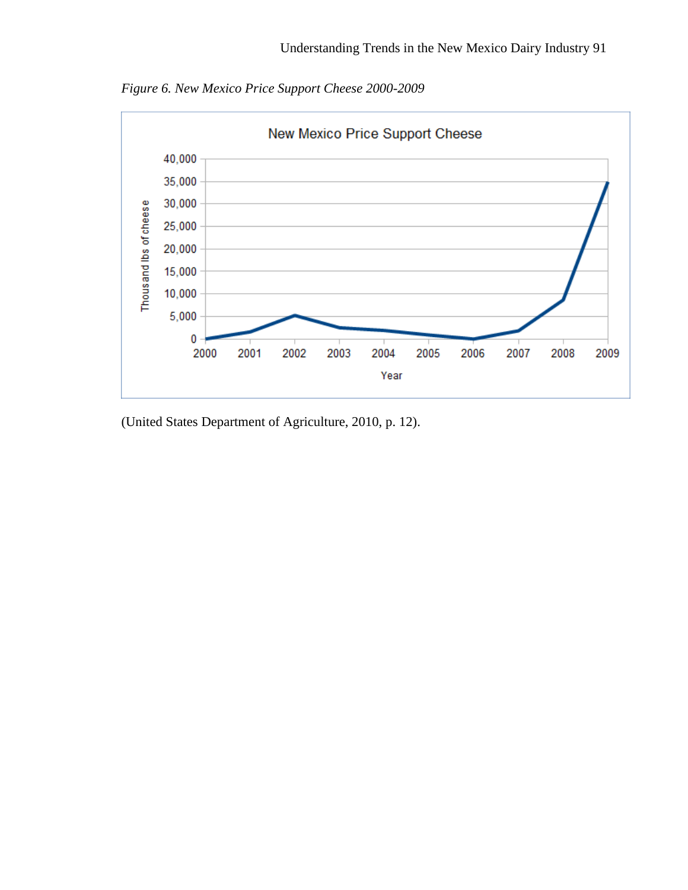*Figure 6. New Mexico Price Support Cheese 2000-2009*

(United States Department of Agriculture, 2010, p. 12).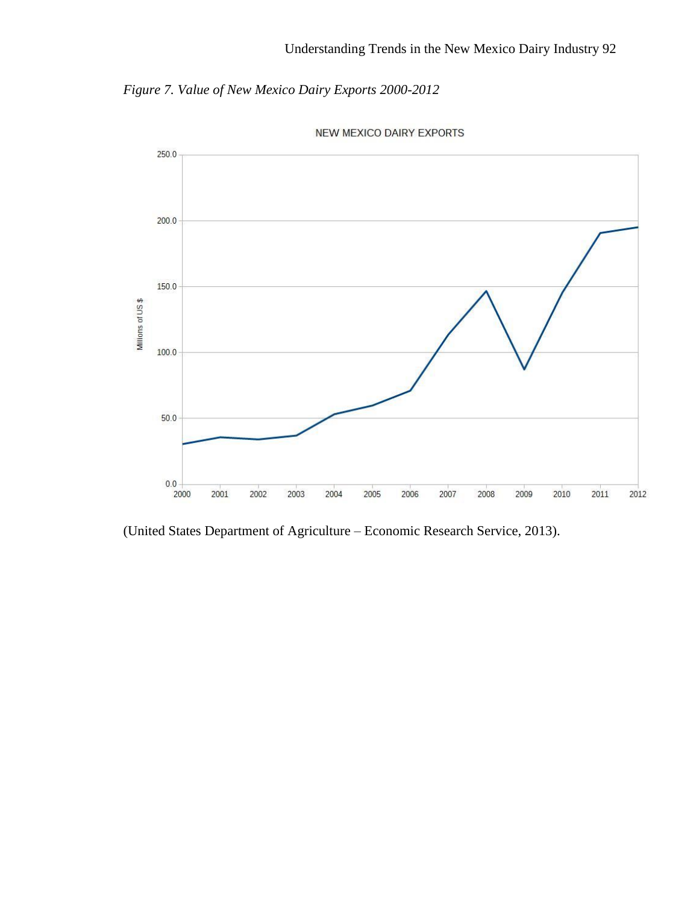*Figure 7. Value of New Mexico Dairy Exports 2000-2012*

(United States Department of Agriculture – Economic Research Service, 2013).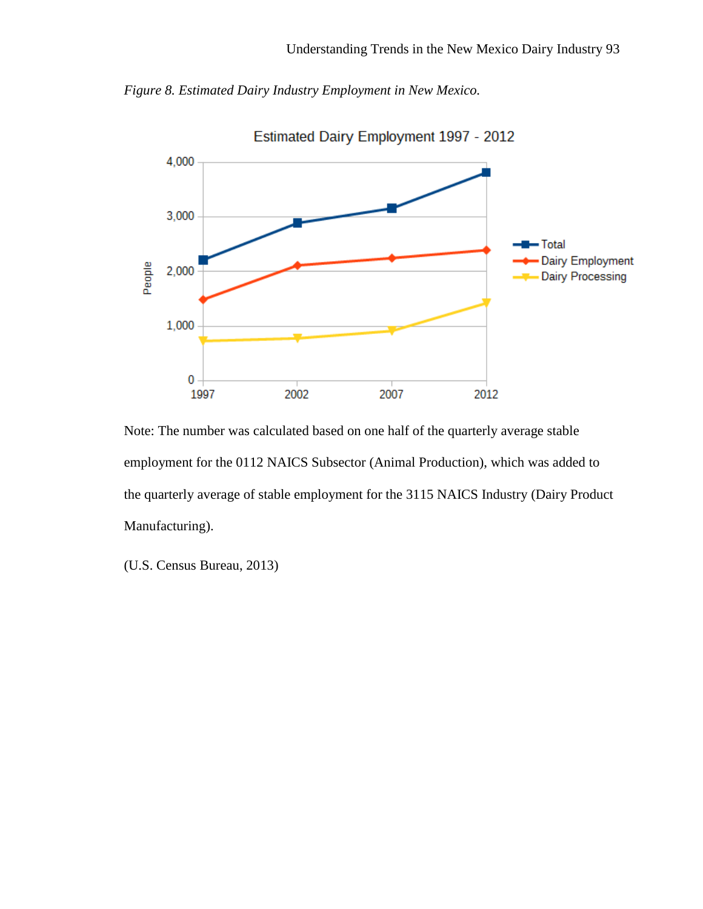*Figure 8. Estimated Dairy Industry Employment in New Mexico.*

Note: The number was calculated based on one half of the quarterly average stable employment for the 0112 NAICS Subsector (Animal Production), which was added to the quarterly average of stable employment for the 3115 NAICS Industry (Dairy Product Manufacturing).

(U.S. Census Bureau, 2013)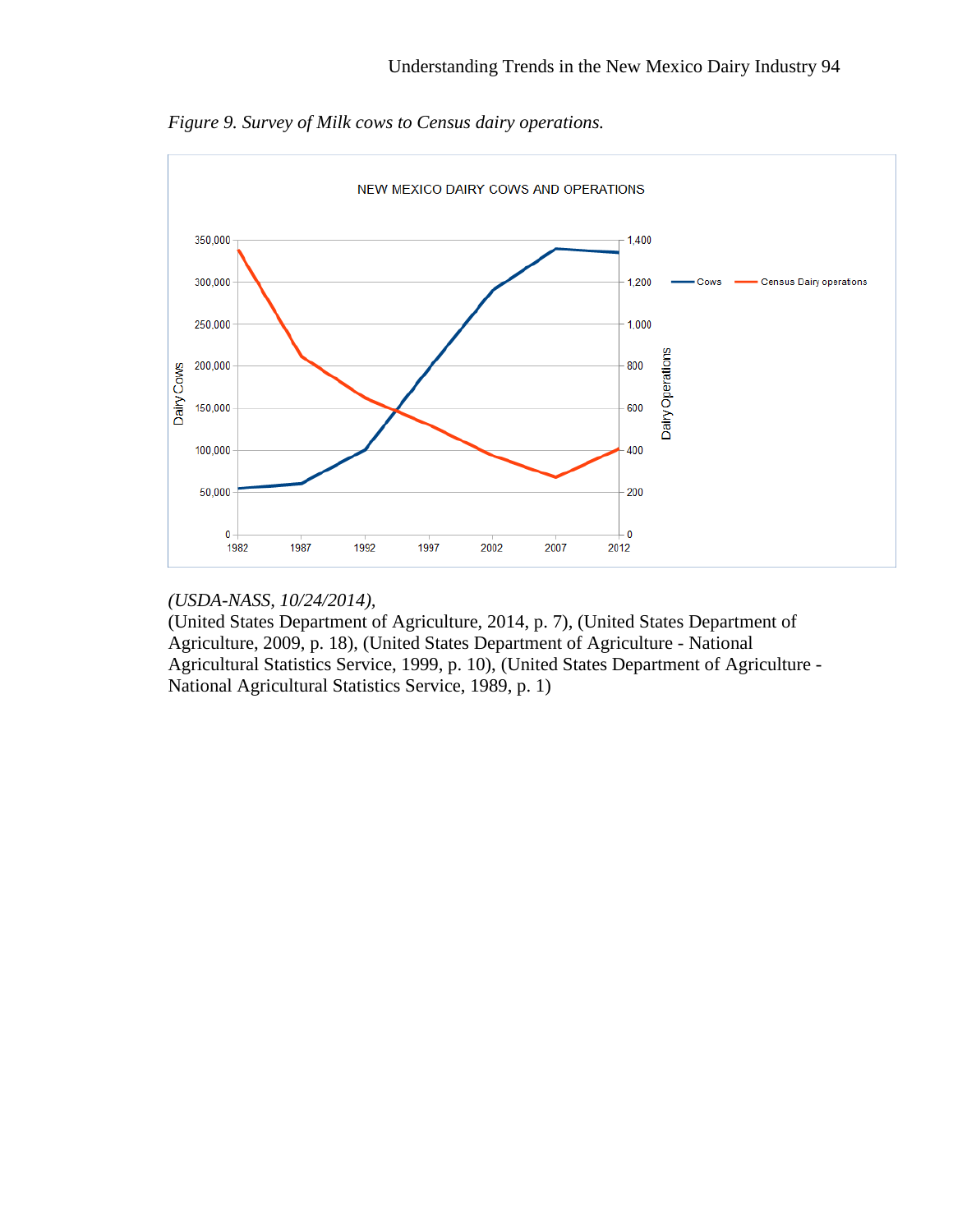*Figure 9. Survey of Milk cows to Census dairy operations.*

*(USDA-NASS, 10/24/2014),*
(United States Department of Agriculture, 2014, p. 7), (United States Department of Agriculture, 2009, p. 18), (United States Department of Agriculture - National Agricultural Statistics Service, 1999, p. 10), (United States Department of Agriculture - National Agricultural Statistics Service, 1989, p. 1)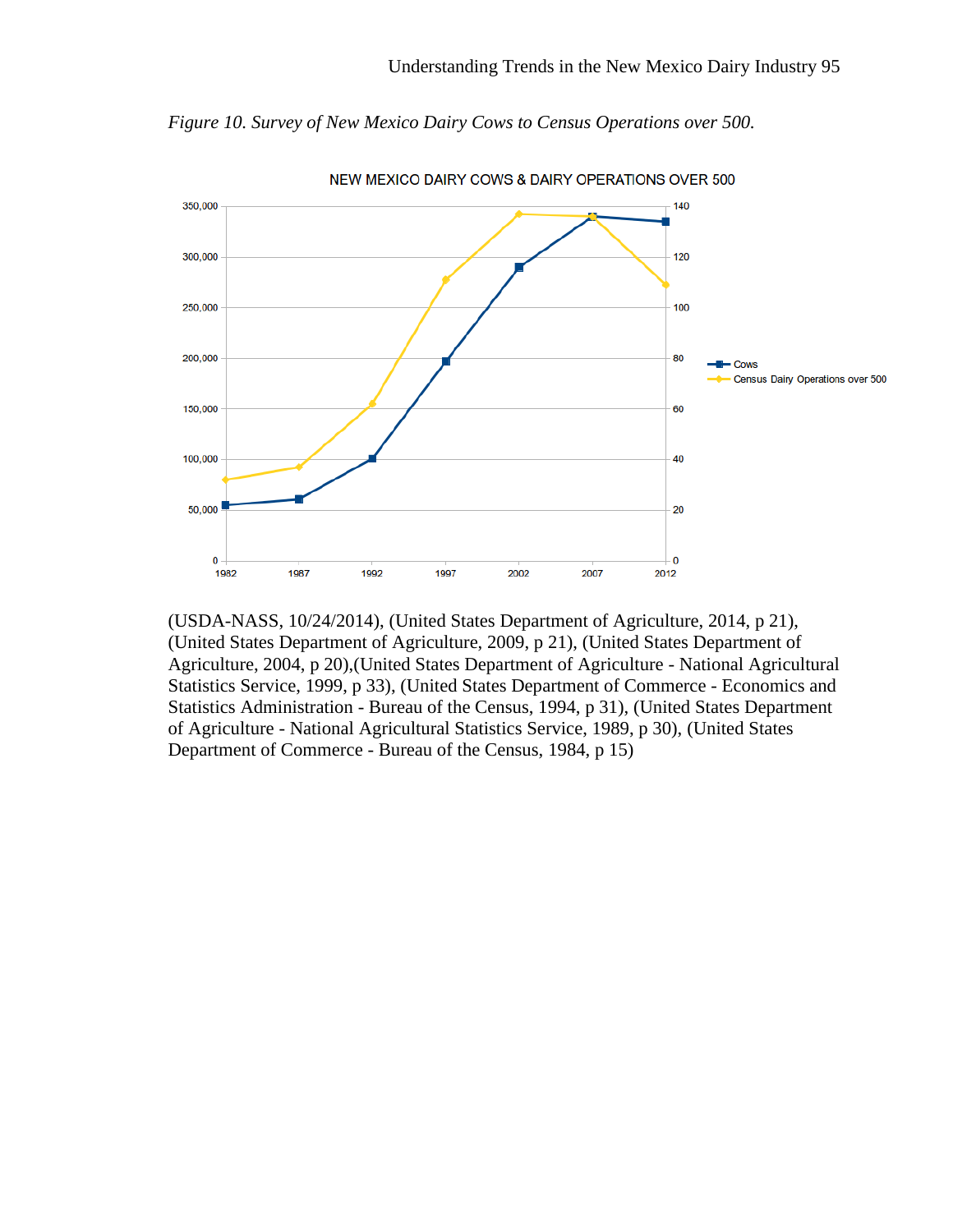*Figure 10. Survey of New Mexico Dairy Cows to Census Operations over 500.*

(USDA-NASS, 10/24/2014), (United States Department of Agriculture, 2014, p 21), (United States Department of Agriculture, 2009, p 21), (United States Department of Agriculture, 2004, p 20),(United States Department of Agriculture - National Agricultural Statistics Service, 1999, p 33), (United States Department of Commerce - Economics and Statistics Administration - Bureau of the Census, 1994, p 31), (United States Department of Agriculture - National Agricultural Statistics Service, 1989, p 30), (United States Department of Commerce - Bureau of the Census, 1984, p 15)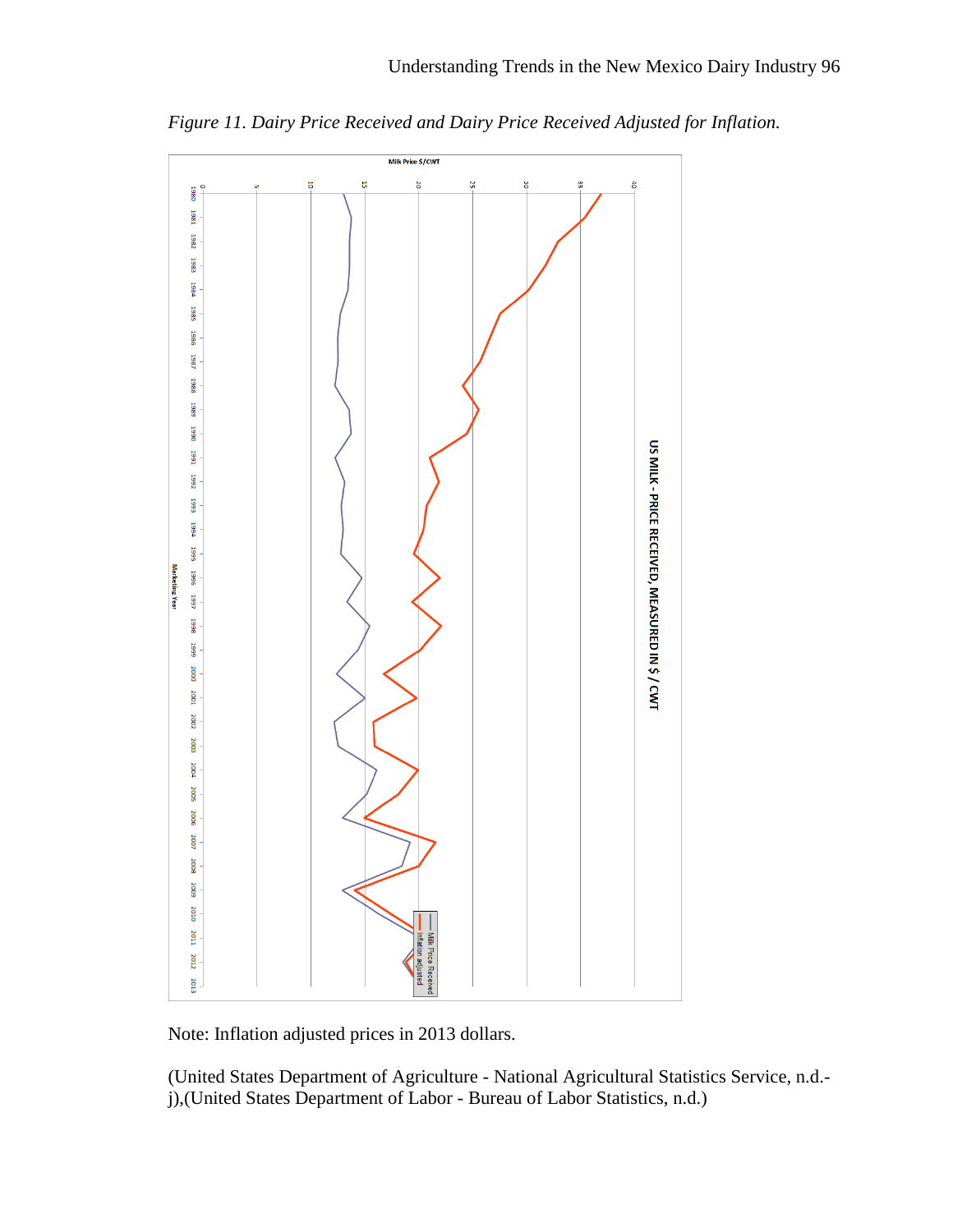*Figure 11. Dairy Price Received and Dairy Price Received Adjusted for Inflation.*

Milk Price $/CWT

0 5 10 15 20 25 30 35 40

1980 1981 1982 1983 1984 1985 1986 1987 1988 1989 1990 1991 1992 1993 1994 1995 1996 1997 1998 1999 2000 2001 2002 2003 2004 2005 2006 2007 2008 2009 2010 2011 2012 2013

Marketing Year

US MILK - PRICE RECEIVED, MEASURED IN $ / CWT

Milk Price Received

Inflation adjusted

Note: Inflation adjusted prices in 2013 dollars.

(United States Department of Agriculture - National Agricultural Statistics Service, n.d.-j),(United States Department of Labor - Bureau of Labor Statistics, n.d.)